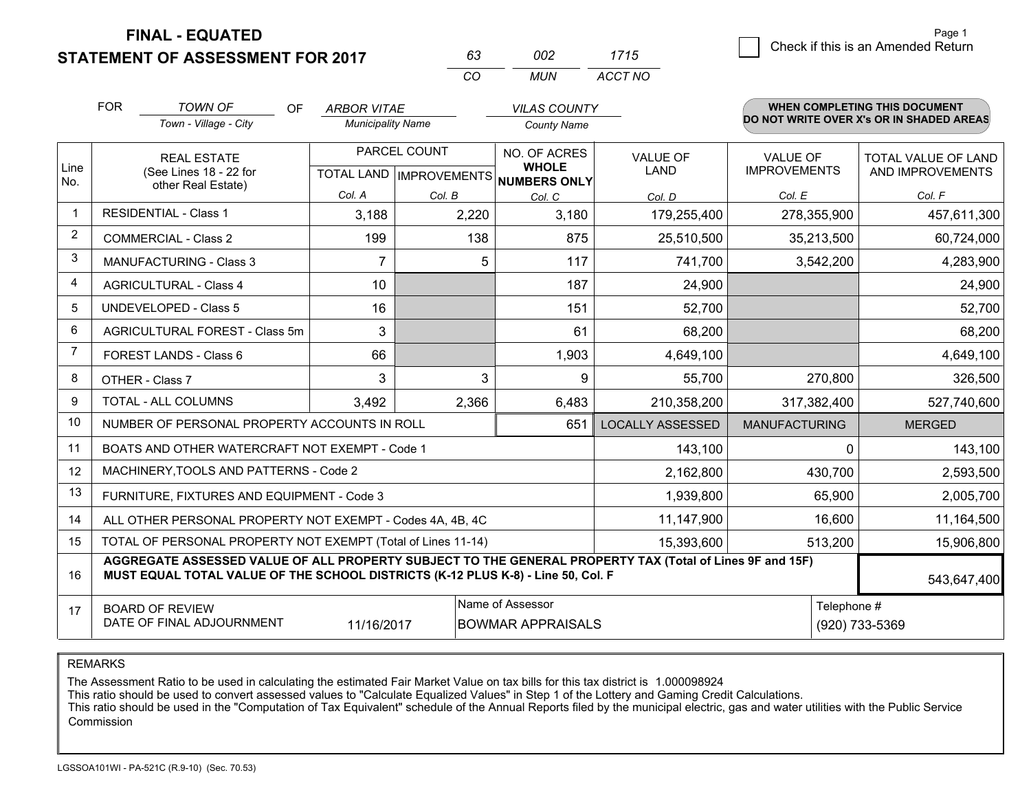**FINAL - EQUATED**
**STATEMENT OF ASSESSMENT FOR 2017**

| 63 | 002 | 1715 |
|---|---|---|
| CO | MUN | ACCT NO |

Page 1

☐ Check if this is an Amended Return

FOR *TOWN OF* (Town - Village - City) OF *ARBOR VITAE* (Municipality Name) *VILAS COUNTY* (County Name)

**WHEN COMPLETING THIS DOCUMENT DO NOT WRITE OVER X's OR IN SHADED AREAS**

| Line No. | REAL ESTATE (See Lines 18 - 22 for other Real Estate) | PARCEL COUNT | | NO. OF ACRES WHOLE NUMBERS ONLY | VALUE OF LAND | VALUE OF IMPROVEMENTS | TOTAL VALUE OF LAND AND IMPROVEMENTS |
|---|---|---|---|---|---|---|---|
| | | TOTAL LAND | IMPROVEMENTS | | | | |
| | | Col. A | Col. B | Col. C | Col. D | Col. E | Col. F |
| 1 | RESIDENTIAL - Class 1 | 3,188 | 2,220 | 3,180 | 179,255,400 | 278,355,900 | 457,611,300 |
| 2 | COMMERCIAL - Class 2 | 199 | 138 | 875 | 25,510,500 | 35,213,500 | 60,724,000 |
| 3 | MANUFACTURING - Class 3 | 7 | 5 | 117 | 741,700 | 3,542,200 | 4,283,900 |
| 4 | AGRICULTURAL - Class 4 | 10 | | 187 | 24,900 | | 24,900 |
| 5 | UNDEVELOPED - Class 5 | 16 | | 151 | 52,700 | | 52,700 |
| 6 | AGRICULTURAL FOREST - Class 5m | 3 | | 61 | 68,200 | | 68,200 |
| 7 | FOREST LANDS - Class 6 | 66 | | 1,903 | 4,649,100 | | 4,649,100 |
| 8 | OTHER - Class 7 | 3 | 3 | 9 | 55,700 | 270,800 | 326,500 |
| 9 | TOTAL - ALL COLUMNS | 3,492 | 2,366 | 6,483 | 210,358,200 | 317,382,400 | 527,740,600 |
| 10 | NUMBER OF PERSONAL PROPERTY ACCOUNTS IN ROLL | | | 651 | LOCALLY ASSESSED | MANUFACTURING | MERGED |
| 11 | BOATS AND OTHER WATERCRAFT NOT EXEMPT - Code 1 | | | | 143,100 | 0 | 143,100 |
| 12 | MACHINERY,TOOLS AND PATTERNS - Code 2 | | | | 2,162,800 | 430,700 | 2,593,500 |
| 13 | FURNITURE, FIXTURES AND EQUIPMENT - Code 3 | | | | 1,939,800 | 65,900 | 2,005,700 |
| 14 | ALL OTHER PERSONAL PROPERTY NOT EXEMPT - Codes 4A, 4B, 4C | | | | 11,147,900 | 16,600 | 11,164,500 |
| 15 | TOTAL OF PERSONAL PROPERTY NOT EXEMPT (Total of Lines 11-14) | | | | 15,393,600 | 513,200 | 15,906,800 |
| 16 | **AGGREGATE ASSESSED VALUE OF ALL PROPERTY SUBJECT TO THE GENERAL PROPERTY TAX (Total of Lines 9F and 15F) MUST EQUAL TOTAL VALUE OF THE SCHOOL DISTRICTS (K-12 PLUS K-8) - Line 50, Col. F** | | | | | | 543,647,400 |
| 17 | BOARD OF REVIEW DATE OF FINAL ADJOURNMENT | 11/16/2017 | Name of Assessor: BOWMAR APPRAISALS | | | Telephone #: (920) 733-5369 | |

REMARKS

The Assessment Ratio to be used in calculating the estimated Fair Market Value on tax bills for this tax district is 1.000098924
This ratio should be used to convert assessed values to "Calculate Equalized Values" in Step 1 of the Lottery and Gaming Credit Calculations.
This ratio should be used in the "Computation of Tax Equivalent" schedule of the Annual Reports filed by the municipal electric, gas and water utilities with the Public Service Commission

LGSSOA101WI - PA-521C (R.9-10) (Sec. 70.53)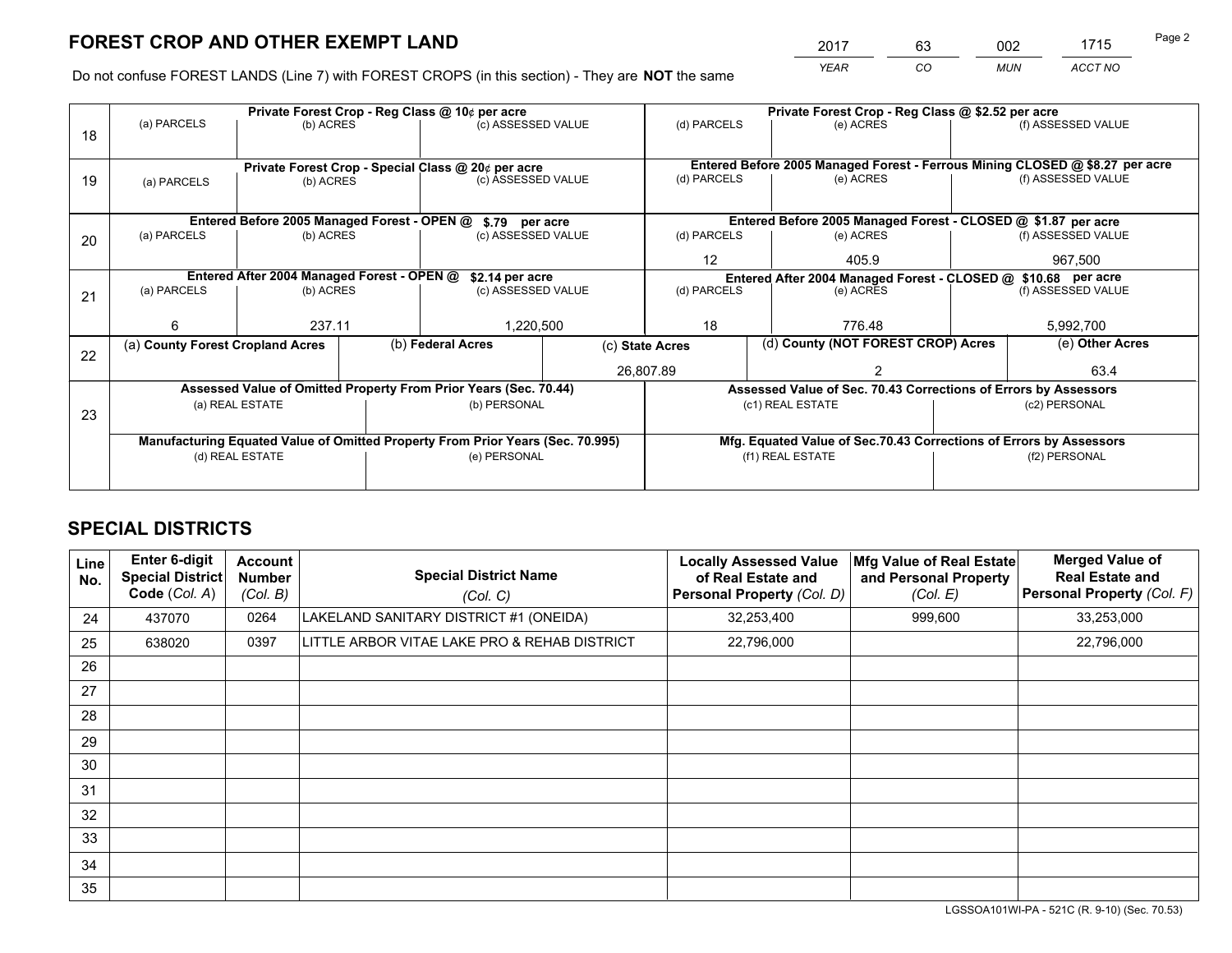# FOREST CROP AND OTHER EXEMPT LAND

| 2017 | 63 | 002 | 1715 |
|---|---|---|---|
| YEAR | CO | MUN | ACCT NO |

Do not confuse FOREST LANDS (Line 7) with FOREST CROPS (in this section) - They are **NOT** the same

| Line | Private Forest Crop - Reg Class @ 10¢ per acre | | | Private Forest Crop - Reg Class @ $2.52 per acre | | |
|---|---|---|---|---|---|---|
| 18 | (a) PARCELS | (b) ACRES | (c) ASSESSED VALUE | (d) PARCELS | (e) ACRES | (f) ASSESSED VALUE |
| | | | | | | |
| | **Private Forest Crop - Special Class @ 20¢ per acre** | | | **Entered Before 2005 Managed Forest - Ferrous Mining CLOSED @ $8.27 per acre** | | |
| 19 | (a) PARCELS | (b) ACRES | (c) ASSESSED VALUE | (d) PARCELS | (e) ACRES | (f) ASSESSED VALUE |
| | | | | | | |
| | **Entered Before 2005 Managed Forest - OPEN @ $.79 per acre** | | | **Entered Before 2005 Managed Forest - CLOSED @ $1.87 per acre** | | |
| 20 | (a) PARCELS | (b) ACRES | (c) ASSESSED VALUE | (d) PARCELS | (e) ACRES | (f) ASSESSED VALUE |
| | | | | 12 | 405.9 | 967,500 |
| | **Entered After 2004 Managed Forest - OPEN @ $2.14 per acre** | | | **Entered After 2004 Managed Forest - CLOSED @ $10.68 per acre** | | |
| 21 | (a) PARCELS | (b) ACRES | (c) ASSESSED VALUE | (d) PARCELS | (e) ACRES | (f) ASSESSED VALUE |
| | 6 | 237.11 | 1,220,500 | 18 | 776.48 | 5,992,700 |

| Line | (a) County Forest Cropland Acres | (b) Federal Acres | (c) State Acres | (d) County (NOT FOREST CROP) Acres | (e) Other Acres |
|---|---|---|---|---|---|
| 22 | | | 26,807.89 | 2 | 63.4 |

| Line | Assessed Value of Omitted Property From Prior Years (Sec. 70.44) | | Assessed Value of Sec. 70.43 Corrections of Errors by Assessors | |
|---|---|---|---|---|
| 23 | (a) REAL ESTATE | (b) PERSONAL | (c1) REAL ESTATE | (c2) PERSONAL |
| | | | | |
| | **Manufacturing Equated Value of Omitted Property From Prior Years (Sec. 70.995)** | | **Mfg. Equated Value of Sec.70.43 Corrections of Errors by Assessors** | |
| | (d) REAL ESTATE | (e) PERSONAL | (f1) REAL ESTATE | (f2) PERSONAL |
| | | | | |

# SPECIAL DISTRICTS

| Line No. | Enter 6-digit Special District Code (Col. A) | Account Number (Col. B) | Special District Name (Col. C) | Locally Assessed Value of Real Estate and Personal Property (Col. D) | Mfg Value of Real Estate and Personal Property (Col. E) | Merged Value of Real Estate and Personal Property (Col. F) |
|---|---|---|---|---|---|---|
| 24 | 437070 | 0264 | LAKELAND SANITARY DISTRICT #1 (ONEIDA) | 32,253,400 | 999,600 | 33,253,000 |
| 25 | 638020 | 0397 | LITTLE ARBOR VITAE LAKE PRO & REHAB DISTRICT | 22,796,000 | | 22,796,000 |
| 26 | | | | | | |
| 27 | | | | | | |
| 28 | | | | | | |
| 29 | | | | | | |
| 30 | | | | | | |
| 31 | | | | | | |
| 32 | | | | | | |
| 33 | | | | | | |
| 34 | | | | | | |
| 35 | | | | | | |

LGSSOA101WI-PA - 521C (R. 9-10) (Sec. 70.53)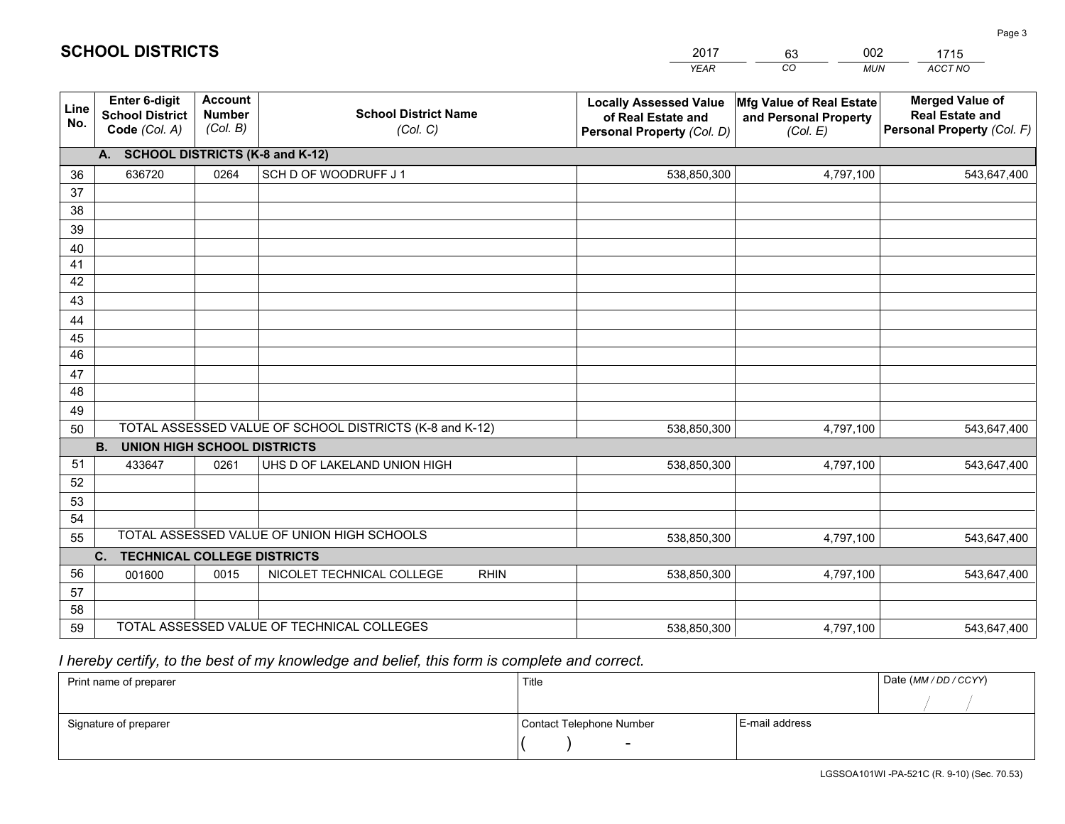# SCHOOL DISTRICTS

| 2017 | 63 | 002 | 1715 |
|---|---|---|---|
| *YEAR* | *CO* | *MUN* | *ACCT NO* |

| Line No. | Enter 6-digit School District Code *(Col. A)* | Account Number *(Col. B)* | School District Name *(Col. C)* | Locally Assessed Value of Real Estate and Personal Property *(Col. D)* | Mfg Value of Real Estate and Personal Property *(Col. E)* | Merged Value of Real Estate and Personal Property *(Col. F)* |
|---|---|---|---|---|---|---|
| | **A. SCHOOL DISTRICTS (K-8 and K-12)** | | | | | |
| 36 | 636720 | 0264 | SCH D OF WOODRUFF J 1 | 538,850,300 | 4,797,100 | 543,647,400 |
| 37 | | | | | | |
| 38 | | | | | | |
| 39 | | | | | | |
| 40 | | | | | | |
| 41 | | | | | | |
| 42 | | | | | | |
| 43 | | | | | | |
| 44 | | | | | | |
| 45 | | | | | | |
| 46 | | | | | | |
| 47 | | | | | | |
| 48 | | | | | | |
| 49 | | | | | | |
| 50 | TOTAL ASSESSED VALUE OF SCHOOL DISTRICTS (K-8 and K-12) | | | 538,850,300 | 4,797,100 | 543,647,400 |
| | **B. UNION HIGH SCHOOL DISTRICTS** | | | | | |
| 51 | 433647 | 0261 | UHS D OF LAKELAND UNION HIGH | 538,850,300 | 4,797,100 | 543,647,400 |
| 52 | | | | | | |
| 53 | | | | | | |
| 54 | | | | | | |
| 55 | TOTAL ASSESSED VALUE OF UNION HIGH SCHOOLS | | | 538,850,300 | 4,797,100 | 543,647,400 |
| | **C. TECHNICAL COLLEGE DISTRICTS** | | | | | |
| 56 | 001600 | 0015 | NICOLET TECHNICAL COLLEGE RHIN | 538,850,300 | 4,797,100 | 543,647,400 |
| 57 | | | | | | |
| 58 | | | | | | |
| 59 | TOTAL ASSESSED VALUE OF TECHNICAL COLLEGES | | | 538,850,300 | 4,797,100 | 543,647,400 |

*I hereby certify, to the best of my knowledge and belief, this form is complete and correct.*

| Print name of preparer | Title | | Date *(MM / DD / CCYY)* |
|---|---|---|---|
| | | | / / |
| Signature of preparer | Contact Telephone Number | E-mail address | |
| | ( ) - | | |

LGSSOA101WI -PA-521C (R. 9-10) (Sec. 70.53)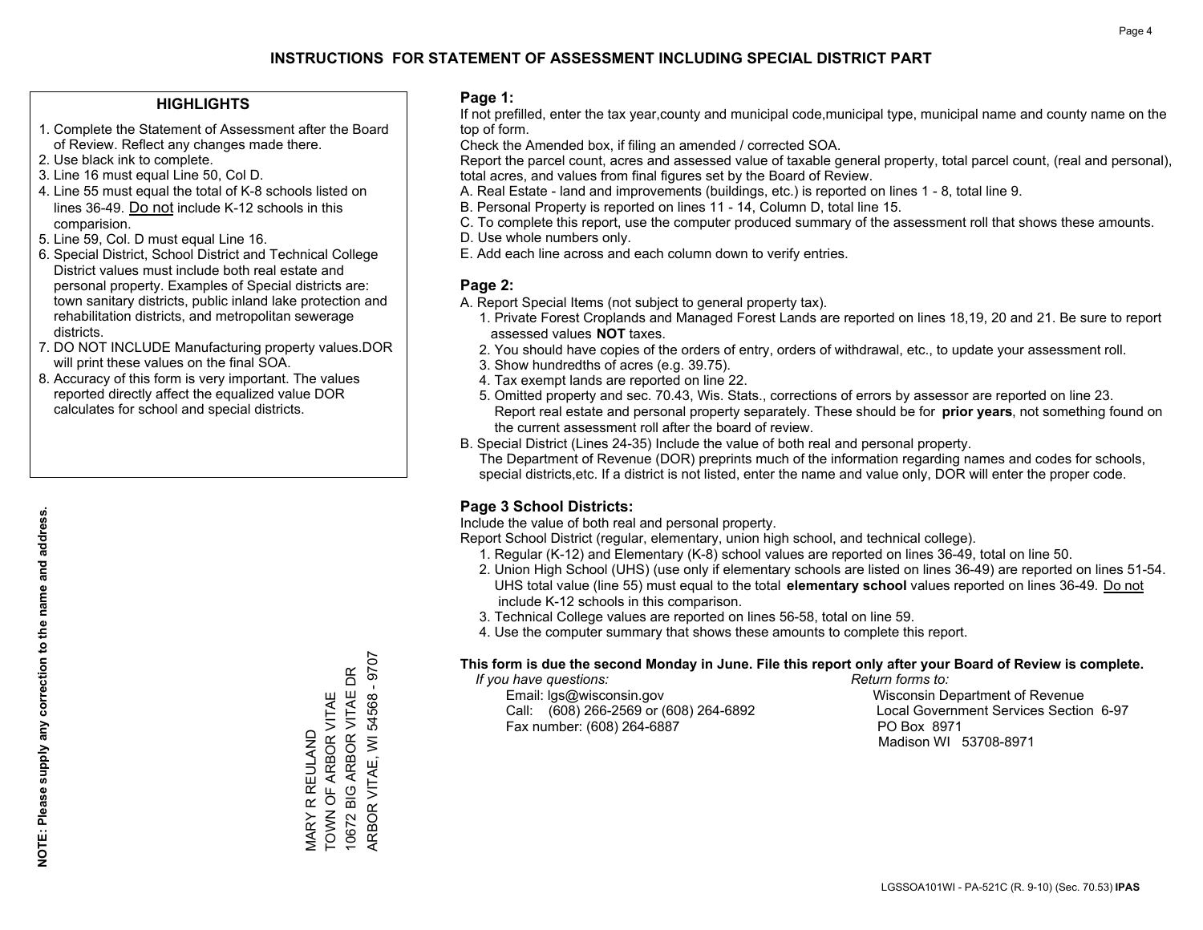# INSTRUCTIONS FOR STATEMENT OF ASSESSMENT INCLUDING SPECIAL DISTRICT PART

## HIGHLIGHTS

1. Complete the Statement of Assessment after the Board of Review. Reflect any changes made there.
2. Use black ink to complete.
3. Line 16 must equal Line 50, Col D.
4. Line 55 must equal the total of K-8 schools listed on lines 36-49. Do not include K-12 schools in this comparision.
5. Line 59, Col. D must equal Line 16.
6. Special District, School District and Technical College District values must include both real estate and personal property. Examples of Special districts are: town sanitary districts, public inland lake protection and rehabilitation districts, and metropolitan sewerage districts.
7. DO NOT INCLUDE Manufacturing property values.DOR will print these values on the final SOA.
8. Accuracy of this form is very important. The values reported directly affect the equalized value DOR calculates for school and special districts.

**NOTE: Please supply any correction to the name and address.**

MARY R REULAND
TOWN OF ARBOR VITAE
10672 BIG ARBOR VITAE DR
ARBOR VITAE, WI 54568 - 9707

## Page 1:

If not prefilled, enter the tax year,county and municipal code,municipal type, municipal name and county name on the top of form.

Check the Amended box, if filing an amended / corrected SOA.

Report the parcel count, acres and assessed value of taxable general property, total parcel count, (real and personal), total acres, and values from final figures set by the Board of Review.

A. Real Estate - land and improvements (buildings, etc.) is reported on lines 1 - 8, total line 9.
B. Personal Property is reported on lines 11 - 14, Column D, total line 15.
C. To complete this report, use the computer produced summary of the assessment roll that shows these amounts.
D. Use whole numbers only.
E. Add each line across and each column down to verify entries.

## Page 2:

A. Report Special Items (not subject to general property tax).
   1. Private Forest Croplands and Managed Forest Lands are reported on lines 18,19, 20 and 21. Be sure to report assessed values **NOT** taxes.
   2. You should have copies of the orders of entry, orders of withdrawal, etc., to update your assessment roll.
   3. Show hundredths of acres (e.g. 39.75).
   4. Tax exempt lands are reported on line 22.
   5. Omitted property and sec. 70.43, Wis. Stats., corrections of errors by assessor are reported on line 23. Report real estate and personal property separately. These should be for **prior years**, not something found on the current assessment roll after the board of review.

B. Special District (Lines 24-35) Include the value of both real and personal property.
   The Department of Revenue (DOR) preprints much of the information regarding names and codes for schools, special districts,etc. If a district is not listed, enter the name and value only, DOR will enter the proper code.

## Page 3 School Districts:

Include the value of both real and personal property.

Report School District (regular, elementary, union high school, and technical college).

1. Regular (K-12) and Elementary (K-8) school values are reported on lines 36-49, total on line 50.
2. Union High School (UHS) (use only if elementary schools are listed on lines 36-49) are reported on lines 51-54. UHS total value (line 55) must equal to the total **elementary school** values reported on lines 36-49. Do not include K-12 schools in this comparison.
3. Technical College values are reported on lines 56-58, total on line 59.
4. Use the computer summary that shows these amounts to complete this report.

**This form is due the second Monday in June. File this report only after your Board of Review is complete.**

*If you have questions:*
Email: lgs@wisconsin.gov
Call: (608) 266-2569 or (608) 264-6892
Fax number: (608) 264-6887

*Return forms to:*
Wisconsin Department of Revenue
Local Government Services Section 6-97
PO Box 8971
Madison WI 53708-8971

LGSSOA101WI - PA-521C (R. 9-10) (Sec. 70.53) **IPAS**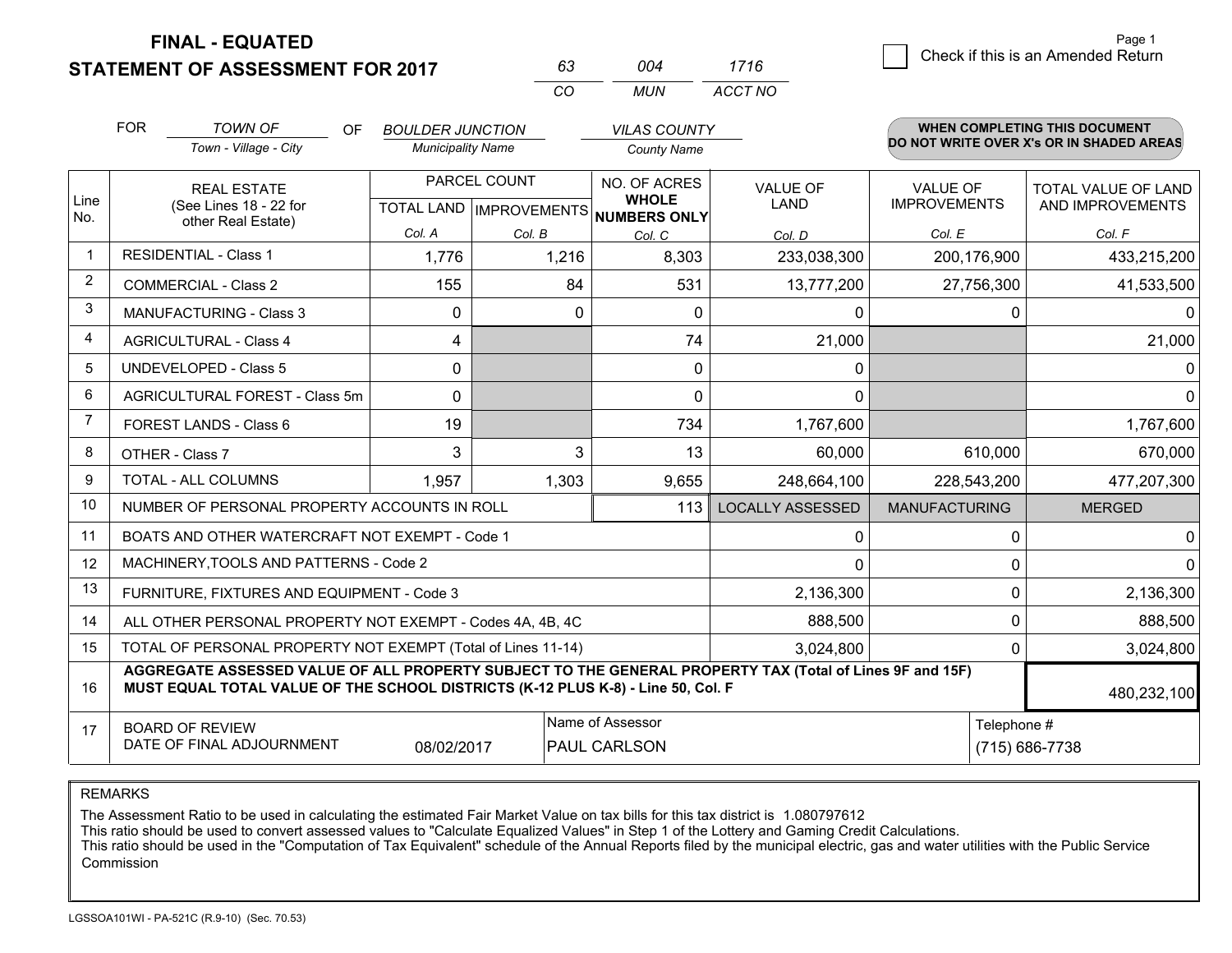**FINAL - EQUATED**
**STATEMENT OF ASSESSMENT FOR 2017**

| 63 | 004 | 1716 |
|---|---|---|
| CO | MUN | ACCT NO |

☐ Check if this is an Amended Return

FOR *TOWN OF* (Town - Village - City) OF *BOULDER JUNCTION* (Municipality Name) *VILAS COUNTY* (County Name)

**WHEN COMPLETING THIS DOCUMENT DO NOT WRITE OVER X's OR IN SHADED AREAS**

| Line No. | REAL ESTATE (See Lines 18 - 22 for other Real Estate) | PARCEL COUNT | | NO. OF ACRES **WHOLE NUMBERS ONLY** | VALUE OF LAND | VALUE OF IMPROVEMENTS | TOTAL VALUE OF LAND AND IMPROVEMENTS |
|---|---|---|---|---|---|---|---|
| | | TOTAL LAND | IMPROVEMENTS | | | | |
| | | Col. A | Col. B | Col. C | Col. D | Col. E | Col. F |
| 1 | RESIDENTIAL - Class 1 | 1,776 | 1,216 | 8,303 | 233,038,300 | 200,176,900 | 433,215,200 |
| 2 | COMMERCIAL - Class 2 | 155 | 84 | 531 | 13,777,200 | 27,756,300 | 41,533,500 |
| 3 | MANUFACTURING - Class 3 | 0 | 0 | 0 | 0 | 0 | 0 |
| 4 | AGRICULTURAL - Class 4 | 4 | | 74 | 21,000 | | 21,000 |
| 5 | UNDEVELOPED - Class 5 | 0 | | 0 | 0 | | 0 |
| 6 | AGRICULTURAL FOREST - Class 5m | 0 | | 0 | 0 | | 0 |
| 7 | FOREST LANDS - Class 6 | 19 | | 734 | 1,767,600 | | 1,767,600 |
| 8 | OTHER - Class 7 | 3 | 3 | 13 | 60,000 | 610,000 | 670,000 |
| 9 | TOTAL - ALL COLUMNS | 1,957 | 1,303 | 9,655 | 248,664,100 | 228,543,200 | 477,207,300 |
| 10 | NUMBER OF PERSONAL PROPERTY ACCOUNTS IN ROLL | | | 113 | LOCALLY ASSESSED | MANUFACTURING | MERGED |
| 11 | BOATS AND OTHER WATERCRAFT NOT EXEMPT - Code 1 | | | | 0 | 0 | 0 |
| 12 | MACHINERY,TOOLS AND PATTERNS - Code 2 | | | | 0 | 0 | 0 |
| 13 | FURNITURE, FIXTURES AND EQUIPMENT - Code 3 | | | | 2,136,300 | 0 | 2,136,300 |
| 14 | ALL OTHER PERSONAL PROPERTY NOT EXEMPT - Codes 4A, 4B, 4C | | | | 888,500 | 0 | 888,500 |
| 15 | TOTAL OF PERSONAL PROPERTY NOT EXEMPT (Total of Lines 11-14) | | | | 3,024,800 | 0 | 3,024,800 |
| 16 | **AGGREGATE ASSESSED VALUE OF ALL PROPERTY SUBJECT TO THE GENERAL PROPERTY TAX (Total of Lines 9F and 15F) MUST EQUAL TOTAL VALUE OF THE SCHOOL DISTRICTS (K-12 PLUS K-8) - Line 50, Col. F** | | | | | | 480,232,100 |
| 17 | BOARD OF REVIEW DATE OF FINAL ADJOURNMENT | 08/02/2017 | Name of Assessor: PAUL CARLSON | | | Telephone #: (715) 686-7738 | |

REMARKS

The Assessment Ratio to be used in calculating the estimated Fair Market Value on tax bills for this tax district is 1.080797612
This ratio should be used to convert assessed values to "Calculate Equalized Values" in Step 1 of the Lottery and Gaming Credit Calculations.
This ratio should be used in the "Computation of Tax Equivalent" schedule of the Annual Reports filed by the municipal electric, gas and water utilities with the Public Service Commission

LGSSOA101WI - PA-521C (R.9-10) (Sec. 70.53)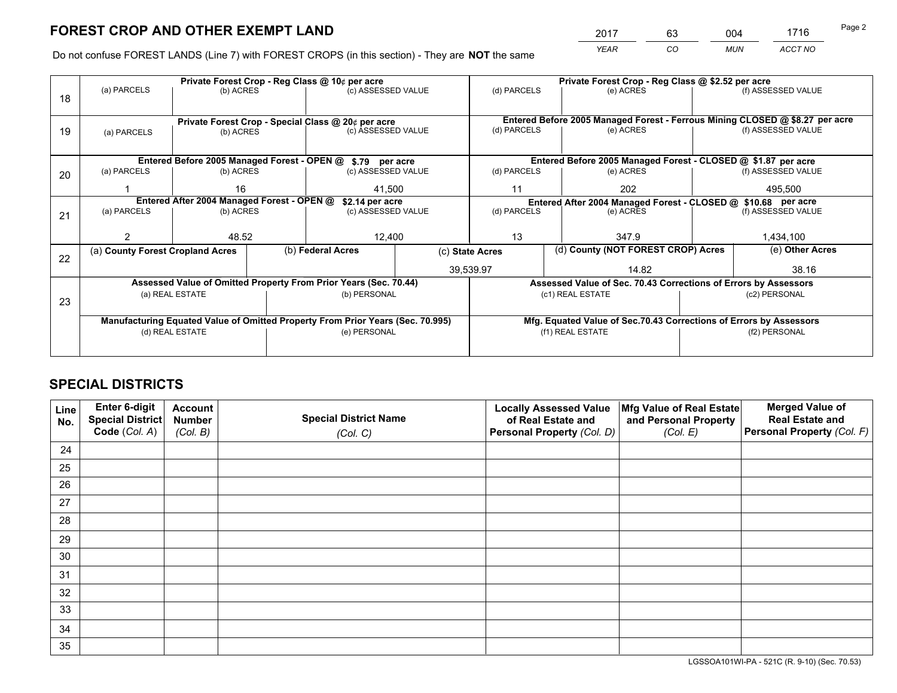# FOREST CROP AND OTHER EXEMPT LAND

| 2017 | 63 | 004 | 1716 |
|---|---|---|---|
| *YEAR* | *CO* | *MUN* | *ACCT NO* |

Do not confuse FOREST LANDS (Line 7) with FOREST CROPS (in this section) - They are **NOT** the same

| Line | Private Forest Crop - Reg Class @ 10¢ per acre | | | Private Forest Crop - Reg Class @ $2.52 per acre | | |
|---|---|---|---|---|---|---|
| | (a) PARCELS | (b) ACRES | (c) ASSESSED VALUE | (d) PARCELS | (e) ACRES | (f) ASSESSED VALUE |
| 18 | | | | | | |
| | **Private Forest Crop - Special Class @ 20¢ per acre** | | | **Entered Before 2005 Managed Forest - Ferrous Mining CLOSED @ $8.27 per acre** | | |
| 19 | (a) PARCELS | (b) ACRES | (c) ASSESSED VALUE | (d) PARCELS | (e) ACRES | (f) ASSESSED VALUE |
| | **Entered Before 2005 Managed Forest - OPEN @ $.79 per acre** | | | **Entered Before 2005 Managed Forest - CLOSED @ $1.87 per acre** | | |
| | (a) PARCELS | (b) ACRES | (c) ASSESSED VALUE | (d) PARCELS | (e) ACRES | (f) ASSESSED VALUE |
| 20 | 1 | 16 | 41,500 | 11 | 202 | 495,500 |
| | **Entered After 2004 Managed Forest - OPEN @ $2.14 per acre** | | | **Entered After 2004 Managed Forest - CLOSED @ $10.68 per acre** | | |
| | (a) PARCELS | (b) ACRES | (c) ASSESSED VALUE | (d) PARCELS | (e) ACRES | (f) ASSESSED VALUE |
| 21 | 2 | 48.52 | 12,400 | 13 | 347.9 | 1,434,100 |

| Line | (a) County Forest Cropland Acres | (b) Federal Acres | (c) State Acres | (d) County (NOT FOREST CROP) Acres | (e) Other Acres |
|---|---|---|---|---|---|
| 22 | | | 39,539.97 | 14.82 | 38.16 |

| Line | Assessed Value of Omitted Property From Prior Years (Sec. 70.44) | | Assessed Value of Sec. 70.43 Corrections of Errors by Assessors | |
|---|---|---|---|---|
| 23 | (a) REAL ESTATE | (b) PERSONAL | (c1) REAL ESTATE | (c2) PERSONAL |
| | | | | |
| | **Manufacturing Equated Value of Omitted Property From Prior Years (Sec. 70.995)** | | **Mfg. Equated Value of Sec.70.43 Corrections of Errors by Assessors** | |
| | (d) REAL ESTATE | (e) PERSONAL | (f1) REAL ESTATE | (f2) PERSONAL |
| | | | | |

# SPECIAL DISTRICTS

| Line No. | Enter 6-digit Special District Code (*Col. A*) | Account Number (*Col. B*) | Special District Name (*Col. C*) | Locally Assessed Value of Real Estate and Personal Property (*Col. D*) | Mfg Value of Real Estate and Personal Property (*Col. E*) | Merged Value of Real Estate and Personal Property (*Col. F*) |
|---|---|---|---|---|---|---|
| 24 | | | | | | |
| 25 | | | | | | |
| 26 | | | | | | |
| 27 | | | | | | |
| 28 | | | | | | |
| 29 | | | | | | |
| 30 | | | | | | |
| 31 | | | | | | |
| 32 | | | | | | |
| 33 | | | | | | |
| 34 | | | | | | |
| 35 | | | | | | |

LGSSOA101WI-PA - 521C (R. 9-10) (Sec. 70.53)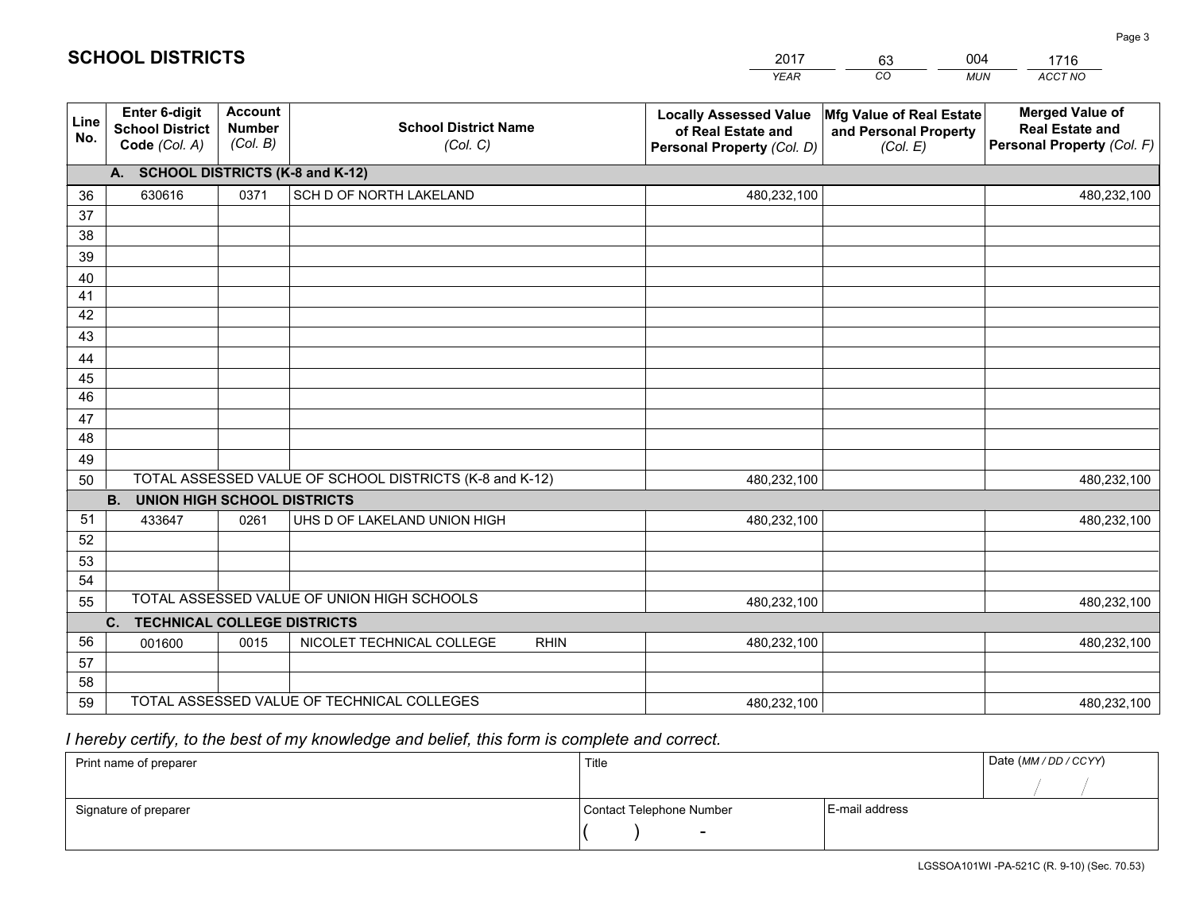# SCHOOL DISTRICTS

| 2017 | 63 | 004 | 1716 |
|---|---|---|---|
| *YEAR* | *CO* | *MUN* | *ACCT NO* |

| Line No. | Enter 6-digit School District Code *(Col. A)* | Account Number *(Col. B)* | School District Name *(Col. C)* | Locally Assessed Value of Real Estate and Personal Property *(Col. D)* | Mfg Value of Real Estate and Personal Property *(Col. E)* | Merged Value of Real Estate and Personal Property *(Col. F)* |
|---|---|---|---|---|---|---|
| | **A. SCHOOL DISTRICTS (K-8 and K-12)** | | | | | |
| 36 | 630616 | 0371 | SCH D OF NORTH LAKELAND | 480,232,100 | | 480,232,100 |
| 37 | | | | | | |
| 38 | | | | | | |
| 39 | | | | | | |
| 40 | | | | | | |
| 41 | | | | | | |
| 42 | | | | | | |
| 43 | | | | | | |
| 44 | | | | | | |
| 45 | | | | | | |
| 46 | | | | | | |
| 47 | | | | | | |
| 48 | | | | | | |
| 49 | | | | | | |
| 50 | TOTAL ASSESSED VALUE OF SCHOOL DISTRICTS (K-8 and K-12) | | | 480,232,100 | | 480,232,100 |
| | **B. UNION HIGH SCHOOL DISTRICTS** | | | | | |
| 51 | 433647 | 0261 | UHS D OF LAKELAND UNION HIGH | 480,232,100 | | 480,232,100 |
| 52 | | | | | | |
| 53 | | | | | | |
| 54 | | | | | | |
| 55 | TOTAL ASSESSED VALUE OF UNION HIGH SCHOOLS | | | 480,232,100 | | 480,232,100 |
| | **C. TECHNICAL COLLEGE DISTRICTS** | | | | | |
| 56 | 001600 | 0015 | NICOLET TECHNICAL COLLEGE RHIN | 480,232,100 | | 480,232,100 |
| 57 | | | | | | |
| 58 | | | | | | |
| 59 | TOTAL ASSESSED VALUE OF TECHNICAL COLLEGES | | | 480,232,100 | | 480,232,100 |

*I hereby certify, to the best of my knowledge and belief, this form is complete and correct.*

| Print name of preparer | Title | | Date *(MM / DD / CCYY)* |
|---|---|---|---|
| | | | / / |
| Signature of preparer | Contact Telephone Number | E-mail address | |
| | ( ) - | | |

LGSSOA101WI -PA-521C (R. 9-10) (Sec. 70.53)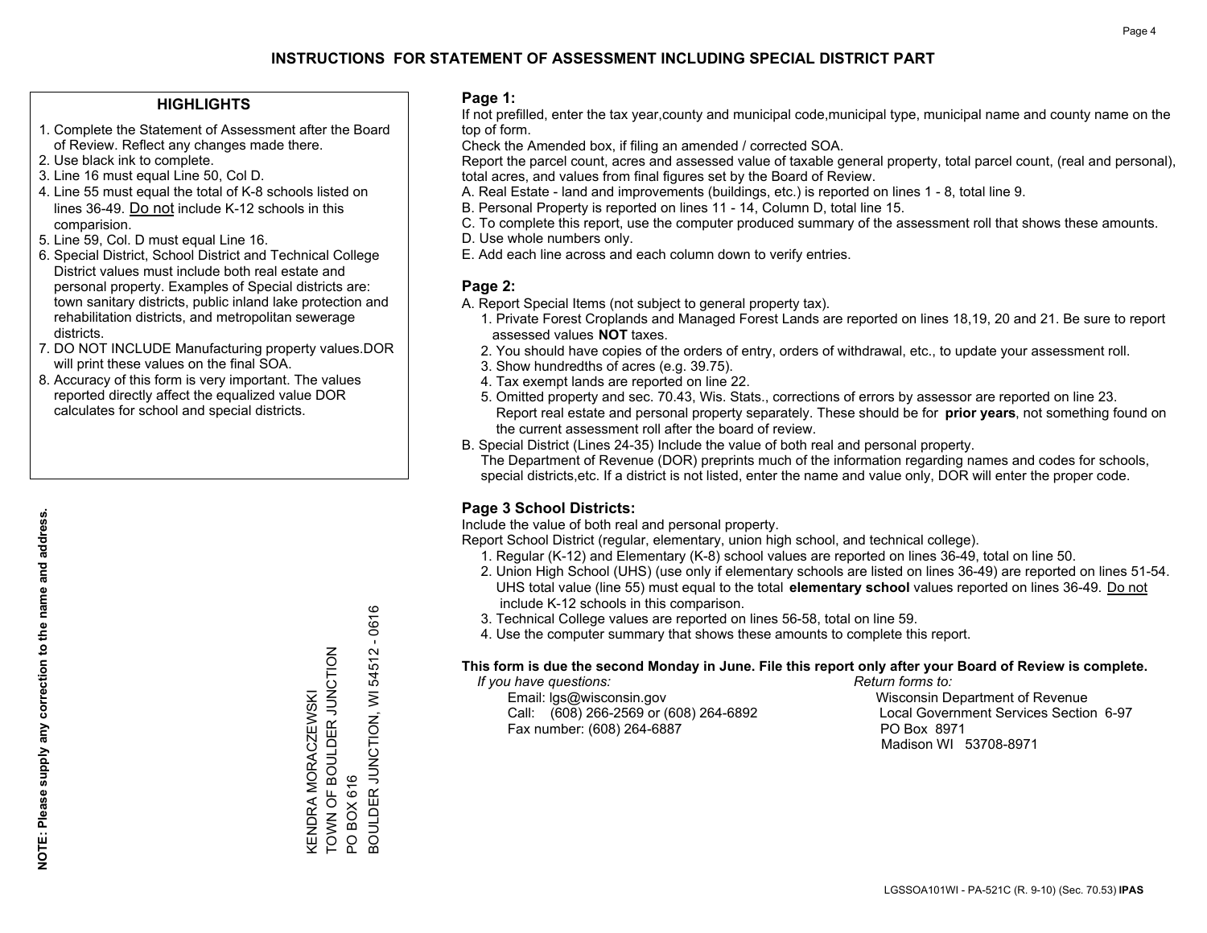# INSTRUCTIONS FOR STATEMENT OF ASSESSMENT INCLUDING SPECIAL DISTRICT PART

## HIGHLIGHTS

1. Complete the Statement of Assessment after the Board of Review. Reflect any changes made there.
2. Use black ink to complete.
3. Line 16 must equal Line 50, Col D.
4. Line 55 must equal the total of K-8 schools listed on lines 36-49. Do not include K-12 schools in this comparision.
5. Line 59, Col. D must equal Line 16.
6. Special District, School District and Technical College District values must include both real estate and personal property. Examples of Special districts are: town sanitary districts, public inland lake protection and rehabilitation districts, and metropolitan sewerage districts.
7. DO NOT INCLUDE Manufacturing property values.DOR will print these values on the final SOA.
8. Accuracy of this form is very important. The values reported directly affect the equalized value DOR calculates for school and special districts.

**NOTE: Please supply any correction to the name and address.**

KENDRA MORACZEWSKI
TOWN OF BOULDER JUNCTION
PO BOX 616
BOULDER JUNCTION, WI 54512 - 0616

## Page 1:

If not prefilled, enter the tax year,county and municipal code,municipal type, municipal name and county name on the top of form.

Check the Amended box, if filing an amended / corrected SOA.

Report the parcel count, acres and assessed value of taxable general property, total parcel count, (real and personal), total acres, and values from final figures set by the Board of Review.

A. Real Estate - land and improvements (buildings, etc.) is reported on lines 1 - 8, total line 9.
B. Personal Property is reported on lines 11 - 14, Column D, total line 15.
C. To complete this report, use the computer produced summary of the assessment roll that shows these amounts.
D. Use whole numbers only.
E. Add each line across and each column down to verify entries.

## Page 2:

A. Report Special Items (not subject to general property tax).
   1. Private Forest Croplands and Managed Forest Lands are reported on lines 18,19, 20 and 21. Be sure to report assessed values **NOT** taxes.
   2. You should have copies of the orders of entry, orders of withdrawal, etc., to update your assessment roll.
   3. Show hundredths of acres (e.g. 39.75).
   4. Tax exempt lands are reported on line 22.
   5. Omitted property and sec. 70.43, Wis. Stats., corrections of errors by assessor are reported on line 23. Report real estate and personal property separately. These should be for **prior years**, not something found on the current assessment roll after the board of review.
B. Special District (Lines 24-35) Include the value of both real and personal property.
   The Department of Revenue (DOR) preprints much of the information regarding names and codes for schools, special districts,etc. If a district is not listed, enter the name and value only, DOR will enter the proper code.

## Page 3 School Districts:

Include the value of both real and personal property.

Report School District (regular, elementary, union high school, and technical college).

1. Regular (K-12) and Elementary (K-8) school values are reported on lines 36-49, total on line 50.
2. Union High School (UHS) (use only if elementary schools are listed on lines 36-49) are reported on lines 51-54. UHS total value (line 55) must equal to the total **elementary school** values reported on lines 36-49. Do not include K-12 schools in this comparison.
3. Technical College values are reported on lines 56-58, total on line 59.
4. Use the computer summary that shows these amounts to complete this report.

**This form is due the second Monday in June. File this report only after your Board of Review is complete.**

*If you have questions:*
Email: lgs@wisconsin.gov
Call: (608) 266-2569 or (608) 264-6892
Fax number: (608) 264-6887

*Return forms to:*
Wisconsin Department of Revenue
Local Government Services Section 6-97
PO Box 8971
Madison WI 53708-8971

LGSSOA101WI - PA-521C (R. 9-10) (Sec. 70.53) **IPAS**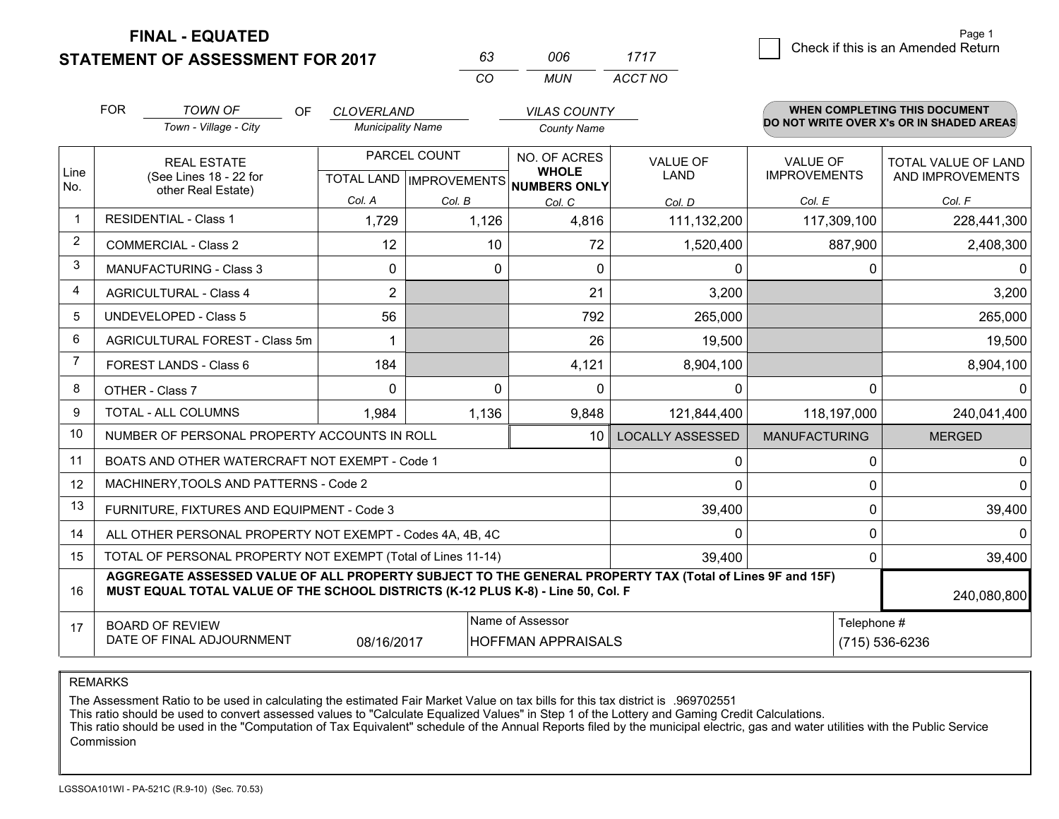# FINAL - EQUATED
## STATEMENT OF ASSESSMENT FOR 2017

| 63 | 006 | 1717 |
|---|---|---|
| CO | MUN | ACCT NO |

Page 1

☐ Check if this is an Amended Return

FOR *TOWN OF* (Town - Village - City) OF *CLOVERLAND* (Municipality Name) *VILAS COUNTY* (County Name)

**WHEN COMPLETING THIS DOCUMENT DO NOT WRITE OVER X's OR IN SHADED AREAS**

| Line No. | REAL ESTATE (See Lines 18 - 22 for other Real Estate) | PARCEL COUNT TOTAL LAND Col. A | PARCEL COUNT IMPROVEMENTS Col. B | NO. OF ACRES WHOLE NUMBERS ONLY Col. C | VALUE OF LAND Col. D | VALUE OF IMPROVEMENTS Col. E | TOTAL VALUE OF LAND AND IMPROVEMENTS Col. F |
|---|---|---|---|---|---|---|---|
| 1 | RESIDENTIAL - Class 1 | 1,729 | 1,126 | 4,816 | 111,132,200 | 117,309,100 | 228,441,300 |
| 2 | COMMERCIAL - Class 2 | 12 | 10 | 72 | 1,520,400 | 887,900 | 2,408,300 |
| 3 | MANUFACTURING - Class 3 | 0 | 0 | 0 | 0 | 0 | 0 |
| 4 | AGRICULTURAL - Class 4 | 2 | | 21 | 3,200 | | 3,200 |
| 5 | UNDEVELOPED - Class 5 | 56 | | 792 | 265,000 | | 265,000 |
| 6 | AGRICULTURAL FOREST - Class 5m | 1 | | 26 | 19,500 | | 19,500 |
| 7 | FOREST LANDS - Class 6 | 184 | | 4,121 | 8,904,100 | | 8,904,100 |
| 8 | OTHER - Class 7 | 0 | 0 | 0 | 0 | 0 | 0 |
| 9 | TOTAL - ALL COLUMNS | 1,984 | 1,136 | 9,848 | 121,844,400 | 118,197,000 | 240,041,400 |
| 10 | NUMBER OF PERSONAL PROPERTY ACCOUNTS IN ROLL | | | 10 | LOCALLY ASSESSED | MANUFACTURING | MERGED |
| 11 | BOATS AND OTHER WATERCRAFT NOT EXEMPT - Code 1 | | | | 0 | 0 | 0 |
| 12 | MACHINERY,TOOLS AND PATTERNS - Code 2 | | | | 0 | 0 | 0 |
| 13 | FURNITURE, FIXTURES AND EQUIPMENT - Code 3 | | | | 39,400 | 0 | 39,400 |
| 14 | ALL OTHER PERSONAL PROPERTY NOT EXEMPT - Codes 4A, 4B, 4C | | | | 0 | 0 | 0 |
| 15 | TOTAL OF PERSONAL PROPERTY NOT EXEMPT (Total of Lines 11-14) | | | | 39,400 | 0 | 39,400 |
| 16 | **AGGREGATE ASSESSED VALUE OF ALL PROPERTY SUBJECT TO THE GENERAL PROPERTY TAX (Total of Lines 9F and 15F) MUST EQUAL TOTAL VALUE OF THE SCHOOL DISTRICTS (K-12 PLUS K-8) - Line 50, Col. F** | | | | | | 240,080,800 |
| 17 | BOARD OF REVIEW DATE OF FINAL ADJOURNMENT | 08/16/2017 | Name of Assessor | HOFFMAN APPRAISALS | | Telephone # | (715) 536-6236 |

REMARKS

The Assessment Ratio to be used in calculating the estimated Fair Market Value on tax bills for this tax district is .969702551
This ratio should be used to convert assessed values to "Calculate Equalized Values" in Step 1 of the Lottery and Gaming Credit Calculations.
This ratio should be used in the "Computation of Tax Equivalent" schedule of the Annual Reports filed by the municipal electric, gas and water utilities with the Public Service Commission

LGSSOA101WI - PA-521C (R.9-10) (Sec. 70.53)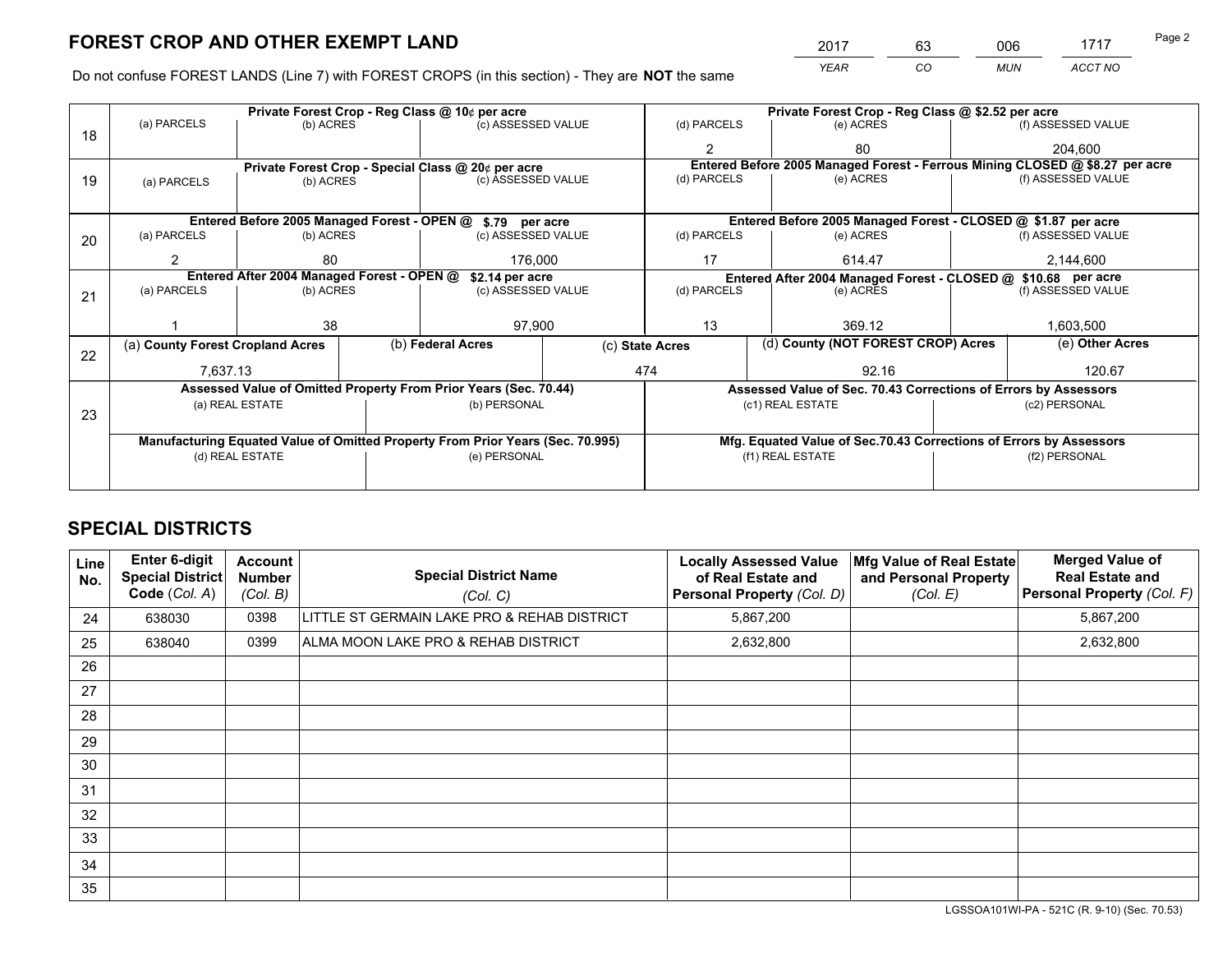# FOREST CROP AND OTHER EXEMPT LAND

| 2017 | 63 | 006 | 1717 |
|---|---|---|---|
| *YEAR* | *CO* | *MUN* | *ACCT NO* |

Do not confuse FOREST LANDS (Line 7) with FOREST CROPS (in this section) - They are **NOT** the same

| Line | Private Forest Crop - Reg Class @ 10¢ per acre | | | Private Forest Crop - Reg Class @ $2.52 per acre | | |
|---|---|---|---|---|---|---|
| 18 | (a) PARCELS | (b) ACRES | (c) ASSESSED VALUE | (d) PARCELS | (e) ACRES | (f) ASSESSED VALUE |
| | | | | 2 | 80 | 204,600 |
| | **Private Forest Crop - Special Class @ 20¢ per acre** | | | **Entered Before 2005 Managed Forest - Ferrous Mining CLOSED @ $8.27 per acre** | | |
| 19 | (a) PARCELS | (b) ACRES | (c) ASSESSED VALUE | (d) PARCELS | (e) ACRES | (f) ASSESSED VALUE |
| | | | | | | |
| | **Entered Before 2005 Managed Forest - OPEN @ $.79 per acre** | | | **Entered Before 2005 Managed Forest - CLOSED @ $1.87 per acre** | | |
| 20 | (a) PARCELS | (b) ACRES | (c) ASSESSED VALUE | (d) PARCELS | (e) ACRES | (f) ASSESSED VALUE |
| | 2 | 80 | 176,000 | 17 | 614.47 | 2,144,600 |
| | **Entered After 2004 Managed Forest - OPEN @ $2.14 per acre** | | | **Entered After 2004 Managed Forest - CLOSED @ $10.68 per acre** | | |
| 21 | (a) PARCELS | (b) ACRES | (c) ASSESSED VALUE | (d) PARCELS | (e) ACRES | (f) ASSESSED VALUE |
| | 1 | 38 | 97,900 | 13 | 369.12 | 1,603,500 |

| Line | (a) County Forest Cropland Acres | (b) Federal Acres | (c) State Acres | (d) County (NOT FOREST CROP) Acres | (e) Other Acres |
|---|---|---|---|---|---|
| 22 | 7,637.13 | | 474 | 92.16 | 120.67 |

| Line | Assessed Value of Omitted Property From Prior Years (Sec. 70.44) | | Assessed Value of Sec. 70.43 Corrections of Errors by Assessors | |
|---|---|---|---|---|
| 23 | (a) REAL ESTATE | (b) PERSONAL | (c1) REAL ESTATE | (c2) PERSONAL |
| | | | | |
| | **Manufacturing Equated Value of Omitted Property From Prior Years (Sec. 70.995)** | | **Mfg. Equated Value of Sec.70.43 Corrections of Errors by Assessors** | |
| | (d) REAL ESTATE | (e) PERSONAL | (f1) REAL ESTATE | (f2) PERSONAL |
| | | | | |

# SPECIAL DISTRICTS

| Line No. | Enter 6-digit Special District Code (Col. A) | Account Number (Col. B) | Special District Name (Col. C) | Locally Assessed Value of Real Estate and Personal Property (Col. D) | Mfg Value of Real Estate and Personal Property (Col. E) | Merged Value of Real Estate and Personal Property (Col. F) |
|---|---|---|---|---|---|---|
| 24 | 638030 | 0398 | LITTLE ST GERMAIN LAKE PRO & REHAB DISTRICT | 5,867,200 | | 5,867,200 |
| 25 | 638040 | 0399 | ALMA MOON LAKE PRO & REHAB DISTRICT | 2,632,800 | | 2,632,800 |
| 26 | | | | | | |
| 27 | | | | | | |
| 28 | | | | | | |
| 29 | | | | | | |
| 30 | | | | | | |
| 31 | | | | | | |
| 32 | | | | | | |
| 33 | | | | | | |
| 34 | | | | | | |
| 35 | | | | | | |

LGSSOA101WI-PA - 521C (R. 9-10) (Sec. 70.53)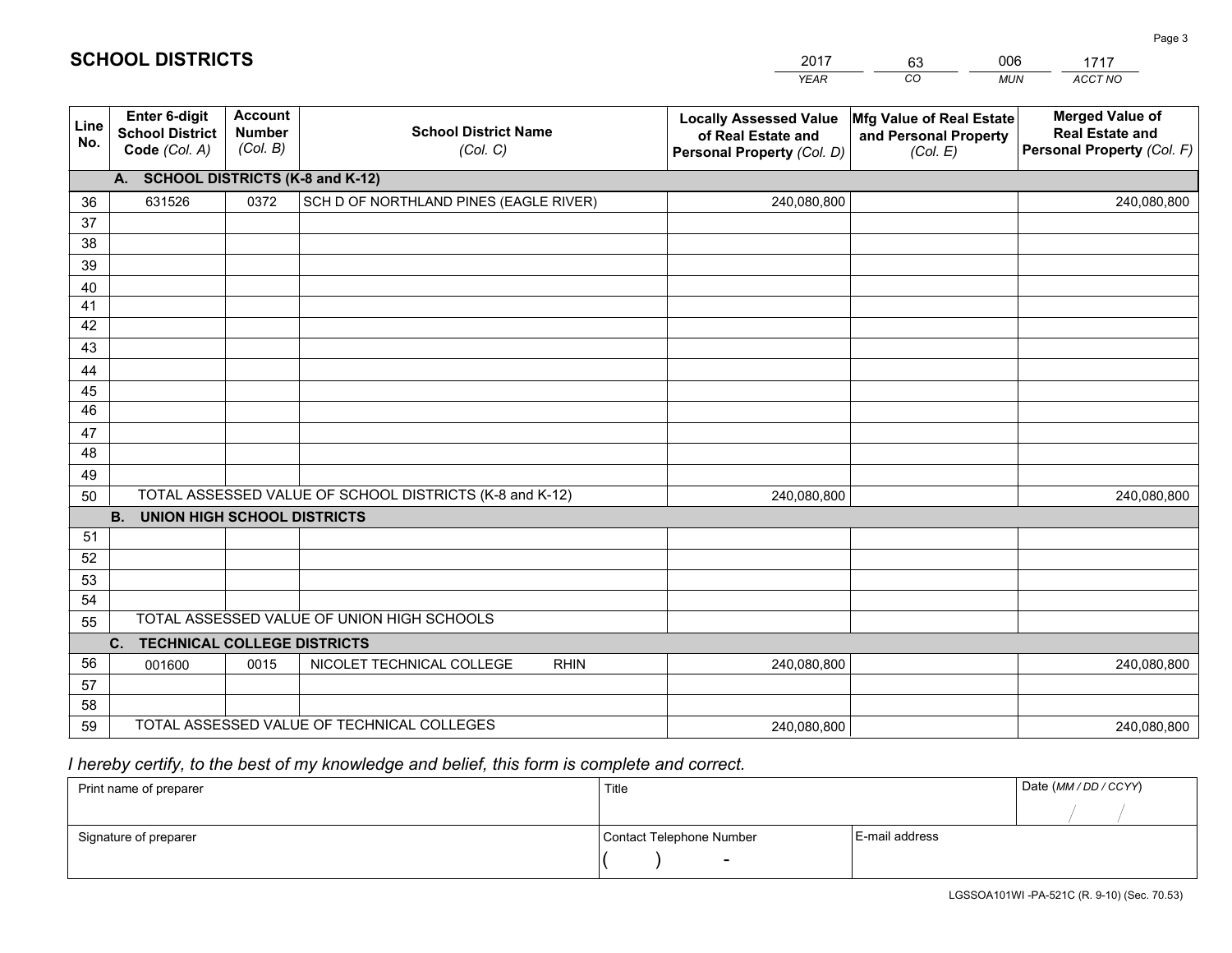## SCHOOL DISTRICTS

| 2017 | 63 | 006 | 1717 |
|---|---|---|---|
| *YEAR* | *CO* | *MUN* | *ACCT NO* |

| Line No. | Enter 6-digit School District Code *(Col. A)* | Account Number *(Col. B)* | School District Name *(Col. C)* | Locally Assessed Value of Real Estate and Personal Property *(Col. D)* | Mfg Value of Real Estate and Personal Property *(Col. E)* | Merged Value of Real Estate and Personal Property *(Col. F)* |
|---|---|---|---|---|---|---|
| **A.** | **SCHOOL DISTRICTS (K-8 and K-12)** | | | | | |
| 36 | 631526 | 0372 | SCH D OF NORTHLAND PINES (EAGLE RIVER) | 240,080,800 | | 240,080,800 |
| 37 | | | | | | |
| 38 | | | | | | |
| 39 | | | | | | |
| 40 | | | | | | |
| 41 | | | | | | |
| 42 | | | | | | |
| 43 | | | | | | |
| 44 | | | | | | |
| 45 | | | | | | |
| 46 | | | | | | |
| 47 | | | | | | |
| 48 | | | | | | |
| 49 | | | | | | |
| 50 | TOTAL ASSESSED VALUE OF SCHOOL DISTRICTS (K-8 and K-12) | | | 240,080,800 | | 240,080,800 |
| **B.** | **UNION HIGH SCHOOL DISTRICTS** | | | | | |
| 51 | | | | | | |
| 52 | | | | | | |
| 53 | | | | | | |
| 54 | | | | | | |
| 55 | TOTAL ASSESSED VALUE OF UNION HIGH SCHOOLS | | | | | |
| **C.** | **TECHNICAL COLLEGE DISTRICTS** | | | | | |
| 56 | 001600 | 0015 | NICOLET TECHNICAL COLLEGE RHIN | 240,080,800 | | 240,080,800 |
| 57 | | | | | | |
| 58 | | | | | | |
| 59 | TOTAL ASSESSED VALUE OF TECHNICAL COLLEGES | | | 240,080,800 | | 240,080,800 |

*I hereby certify, to the best of my knowledge and belief, this form is complete and correct.*

| Print name of preparer | Title | | Date *(MM / DD / CCYY)* |
|---|---|---|---|
| | | | / / |
| Signature of preparer | Contact Telephone Number | E-mail address | |
| | ( ) - | | |

LGSSOA101WI -PA-521C (R. 9-10) (Sec. 70.53)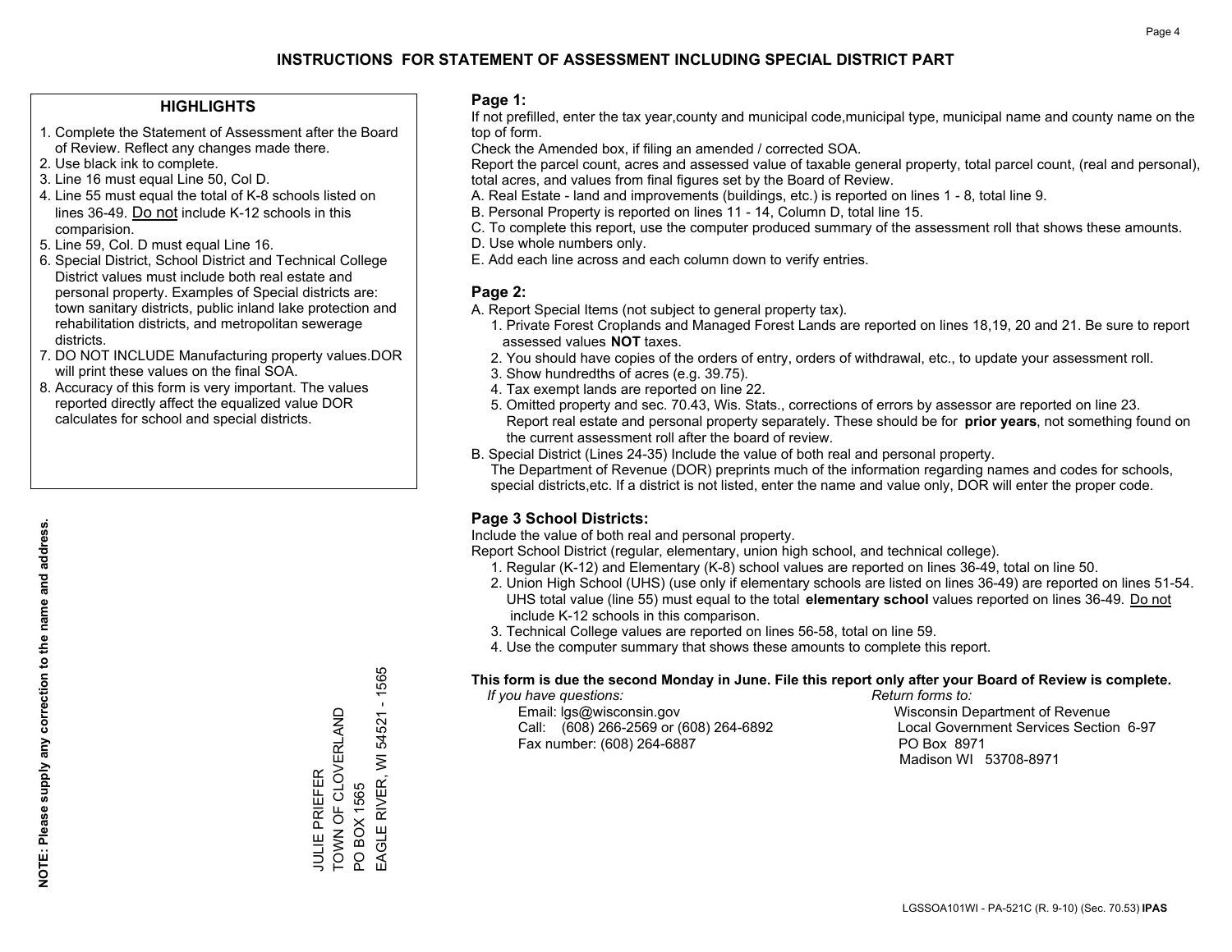# INSTRUCTIONS FOR STATEMENT OF ASSESSMENT INCLUDING SPECIAL DISTRICT PART

## HIGHLIGHTS

1. Complete the Statement of Assessment after the Board of Review. Reflect any changes made there.
2. Use black ink to complete.
3. Line 16 must equal Line 50, Col D.
4. Line 55 must equal the total of K-8 schools listed on lines 36-49. Do not include K-12 schools in this comparision.
5. Line 59, Col. D must equal Line 16.
6. Special District, School District and Technical College District values must include both real estate and personal property. Examples of Special districts are: town sanitary districts, public inland lake protection and rehabilitation districts, and metropolitan sewerage districts.
7. DO NOT INCLUDE Manufacturing property values.DOR will print these values on the final SOA.
8. Accuracy of this form is very important. The values reported directly affect the equalized value DOR calculates for school and special districts.

**NOTE: Please supply any correction to the name and address.**

JULIE PRIEFER
TOWN OF CLOVERLAND
PO BOX 1565
EAGLE RIVER, WI 54521 - 1565

## Page 1:

If not prefilled, enter the tax year,county and municipal code,municipal type, municipal name and county name on the top of form.

Check the Amended box, if filing an amended / corrected SOA.

Report the parcel count, acres and assessed value of taxable general property, total parcel count, (real and personal), total acres, and values from final figures set by the Board of Review.

A. Real Estate - land and improvements (buildings, etc.) is reported on lines 1 - 8, total line 9.
B. Personal Property is reported on lines 11 - 14, Column D, total line 15.
C. To complete this report, use the computer produced summary of the assessment roll that shows these amounts.
D. Use whole numbers only.
E. Add each line across and each column down to verify entries.

## Page 2:

A. Report Special Items (not subject to general property tax).
1. Private Forest Croplands and Managed Forest Lands are reported on lines 18,19, 20 and 21. Be sure to report assessed values **NOT** taxes.
2. You should have copies of the orders of entry, orders of withdrawal, etc., to update your assessment roll.
3. Show hundredths of acres (e.g. 39.75).
4. Tax exempt lands are reported on line 22.
5. Omitted property and sec. 70.43, Wis. Stats., corrections of errors by assessor are reported on line 23. Report real estate and personal property separately. These should be for **prior years**, not something found on the current assessment roll after the board of review.

B. Special District (Lines 24-35) Include the value of both real and personal property.
The Department of Revenue (DOR) preprints much of the information regarding names and codes for schools, special districts,etc. If a district is not listed, enter the name and value only, DOR will enter the proper code.

## Page 3 School Districts:

Include the value of both real and personal property.

Report School District (regular, elementary, union high school, and technical college).

1. Regular (K-12) and Elementary (K-8) school values are reported on lines 36-49, total on line 50.
2. Union High School (UHS) (use only if elementary schools are listed on lines 36-49) are reported on lines 51-54. UHS total value (line 55) must equal to the total **elementary school** values reported on lines 36-49. Do not include K-12 schools in this comparison.
3. Technical College values are reported on lines 56-58, total on line 59.
4. Use the computer summary that shows these amounts to complete this report.

**This form is due the second Monday in June. File this report only after your Board of Review is complete.**

*If you have questions:*
Email: lgs@wisconsin.gov
Call: (608) 266-2569 or (608) 264-6892
Fax number: (608) 264-6887

*Return forms to:*
Wisconsin Department of Revenue
Local Government Services Section 6-97
PO Box 8971
Madison WI 53708-8971

LGSSOA101WI - PA-521C (R. 9-10) (Sec. 70.53) **IPAS**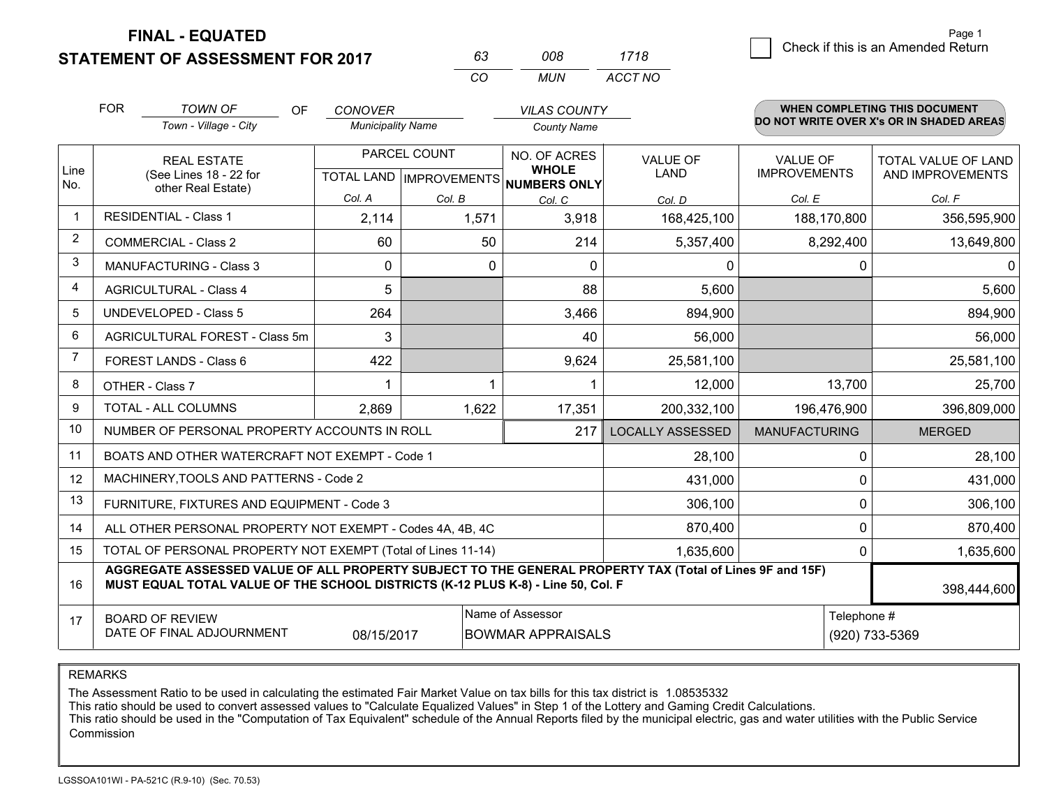# FINAL - EQUATED
## STATEMENT OF ASSESSMENT FOR 2017

| 63 | 008 | 1718 |
|---|---|---|
| CO | MUN | ACCT NO |

☐ Check if this is an Amended Return

FOR *TOWN OF* (Town - Village - City) OF *CONOVER* (Municipality Name) *VILAS COUNTY* (County Name)

**WHEN COMPLETING THIS DOCUMENT DO NOT WRITE OVER X's OR IN SHADED AREAS**

| Line No. | REAL ESTATE (See Lines 18 - 22 for other Real Estate) | PARCEL COUNT TOTAL LAND Col. A | PARCEL COUNT IMPROVEMENTS Col. B | NO. OF ACRES WHOLE NUMBERS ONLY Col. C | VALUE OF LAND Col. D | VALUE OF IMPROVEMENTS Col. E | TOTAL VALUE OF LAND AND IMPROVEMENTS Col. F |
|---|---|---|---|---|---|---|---|
| 1 | RESIDENTIAL - Class 1 | 2,114 | 1,571 | 3,918 | 168,425,100 | 188,170,800 | 356,595,900 |
| 2 | COMMERCIAL - Class 2 | 60 | 50 | 214 | 5,357,400 | 8,292,400 | 13,649,800 |
| 3 | MANUFACTURING - Class 3 | 0 | 0 | 0 | 0 | 0 | 0 |
| 4 | AGRICULTURAL - Class 4 | 5 | | 88 | 5,600 | | 5,600 |
| 5 | UNDEVELOPED - Class 5 | 264 | | 3,466 | 894,900 | | 894,900 |
| 6 | AGRICULTURAL FOREST - Class 5m | 3 | | 40 | 56,000 | | 56,000 |
| 7 | FOREST LANDS - Class 6 | 422 | | 9,624 | 25,581,100 | | 25,581,100 |
| 8 | OTHER - Class 7 | 1 | 1 | 1 | 12,000 | 13,700 | 25,700 |
| 9 | TOTAL - ALL COLUMNS | 2,869 | 1,622 | 17,351 | 200,332,100 | 196,476,900 | 396,809,000 |
| 10 | NUMBER OF PERSONAL PROPERTY ACCOUNTS IN ROLL | | | 217 | LOCALLY ASSESSED | MANUFACTURING | MERGED |
| 11 | BOATS AND OTHER WATERCRAFT NOT EXEMPT - Code 1 | | | | 28,100 | 0 | 28,100 |
| 12 | MACHINERY,TOOLS AND PATTERNS - Code 2 | | | | 431,000 | 0 | 431,000 |
| 13 | FURNITURE, FIXTURES AND EQUIPMENT - Code 3 | | | | 306,100 | 0 | 306,100 |
| 14 | ALL OTHER PERSONAL PROPERTY NOT EXEMPT - Codes 4A, 4B, 4C | | | | 870,400 | 0 | 870,400 |
| 15 | TOTAL OF PERSONAL PROPERTY NOT EXEMPT (Total of Lines 11-14) | | | | 1,635,600 | 0 | 1,635,600 |
| 16 | **AGGREGATE ASSESSED VALUE OF ALL PROPERTY SUBJECT TO THE GENERAL PROPERTY TAX (Total of Lines 9F and 15F) MUST EQUAL TOTAL VALUE OF THE SCHOOL DISTRICTS (K-12 PLUS K-8) - Line 50, Col. F** | | | | | | 398,444,600 |
| 17 | BOARD OF REVIEW DATE OF FINAL ADJOURNMENT | 08/15/2017 | Name of Assessor: BOWMAR APPRAISALS | | | Telephone #: (920) 733-5369 | |

REMARKS

The Assessment Ratio to be used in calculating the estimated Fair Market Value on tax bills for this tax district is 1.08535332
This ratio should be used to convert assessed values to "Calculate Equalized Values" in Step 1 of the Lottery and Gaming Credit Calculations.
This ratio should be used in the "Computation of Tax Equivalent" schedule of the Annual Reports filed by the municipal electric, gas and water utilities with the Public Service Commission

LGSSOA101WI - PA-521C (R.9-10) (Sec. 70.53)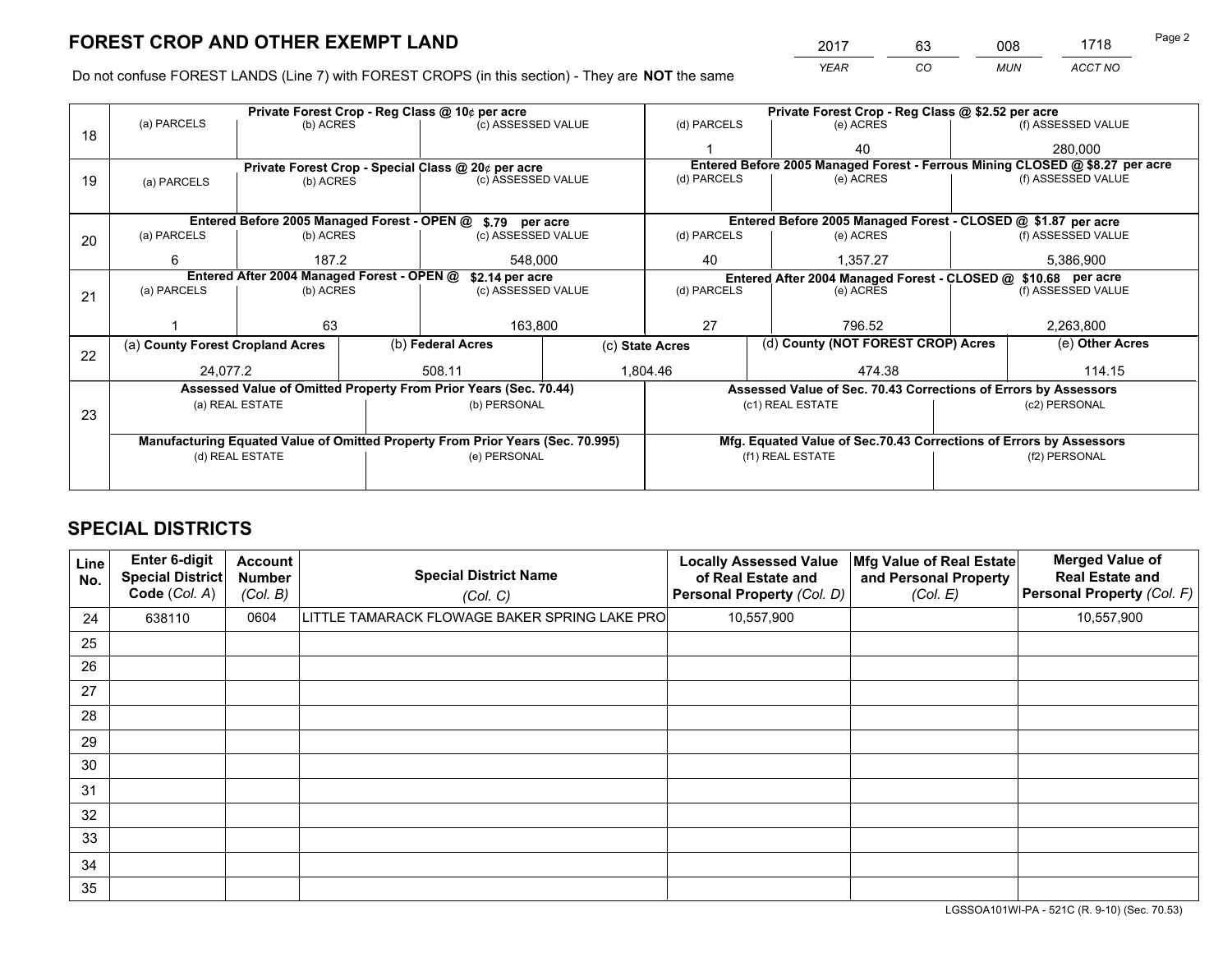# FOREST CROP AND OTHER EXEMPT LAND

| YEAR | CO | MUN | ACCT NO |
|---|---|---|---|
| 2017 | 63 | 008 | 1718 |

Do not confuse FOREST LANDS (Line 7) with FOREST CROPS (in this section) - They are **NOT** the same

| Line | Private Forest Crop - Reg Class @ 10¢ per acre | | | Private Forest Crop - Reg Class @ $2.52 per acre | | |
|---|---|---|---|---|---|---|
| 18 | (a) PARCELS | (b) ACRES | (c) ASSESSED VALUE | (d) PARCELS | (e) ACRES | (f) ASSESSED VALUE |
| | | | | 1 | 40 | 280,000 |
| | **Private Forest Crop - Special Class @ 20¢ per acre** | | | **Entered Before 2005 Managed Forest - Ferrous Mining CLOSED @ $8.27 per acre** | | |
| 19 | (a) PARCELS | (b) ACRES | (c) ASSESSED VALUE | (d) PARCELS | (e) ACRES | (f) ASSESSED VALUE |
| | | | | | | |
| | **Entered Before 2005 Managed Forest - OPEN @ $.79 per acre** | | | **Entered Before 2005 Managed Forest - CLOSED @ $1.87 per acre** | | |
| 20 | (a) PARCELS | (b) ACRES | (c) ASSESSED VALUE | (d) PARCELS | (e) ACRES | (f) ASSESSED VALUE |
| | 6 | 187.2 | 548,000 | 40 | 1,357.27 | 5,386,900 |
| | **Entered After 2004 Managed Forest - OPEN @ $2.14 per acre** | | | **Entered After 2004 Managed Forest - CLOSED @ $10.68 per acre** | | |
| 21 | (a) PARCELS | (b) ACRES | (c) ASSESSED VALUE | (d) PARCELS | (e) ACRES | (f) ASSESSED VALUE |
| | 1 | 63 | 163,800 | 27 | 796.52 | 2,263,800 |

| Line | (a) County Forest Cropland Acres | (b) Federal Acres | (c) State Acres | (d) County (NOT FOREST CROP) Acres | (e) Other Acres |
|---|---|---|---|---|---|
| 22 | 24,077.2 | 508.11 | 1,804.46 | 474.38 | 114.15 |

| Line | Assessed Value of Omitted Property From Prior Years (Sec. 70.44) | | Assessed Value of Sec. 70.43 Corrections of Errors by Assessors | |
|---|---|---|---|---|
| 23 | (a) REAL ESTATE | (b) PERSONAL | (c1) REAL ESTATE | (c2) PERSONAL |
| | | | | |
| | **Manufacturing Equated Value of Omitted Property From Prior Years (Sec. 70.995)** | | **Mfg. Equated Value of Sec.70.43 Corrections of Errors by Assessors** | |
| | (d) REAL ESTATE | (e) PERSONAL | (f1) REAL ESTATE | (f2) PERSONAL |
| | | | | |

# SPECIAL DISTRICTS

| Line No. | Enter 6-digit Special District Code (Col. A) | Account Number (Col. B) | Special District Name (Col. C) | Locally Assessed Value of Real Estate and Personal Property (Col. D) | Mfg Value of Real Estate and Personal Property (Col. E) | Merged Value of Real Estate and Personal Property (Col. F) |
|---|---|---|---|---|---|---|
| 24 | 638110 | 0604 | LITTLE TAMARACK FLOWAGE BAKER SPRING LAKE PRO | 10,557,900 | | 10,557,900 |
| 25 | | | | | | |
| 26 | | | | | | |
| 27 | | | | | | |
| 28 | | | | | | |
| 29 | | | | | | |
| 30 | | | | | | |
| 31 | | | | | | |
| 32 | | | | | | |
| 33 | | | | | | |
| 34 | | | | | | |
| 35 | | | | | | |

LGSSOA101WI-PA - 521C (R. 9-10) (Sec. 70.53)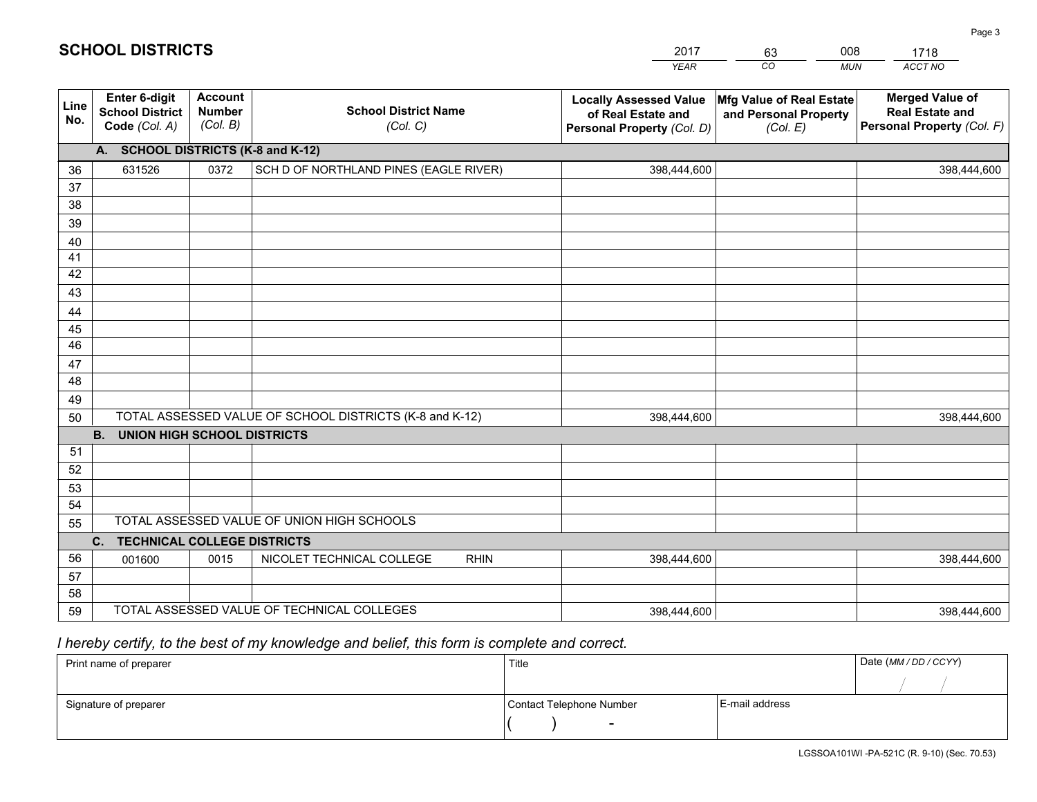## SCHOOL DISTRICTS

| 2017 | 63 | 008 | 1718 |
|---|---|---|---|
| *YEAR* | *CO* | *MUN* | *ACCT NO* |

| Line No. | Enter 6-digit School District Code *(Col. A)* | Account Number *(Col. B)* | School District Name *(Col. C)* | Locally Assessed Value of Real Estate and Personal Property *(Col. D)* | Mfg Value of Real Estate and Personal Property *(Col. E)* | Merged Value of Real Estate and Personal Property *(Col. F)* |
|---|---|---|---|---|---|---|
| **A. SCHOOL DISTRICTS (K-8 and K-12)** | | | | | | |
| 36 | 631526 | 0372 | SCH D OF NORTHLAND PINES (EAGLE RIVER) | 398,444,600 | | 398,444,600 |
| 37 | | | | | | |
| 38 | | | | | | |
| 39 | | | | | | |
| 40 | | | | | | |
| 41 | | | | | | |
| 42 | | | | | | |
| 43 | | | | | | |
| 44 | | | | | | |
| 45 | | | | | | |
| 46 | | | | | | |
| 47 | | | | | | |
| 48 | | | | | | |
| 49 | | | | | | |
| 50 | TOTAL ASSESSED VALUE OF SCHOOL DISTRICTS (K-8 and K-12) | | | 398,444,600 | | 398,444,600 |
| **B. UNION HIGH SCHOOL DISTRICTS** | | | | | | |
| 51 | | | | | | |
| 52 | | | | | | |
| 53 | | | | | | |
| 54 | | | | | | |
| 55 | TOTAL ASSESSED VALUE OF UNION HIGH SCHOOLS | | | | | |
| **C. TECHNICAL COLLEGE DISTRICTS** | | | | | | |
| 56 | 001600 | 0015 | NICOLET TECHNICAL COLLEGE RHIN | 398,444,600 | | 398,444,600 |
| 57 | | | | | | |
| 58 | | | | | | |
| 59 | TOTAL ASSESSED VALUE OF TECHNICAL COLLEGES | | | 398,444,600 | | 398,444,600 |

*I hereby certify, to the best of my knowledge and belief, this form is complete and correct.*

| Print name of preparer | Title | | Date *(MM / DD / CCYY)* |
|---|---|---|---|
| | | | / / |
| Signature of preparer | Contact Telephone Number | E-mail address | |
| | ( ) - | | |

LGSSOA101WI -PA-521C (R. 9-10) (Sec. 70.53)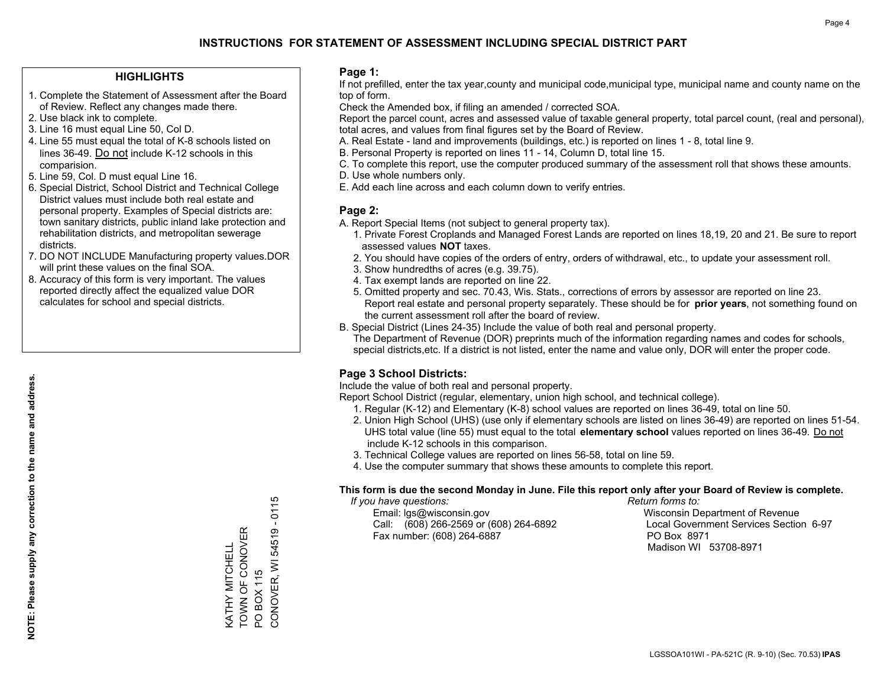# INSTRUCTIONS FOR STATEMENT OF ASSESSMENT INCLUDING SPECIAL DISTRICT PART

## HIGHLIGHTS

1. Complete the Statement of Assessment after the Board of Review. Reflect any changes made there.
2. Use black ink to complete.
3. Line 16 must equal Line 50, Col D.
4. Line 55 must equal the total of K-8 schools listed on lines 36-49. Do not include K-12 schools in this comparision.
5. Line 59, Col. D must equal Line 16.
6. Special District, School District and Technical College District values must include both real estate and personal property. Examples of Special districts are: town sanitary districts, public inland lake protection and rehabilitation districts, and metropolitan sewerage districts.
7. DO NOT INCLUDE Manufacturing property values.DOR will print these values on the final SOA.
8. Accuracy of this form is very important. The values reported directly affect the equalized value DOR calculates for school and special districts.

**NOTE: Please supply any correction to the name and address.**

KATHY MITCHELL
TOWN OF CONOVER
PO BOX 115
CONOVER, WI 54519 - 0115

## Page 1:

If not prefilled, enter the tax year,county and municipal code,municipal type, municipal name and county name on the top of form.

Check the Amended box, if filing an amended / corrected SOA.

Report the parcel count, acres and assessed value of taxable general property, total parcel count, (real and personal), total acres, and values from final figures set by the Board of Review.

A. Real Estate - land and improvements (buildings, etc.) is reported on lines 1 - 8, total line 9.
B. Personal Property is reported on lines 11 - 14, Column D, total line 15.
C. To complete this report, use the computer produced summary of the assessment roll that shows these amounts.
D. Use whole numbers only.
E. Add each line across and each column down to verify entries.

## Page 2:

A. Report Special Items (not subject to general property tax).
   1. Private Forest Croplands and Managed Forest Lands are reported on lines 18,19, 20 and 21. Be sure to report assessed values **NOT** taxes.
   2. You should have copies of the orders of entry, orders of withdrawal, etc., to update your assessment roll.
   3. Show hundredths of acres (e.g. 39.75).
   4. Tax exempt lands are reported on line 22.
   5. Omitted property and sec. 70.43, Wis. Stats., corrections of errors by assessor are reported on line 23. Report real estate and personal property separately. These should be for **prior years**, not something found on the current assessment roll after the board of review.
B. Special District (Lines 24-35) Include the value of both real and personal property.
   The Department of Revenue (DOR) preprints much of the information regarding names and codes for schools, special districts,etc. If a district is not listed, enter the name and value only, DOR will enter the proper code.

## Page 3 School Districts:

Include the value of both real and personal property.

Report School District (regular, elementary, union high school, and technical college).

1. Regular (K-12) and Elementary (K-8) school values are reported on lines 36-49, total on line 50.
2. Union High School (UHS) (use only if elementary schools are listed on lines 36-49) are reported on lines 51-54. UHS total value (line 55) must equal to the total **elementary school** values reported on lines 36-49. Do not include K-12 schools in this comparison.
3. Technical College values are reported on lines 56-58, total on line 59.
4. Use the computer summary that shows these amounts to complete this report.

**This form is due the second Monday in June. File this report only after your Board of Review is complete.**

*If you have questions:*
Email: lgs@wisconsin.gov
Call: (608) 266-2569 or (608) 264-6892
Fax number: (608) 264-6887

*Return forms to:*
Wisconsin Department of Revenue
Local Government Services Section 6-97
PO Box 8971
Madison WI 53708-8971

LGSSOA101WI - PA-521C (R. 9-10) (Sec. 70.53) **IPAS**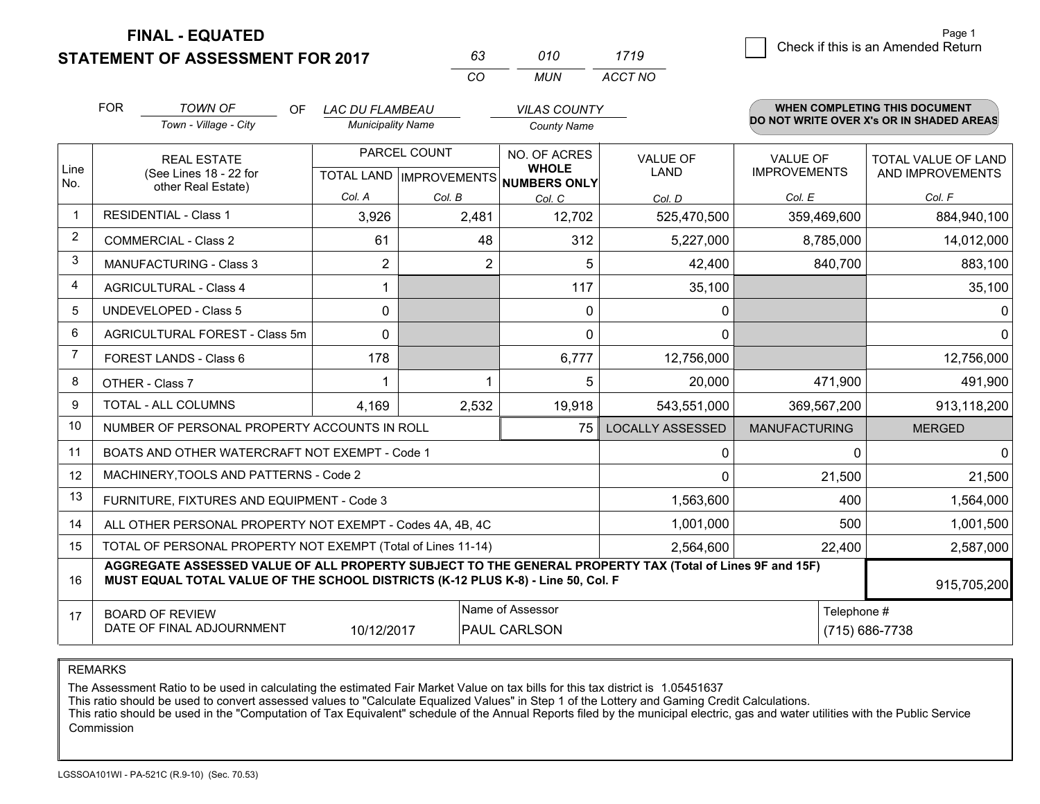# FINAL - EQUATED
## STATEMENT OF ASSESSMENT FOR 2017

| 63 | 010 | 1719 |
|---|---|---|
| CO | MUN | ACCT NO |

Check if this is an Amended Return

FOR *TOWN OF* (Town - Village - City) OF *LAC DU FLAMBEAU* (Municipality Name) *VILAS COUNTY* (County Name)

**WHEN COMPLETING THIS DOCUMENT DO NOT WRITE OVER X's OR IN SHADED AREAS**

| Line No. | REAL ESTATE (See Lines 18 - 22 for other Real Estate) | PARCEL COUNT TOTAL LAND Col. A | PARCEL COUNT IMPROVEMENTS Col. B | NO. OF ACRES WHOLE NUMBERS ONLY Col. C | VALUE OF LAND Col. D | VALUE OF IMPROVEMENTS Col. E | TOTAL VALUE OF LAND AND IMPROVEMENTS Col. F |
|---|---|---|---|---|---|---|---|
| 1 | RESIDENTIAL - Class 1 | 3,926 | 2,481 | 12,702 | 525,470,500 | 359,469,600 | 884,940,100 |
| 2 | COMMERCIAL - Class 2 | 61 | 48 | 312 | 5,227,000 | 8,785,000 | 14,012,000 |
| 3 | MANUFACTURING - Class 3 | 2 | 2 | 5 | 42,400 | 840,700 | 883,100 |
| 4 | AGRICULTURAL - Class 4 | 1 | | 117 | 35,100 | | 35,100 |
| 5 | UNDEVELOPED - Class 5 | 0 | | 0 | 0 | | 0 |
| 6 | AGRICULTURAL FOREST - Class 5m | 0 | | 0 | 0 | | 0 |
| 7 | FOREST LANDS - Class 6 | 178 | | 6,777 | 12,756,000 | | 12,756,000 |
| 8 | OTHER - Class 7 | 1 | 1 | 5 | 20,000 | 471,900 | 491,900 |
| 9 | TOTAL - ALL COLUMNS | 4,169 | 2,532 | 19,918 | 543,551,000 | 369,567,200 | 913,118,200 |
| 10 | NUMBER OF PERSONAL PROPERTY ACCOUNTS IN ROLL | | | 75 | LOCALLY ASSESSED | MANUFACTURING | MERGED |
| 11 | BOATS AND OTHER WATERCRAFT NOT EXEMPT - Code 1 | | | | 0 | 0 | 0 |
| 12 | MACHINERY,TOOLS AND PATTERNS - Code 2 | | | | 0 | 21,500 | 21,500 |
| 13 | FURNITURE, FIXTURES AND EQUIPMENT - Code 3 | | | | 1,563,600 | 400 | 1,564,000 |
| 14 | ALL OTHER PERSONAL PROPERTY NOT EXEMPT - Codes 4A, 4B, 4C | | | | 1,001,000 | 500 | 1,001,500 |
| 15 | TOTAL OF PERSONAL PROPERTY NOT EXEMPT (Total of Lines 11-14) | | | | 2,564,600 | 22,400 | 2,587,000 |
| 16 | **AGGREGATE ASSESSED VALUE OF ALL PROPERTY SUBJECT TO THE GENERAL PROPERTY TAX (Total of Lines 9F and 15F) MUST EQUAL TOTAL VALUE OF THE SCHOOL DISTRICTS (K-12 PLUS K-8) - Line 50, Col. F** | | | | | | 915,705,200 |
| 17 | BOARD OF REVIEW DATE OF FINAL ADJOURNMENT | 10/12/2017 | Name of Assessor: PAUL CARLSON | | | Telephone #: (715) 686-7738 | |

REMARKS

The Assessment Ratio to be used in calculating the estimated Fair Market Value on tax bills for this tax district is 1.05451637
This ratio should be used to convert assessed values to "Calculate Equalized Values" in Step 1 of the Lottery and Gaming Credit Calculations.
This ratio should be used in the "Computation of Tax Equivalent" schedule of the Annual Reports filed by the municipal electric, gas and water utilities with the Public Service Commission

LGSSOA101WI - PA-521C (R.9-10) (Sec. 70.53)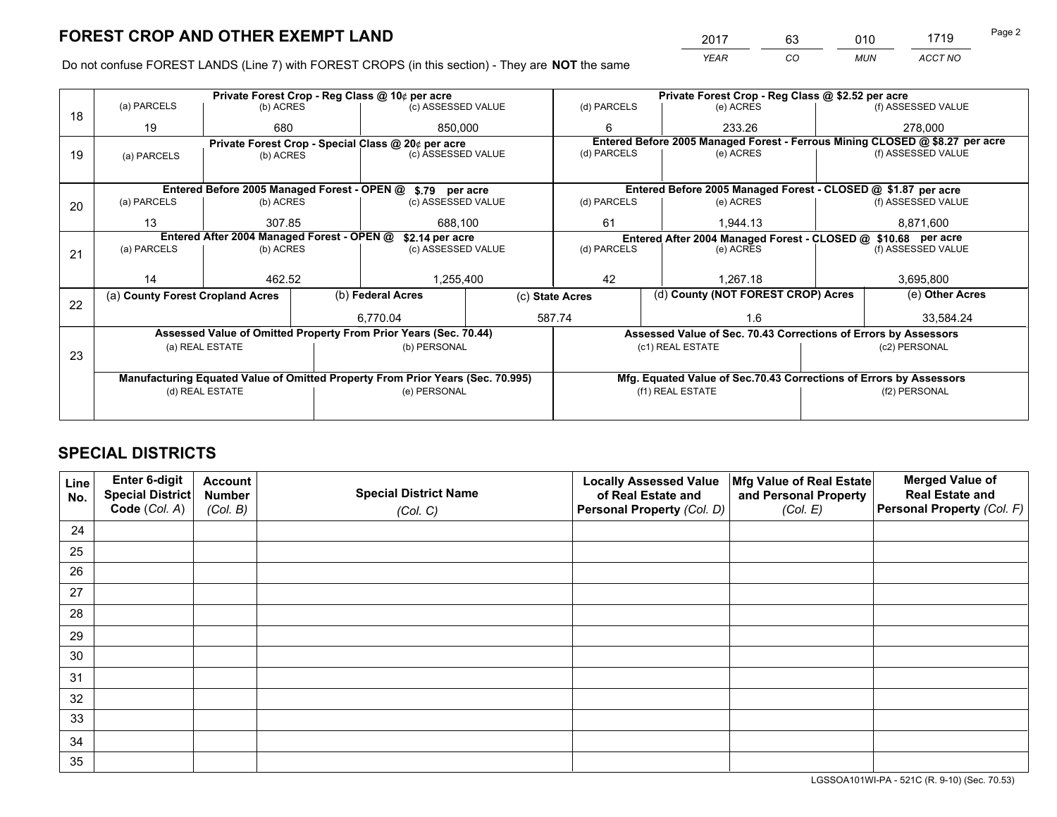# FOREST CROP AND OTHER EXEMPT LAND

| 2017 | 63 | 010 | 1719 |
|---|---|---|---|
| *YEAR* | *CO* | *MUN* | *ACCT NO* |

Do not confuse FOREST LANDS (Line 7) with FOREST CROPS (in this section) - They are **NOT** the same

| Line | | | | | | |
|---|---|---|---|---|---|---|
| 18 | Private Forest Crop - Reg Class @ 10¢ per acre | | | Private Forest Crop - Reg Class @ $2.52 per acre | | |
| | (a) PARCELS | (b) ACRES | (c) ASSESSED VALUE | (d) PARCELS | (e) ACRES | (f) ASSESSED VALUE |
| | 19 | 680 | 850,000 | 6 | 233.26 | 278,000 |
| 19 | Private Forest Crop - Special Class @ 20¢ per acre | | | Entered Before 2005 Managed Forest - Ferrous Mining CLOSED @ $8.27 per acre | | |
| | (a) PARCELS | (b) ACRES | (c) ASSESSED VALUE | (d) PARCELS | (e) ACRES | (f) ASSESSED VALUE |
| | | | | | | |
| 20 | Entered Before 2005 Managed Forest - OPEN @ $.79 per acre | | | Entered Before 2005 Managed Forest - CLOSED @ $1.87 per acre | | |
| | (a) PARCELS | (b) ACRES | (c) ASSESSED VALUE | (d) PARCELS | (e) ACRES | (f) ASSESSED VALUE |
| | 13 | 307.85 | 688,100 | 61 | 1,944.13 | 8,871,600 |
| 21 | Entered After 2004 Managed Forest - OPEN @ $2.14 per acre | | | Entered After 2004 Managed Forest - CLOSED @ $10.68 per acre | | |
| | (a) PARCELS | (b) ACRES | (c) ASSESSED VALUE | (d) PARCELS | (e) ACRES | (f) ASSESSED VALUE |
| | 14 | 462.52 | 1,255,400 | 42 | 1,267.18 | 3,695,800 |

| Line | (a) County Forest Cropland Acres | (b) Federal Acres | (c) State Acres | (d) County (NOT FOREST CROP) Acres | (e) Other Acres |
|---|---|---|---|---|---|
| 22 | | 6,770.04 | 587.74 | 1.6 | 33,584.24 |

| Line | Assessed Value of Omitted Property From Prior Years (Sec. 70.44) | | Assessed Value of Sec. 70.43 Corrections of Errors by Assessors | |
|---|---|---|---|---|
| 23 | (a) REAL ESTATE | (b) PERSONAL | (c1) REAL ESTATE | (c2) PERSONAL |
| | | | | |
| | Manufacturing Equated Value of Omitted Property From Prior Years (Sec. 70.995) | | Mfg. Equated Value of Sec.70.43 Corrections of Errors by Assessors | |
| | (d) REAL ESTATE | (e) PERSONAL | (f1) REAL ESTATE | (f2) PERSONAL |
| | | | | |

# SPECIAL DISTRICTS

| Line No. | Enter 6-digit Special District Code (*Col. A*) | Account Number (*Col. B*) | Special District Name (*Col. C*) | Locally Assessed Value of Real Estate and Personal Property (*Col. D*) | Mfg Value of Real Estate and Personal Property (*Col. E*) | Merged Value of Real Estate and Personal Property (*Col. F*) |
|---|---|---|---|---|---|---|
| 24 | | | | | | |
| 25 | | | | | | |
| 26 | | | | | | |
| 27 | | | | | | |
| 28 | | | | | | |
| 29 | | | | | | |
| 30 | | | | | | |
| 31 | | | | | | |
| 32 | | | | | | |
| 33 | | | | | | |
| 34 | | | | | | |
| 35 | | | | | | |

LGSSOA101WI-PA - 521C (R. 9-10) (Sec. 70.53)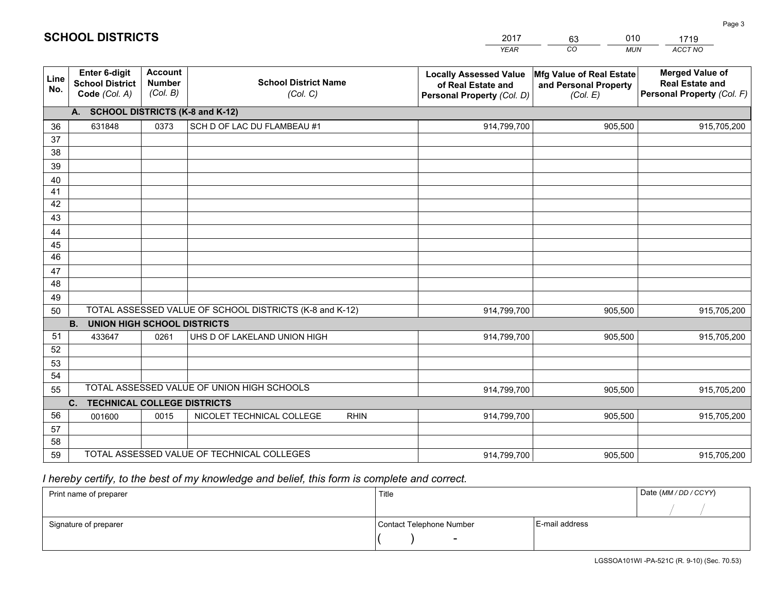# SCHOOL DISTRICTS

| 2017 | 63 | 010 | 1719 |
|---|---|---|---|
| *YEAR* | *CO* | *MUN* | *ACCT NO* |

| Line No. | Enter 6-digit School District Code *(Col. A)* | Account Number *(Col. B)* | School District Name *(Col. C)* | Locally Assessed Value of Real Estate and Personal Property *(Col. D)* | Mfg Value of Real Estate and Personal Property *(Col. E)* | Merged Value of Real Estate and Personal Property *(Col. F)* |
|---|---|---|---|---|---|---|
| | **A. SCHOOL DISTRICTS (K-8 and K-12)** | | | | | |
| 36 | 631848 | 0373 | SCH D OF LAC DU FLAMBEAU #1 | 914,799,700 | 905,500 | 915,705,200 |
| 37 | | | | | | |
| 38 | | | | | | |
| 39 | | | | | | |
| 40 | | | | | | |
| 41 | | | | | | |
| 42 | | | | | | |
| 43 | | | | | | |
| 44 | | | | | | |
| 45 | | | | | | |
| 46 | | | | | | |
| 47 | | | | | | |
| 48 | | | | | | |
| 49 | | | | | | |
| 50 | TOTAL ASSESSED VALUE OF SCHOOL DISTRICTS (K-8 and K-12) | | | 914,799,700 | 905,500 | 915,705,200 |
| | **B. UNION HIGH SCHOOL DISTRICTS** | | | | | |
| 51 | 433647 | 0261 | UHS D OF LAKELAND UNION HIGH | 914,799,700 | 905,500 | 915,705,200 |
| 52 | | | | | | |
| 53 | | | | | | |
| 54 | | | | | | |
| 55 | TOTAL ASSESSED VALUE OF UNION HIGH SCHOOLS | | | 914,799,700 | 905,500 | 915,705,200 |
| | **C. TECHNICAL COLLEGE DISTRICTS** | | | | | |
| 56 | 001600 | 0015 | NICOLET TECHNICAL COLLEGE RHIN | 914,799,700 | 905,500 | 915,705,200 |
| 57 | | | | | | |
| 58 | | | | | | |
| 59 | TOTAL ASSESSED VALUE OF TECHNICAL COLLEGES | | | 914,799,700 | 905,500 | 915,705,200 |

*I hereby certify, to the best of my knowledge and belief, this form is complete and correct.*

| Print name of preparer | Title | | Date *(MM / DD / CCYY)* |
|---|---|---|---|
| | | | / / |
| Signature of preparer | Contact Telephone Number | E-mail address | |
| | ( ) - | | |

LGSSOA101WI -PA-521C (R. 9-10) (Sec. 70.53)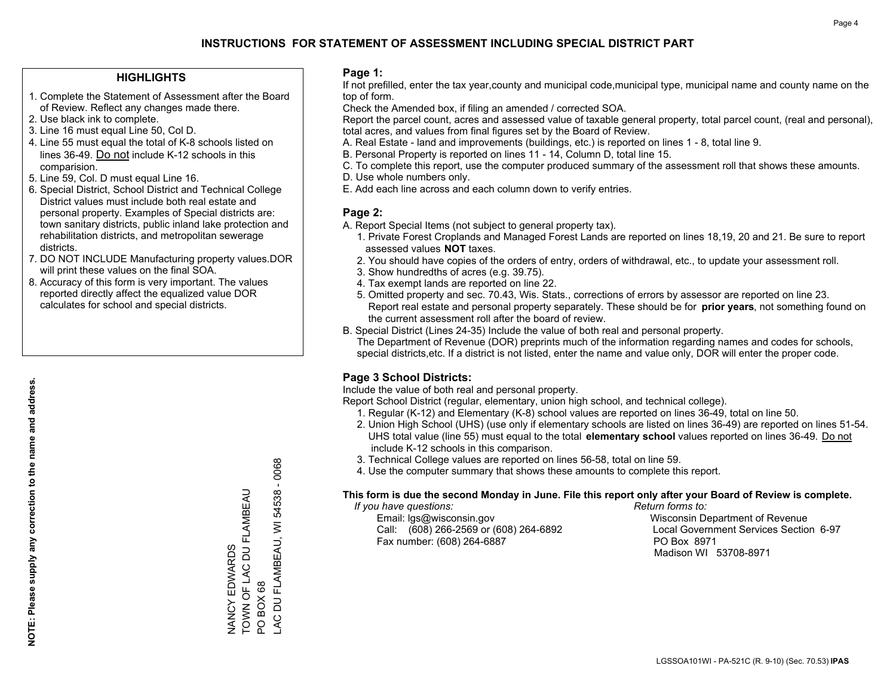# INSTRUCTIONS FOR STATEMENT OF ASSESSMENT INCLUDING SPECIAL DISTRICT PART

## HIGHLIGHTS

1. Complete the Statement of Assessment after the Board of Review. Reflect any changes made there.
2. Use black ink to complete.
3. Line 16 must equal Line 50, Col D.
4. Line 55 must equal the total of K-8 schools listed on lines 36-49. Do not include K-12 schools in this comparision.
5. Line 59, Col. D must equal Line 16.
6. Special District, School District and Technical College District values must include both real estate and personal property. Examples of Special districts are: town sanitary districts, public inland lake protection and rehabilitation districts, and metropolitan sewerage districts.
7. DO NOT INCLUDE Manufacturing property values.DOR will print these values on the final SOA.
8. Accuracy of this form is very important. The values reported directly affect the equalized value DOR calculates for school and special districts.

**NOTE: Please supply any correction to the name and address.**

NANCY EDWARDS
TOWN OF LAC DU FLAMBEAU
PO BOX 68
LAC DU FLAMBEAU, WI 54538 - 0068

## Page 1:

If not prefilled, enter the tax year,county and municipal code,municipal type, municipal name and county name on the top of form.

Check the Amended box, if filing an amended / corrected SOA.

Report the parcel count, acres and assessed value of taxable general property, total parcel count, (real and personal), total acres, and values from final figures set by the Board of Review.

A. Real Estate - land and improvements (buildings, etc.) is reported on lines 1 - 8, total line 9.
B. Personal Property is reported on lines 11 - 14, Column D, total line 15.
C. To complete this report, use the computer produced summary of the assessment roll that shows these amounts.
D. Use whole numbers only.
E. Add each line across and each column down to verify entries.

## Page 2:

A. Report Special Items (not subject to general property tax).
   1. Private Forest Croplands and Managed Forest Lands are reported on lines 18,19, 20 and 21. Be sure to report assessed values **NOT** taxes.
   2. You should have copies of the orders of entry, orders of withdrawal, etc., to update your assessment roll.
   3. Show hundredths of acres (e.g. 39.75).
   4. Tax exempt lands are reported on line 22.
   5. Omitted property and sec. 70.43, Wis. Stats., corrections of errors by assessor are reported on line 23. Report real estate and personal property separately. These should be for **prior years**, not something found on the current assessment roll after the board of review.
B. Special District (Lines 24-35) Include the value of both real and personal property.
   The Department of Revenue (DOR) preprints much of the information regarding names and codes for schools, special districts,etc. If a district is not listed, enter the name and value only, DOR will enter the proper code.

## Page 3 School Districts:

Include the value of both real and personal property.

Report School District (regular, elementary, union high school, and technical college).

1. Regular (K-12) and Elementary (K-8) school values are reported on lines 36-49, total on line 50.
2. Union High School (UHS) (use only if elementary schools are listed on lines 36-49) are reported on lines 51-54. UHS total value (line 55) must equal to the total **elementary school** values reported on lines 36-49. Do not include K-12 schools in this comparison.
3. Technical College values are reported on lines 56-58, total on line 59.
4. Use the computer summary that shows these amounts to complete this report.

**This form is due the second Monday in June. File this report only after your Board of Review is complete.**

*If you have questions:*
Email: lgs@wisconsin.gov
Call: (608) 266-2569 or (608) 264-6892
Fax number: (608) 264-6887

*Return forms to:*
Wisconsin Department of Revenue
Local Government Services Section 6-97
PO Box 8971
Madison WI 53708-8971

LGSSOA101WI - PA-521C (R. 9-10) (Sec. 70.53) **IPAS**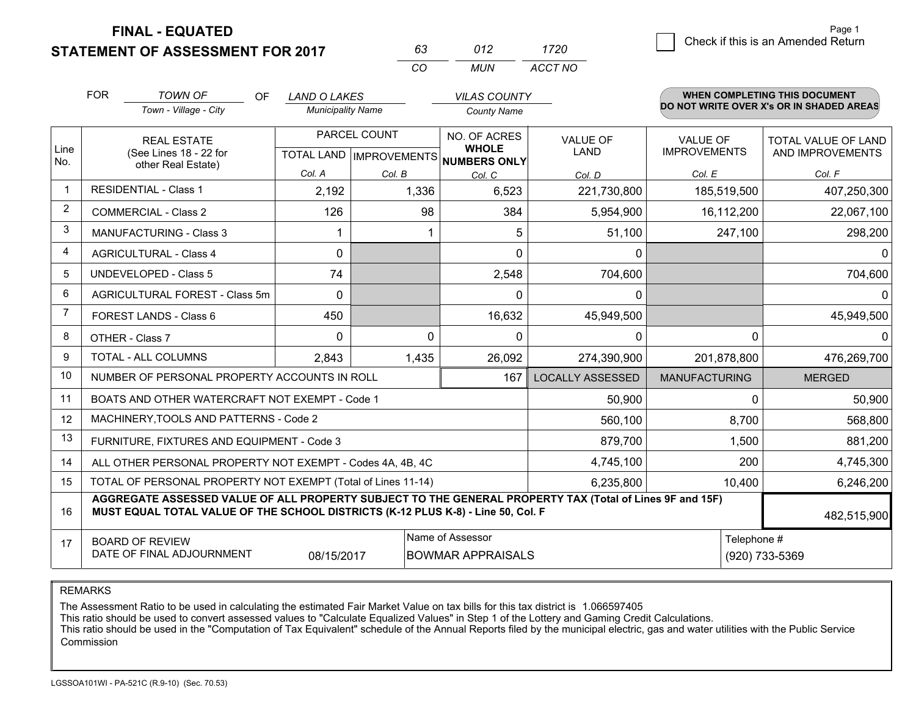**FINAL - EQUATED**
**STATEMENT OF ASSESSMENT FOR 2017**

| 63 | 012 | 1720 |
|---|---|---|
| CO | MUN | ACCT NO |

Page 1

☐ Check if this is an Amended Return

FOR *TOWN OF* (Town - Village - City) OF *LAND O LAKES* (Municipality Name) *VILAS COUNTY* (County Name)

**WHEN COMPLETING THIS DOCUMENT DO NOT WRITE OVER X's OR IN SHADED AREAS**

| Line No. | REAL ESTATE (See Lines 18 - 22 for other Real Estate) | PARCEL COUNT TOTAL LAND Col. A | PARCEL COUNT IMPROVEMENTS Col. B | NO. OF ACRES WHOLE NUMBERS ONLY Col. C | VALUE OF LAND Col. D | VALUE OF IMPROVEMENTS Col. E | TOTAL VALUE OF LAND AND IMPROVEMENTS Col. F |
|---|---|---|---|---|---|---|---|
| 1 | RESIDENTIAL - Class 1 | 2,192 | 1,336 | 6,523 | 221,730,800 | 185,519,500 | 407,250,300 |
| 2 | COMMERCIAL - Class 2 | 126 | 98 | 384 | 5,954,900 | 16,112,200 | 22,067,100 |
| 3 | MANUFACTURING - Class 3 | 1 | 1 | 5 | 51,100 | 247,100 | 298,200 |
| 4 | AGRICULTURAL - Class 4 | 0 | | 0 | 0 | | 0 |
| 5 | UNDEVELOPED - Class 5 | 74 | | 2,548 | 704,600 | | 704,600 |
| 6 | AGRICULTURAL FOREST - Class 5m | 0 | | 0 | 0 | | 0 |
| 7 | FOREST LANDS - Class 6 | 450 | | 16,632 | 45,949,500 | | 45,949,500 |
| 8 | OTHER - Class 7 | 0 | 0 | 0 | 0 | 0 | 0 |
| 9 | TOTAL - ALL COLUMNS | 2,843 | 1,435 | 26,092 | 274,390,900 | 201,878,800 | 476,269,700 |
| 10 | NUMBER OF PERSONAL PROPERTY ACCOUNTS IN ROLL | | | 167 | LOCALLY ASSESSED | MANUFACTURING | MERGED |
| 11 | BOATS AND OTHER WATERCRAFT NOT EXEMPT - Code 1 | | | | 50,900 | 0 | 50,900 |
| 12 | MACHINERY,TOOLS AND PATTERNS - Code 2 | | | | 560,100 | 8,700 | 568,800 |
| 13 | FURNITURE, FIXTURES AND EQUIPMENT - Code 3 | | | | 879,700 | 1,500 | 881,200 |
| 14 | ALL OTHER PERSONAL PROPERTY NOT EXEMPT - Codes 4A, 4B, 4C | | | | 4,745,100 | 200 | 4,745,300 |
| 15 | TOTAL OF PERSONAL PROPERTY NOT EXEMPT (Total of Lines 11-14) | | | | 6,235,800 | 10,400 | 6,246,200 |
| 16 | **AGGREGATE ASSESSED VALUE OF ALL PROPERTY SUBJECT TO THE GENERAL PROPERTY TAX (Total of Lines 9F and 15F) MUST EQUAL TOTAL VALUE OF THE SCHOOL DISTRICTS (K-12 PLUS K-8) - Line 50, Col. F** | | | | | | 482,515,900 |
| 17 | BOARD OF REVIEW DATE OF FINAL ADJOURNMENT | 08/15/2017 | Name of Assessor: BOWMAR APPRAISALS | | | Telephone #: (920) 733-5369 | |

REMARKS

The Assessment Ratio to be used in calculating the estimated Fair Market Value on tax bills for this tax district is 1.066597405
This ratio should be used to convert assessed values to "Calculate Equalized Values" in Step 1 of the Lottery and Gaming Credit Calculations.
This ratio should be used in the "Computation of Tax Equivalent" schedule of the Annual Reports filed by the municipal electric, gas and water utilities with the Public Service Commission

LGSSOA101WI - PA-521C (R.9-10) (Sec. 70.53)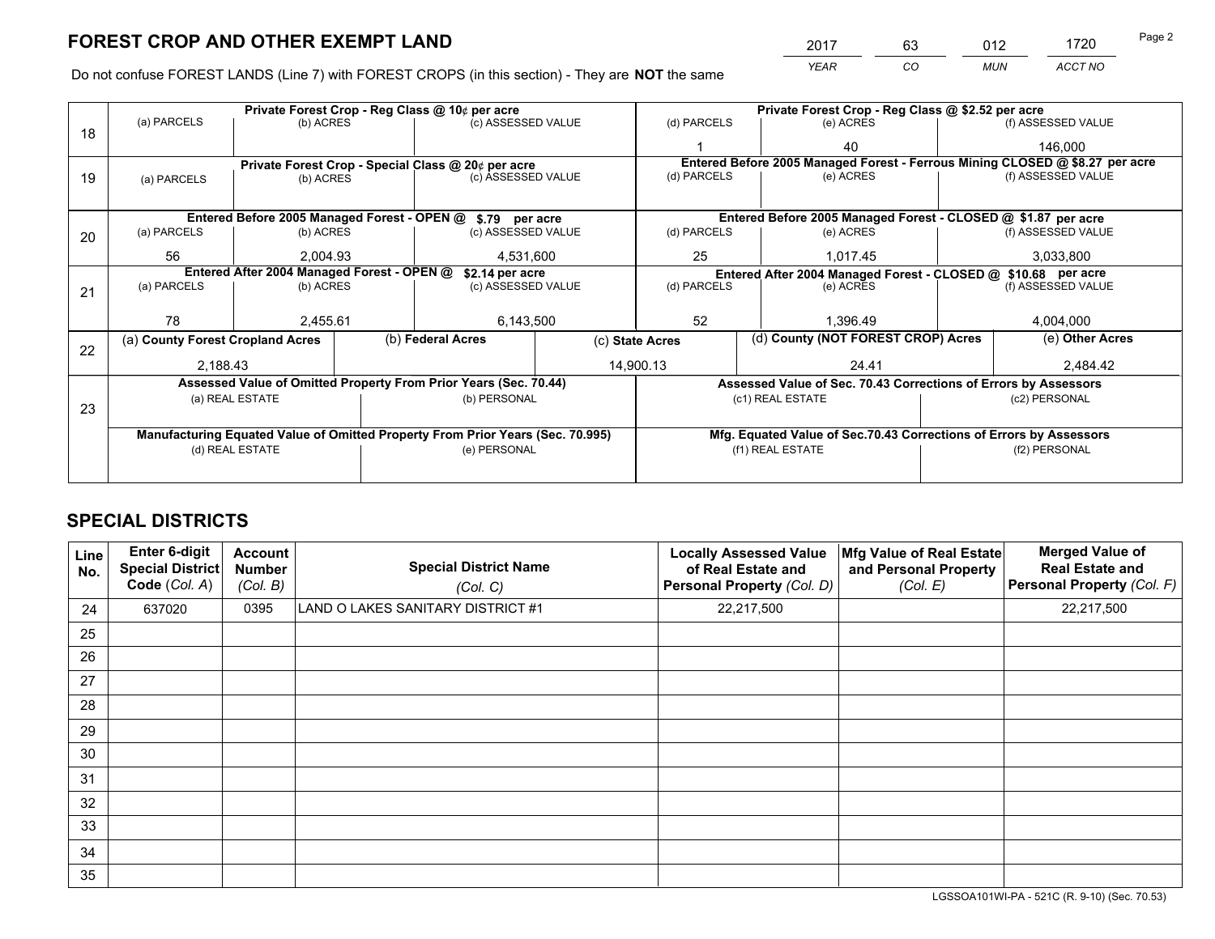# FOREST CROP AND OTHER EXEMPT LAND

| 2017 | 63 | 012 | 1720 |
|---|---|---|---|
| *YEAR* | *CO* | *MUN* | *ACCT NO* |

Do not confuse FOREST LANDS (Line 7) with FOREST CROPS (in this section) - They are **NOT** the same

| Line | Private Forest Crop - Reg Class @ 10¢ per acre | | | Private Forest Crop - Reg Class @ $2.52 per acre | | |
|---|---|---|---|---|---|---|
| 18 | (a) PARCELS | (b) ACRES | (c) ASSESSED VALUE | (d) PARCELS | (e) ACRES | (f) ASSESSED VALUE |
| | | | | 1 | 40 | 146,000 |
| | **Private Forest Crop - Special Class @ 20¢ per acre** | | | **Entered Before 2005 Managed Forest - Ferrous Mining CLOSED @ $8.27 per acre** | | |
| 19 | (a) PARCELS | (b) ACRES | (c) ASSESSED VALUE | (d) PARCELS | (e) ACRES | (f) ASSESSED VALUE |
| | | | | | | |
| | **Entered Before 2005 Managed Forest - OPEN @ $.79 per acre** | | | **Entered Before 2005 Managed Forest - CLOSED @ $1.87 per acre** | | |
| 20 | (a) PARCELS | (b) ACRES | (c) ASSESSED VALUE | (d) PARCELS | (e) ACRES | (f) ASSESSED VALUE |
| | 56 | 2,004.93 | 4,531,600 | 25 | 1,017.45 | 3,033,800 |
| | **Entered After 2004 Managed Forest - OPEN @ $2.14 per acre** | | | **Entered After 2004 Managed Forest - CLOSED @ $10.68 per acre** | | |
| 21 | (a) PARCELS | (b) ACRES | (c) ASSESSED VALUE | (d) PARCELS | (e) ACRES | (f) ASSESSED VALUE |
| | 78 | 2,455.61 | 6,143,500 | 52 | 1,396.49 | 4,004,000 |

| Line | (a) County Forest Cropland Acres | (b) Federal Acres | (c) State Acres | (d) County (NOT FOREST CROP) Acres | (e) Other Acres |
|---|---|---|---|---|---|
| 22 | 2,188.43 | | 14,900.13 | 24.41 | 2,484.42 |

| Line | Assessed Value of Omitted Property From Prior Years (Sec. 70.44) | | Assessed Value of Sec. 70.43 Corrections of Errors by Assessors | |
|---|---|---|---|---|
| 23 | (a) REAL ESTATE | (b) PERSONAL | (c1) REAL ESTATE | (c2) PERSONAL |
| | | | | |
| | **Manufacturing Equated Value of Omitted Property From Prior Years (Sec. 70.995)** | | **Mfg. Equated Value of Sec.70.43 Corrections of Errors by Assessors** | |
| | (d) REAL ESTATE | (e) PERSONAL | (f1) REAL ESTATE | (f2) PERSONAL |
| | | | | |

# SPECIAL DISTRICTS

| Line No. | Enter 6-digit Special District Code (*Col. A*) | Account Number (*Col. B*) | Special District Name (*Col. C*) | Locally Assessed Value of Real Estate and Personal Property (*Col. D*) | Mfg Value of Real Estate and Personal Property (*Col. E*) | Merged Value of Real Estate and Personal Property (*Col. F*) |
|---|---|---|---|---|---|---|
| 24 | 637020 | 0395 | LAND O LAKES SANITARY DISTRICT #1 | 22,217,500 | | 22,217,500 |
| 25 | | | | | | |
| 26 | | | | | | |
| 27 | | | | | | |
| 28 | | | | | | |
| 29 | | | | | | |
| 30 | | | | | | |
| 31 | | | | | | |
| 32 | | | | | | |
| 33 | | | | | | |
| 34 | | | | | | |
| 35 | | | | | | |

LGSSOA101WI-PA - 521C (R. 9-10) (Sec. 70.53)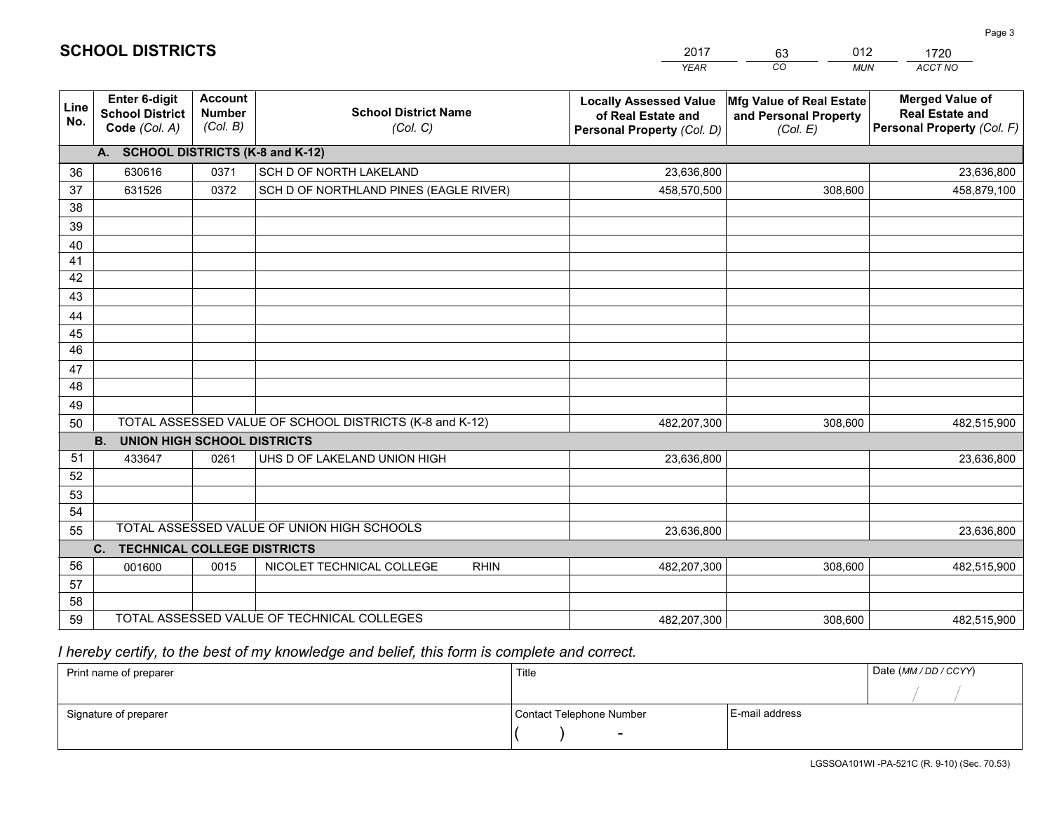# SCHOOL DISTRICTS

| 2017 | 63 | 012 | 1720 |
|---|---|---|---|
| *YEAR* | *CO* | *MUN* | *ACCT NO* |

| Line No. | Enter 6-digit School District Code *(Col. A)* | Account Number *(Col. B)* | School District Name *(Col. C)* | Locally Assessed Value of Real Estate and Personal Property *(Col. D)* | Mfg Value of Real Estate and Personal Property *(Col. E)* | Merged Value of Real Estate and Personal Property *(Col. F)* |
|---|---|---|---|---|---|---|
| | **A. SCHOOL DISTRICTS (K-8 and K-12)** | | | | | |
| 36 | 630616 | 0371 | SCH D OF NORTH LAKELAND | 23,636,800 | | 23,636,800 |
| 37 | 631526 | 0372 | SCH D OF NORTHLAND PINES (EAGLE RIVER) | 458,570,500 | 308,600 | 458,879,100 |
| 38 | | | | | | |
| 39 | | | | | | |
| 40 | | | | | | |
| 41 | | | | | | |
| 42 | | | | | | |
| 43 | | | | | | |
| 44 | | | | | | |
| 45 | | | | | | |
| 46 | | | | | | |
| 47 | | | | | | |
| 48 | | | | | | |
| 49 | | | | | | |
| 50 | TOTAL ASSESSED VALUE OF SCHOOL DISTRICTS (K-8 and K-12) | | | 482,207,300 | 308,600 | 482,515,900 |
| | **B. UNION HIGH SCHOOL DISTRICTS** | | | | | |
| 51 | 433647 | 0261 | UHS D OF LAKELAND UNION HIGH | 23,636,800 | | 23,636,800 |
| 52 | | | | | | |
| 53 | | | | | | |
| 54 | | | | | | |
| 55 | TOTAL ASSESSED VALUE OF UNION HIGH SCHOOLS | | | 23,636,800 | | 23,636,800 |
| | **C. TECHNICAL COLLEGE DISTRICTS** | | | | | |
| 56 | 001600 | 0015 | NICOLET TECHNICAL COLLEGE RHIN | 482,207,300 | 308,600 | 482,515,900 |
| 57 | | | | | | |
| 58 | | | | | | |
| 59 | TOTAL ASSESSED VALUE OF TECHNICAL COLLEGES | | | 482,207,300 | 308,600 | 482,515,900 |

*I hereby certify, to the best of my knowledge and belief, this form is complete and correct.*

| Print name of preparer | Title | | Date *(MM / DD / CCYY)* |
|---|---|---|---|
| | | | / / |
| Signature of preparer | Contact Telephone Number | E-mail address | |
| | ( ) - | | |

LGSSOA101WI -PA-521C (R. 9-10) (Sec. 70.53)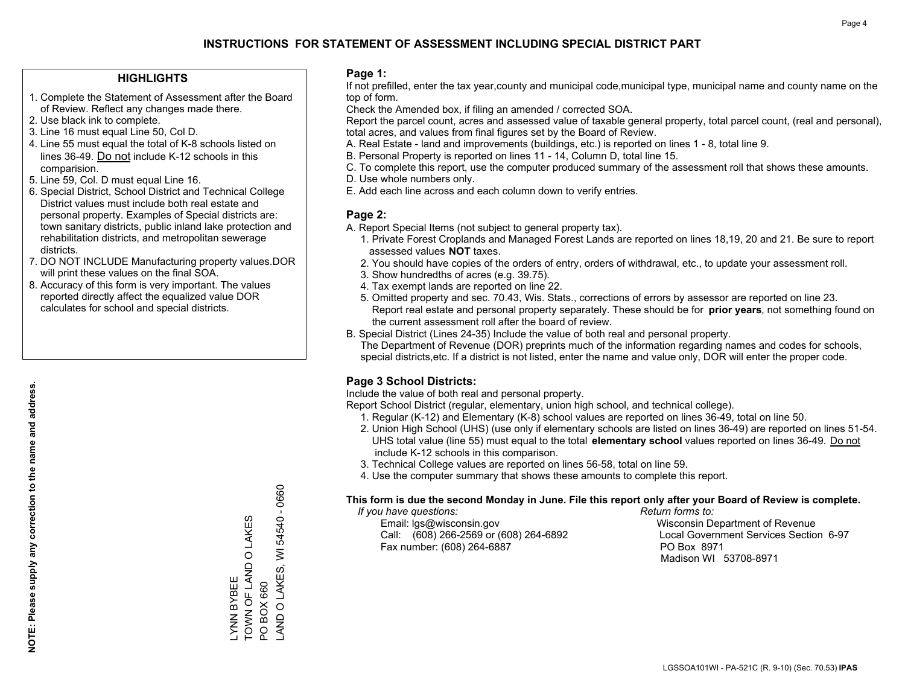# INSTRUCTIONS FOR STATEMENT OF ASSESSMENT INCLUDING SPECIAL DISTRICT PART

## HIGHLIGHTS

1. Complete the Statement of Assessment after the Board of Review. Reflect any changes made there.
2. Use black ink to complete.
3. Line 16 must equal Line 50, Col D.
4. Line 55 must equal the total of K-8 schools listed on lines 36-49. Do not include K-12 schools in this comparision.
5. Line 59, Col. D must equal Line 16.
6. Special District, School District and Technical College District values must include both real estate and personal property. Examples of Special districts are: town sanitary districts, public inland lake protection and rehabilitation districts, and metropolitan sewerage districts.
7. DO NOT INCLUDE Manufacturing property values.DOR will print these values on the final SOA.
8. Accuracy of this form is very important. The values reported directly affect the equalized value DOR calculates for school and special districts.

**NOTE: Please supply any correction to the name and address.**

LYNN BYBEE
TOWN OF LAND O LAKES
PO BOX 660
LAND O LAKES, WI 54540 - 0660

## Page 1:

If not prefilled, enter the tax year,county and municipal code,municipal type, municipal name and county name on the top of form.

Check the Amended box, if filing an amended / corrected SOA.

Report the parcel count, acres and assessed value of taxable general property, total parcel count, (real and personal), total acres, and values from final figures set by the Board of Review.

A. Real Estate - land and improvements (buildings, etc.) is reported on lines 1 - 8, total line 9.
B. Personal Property is reported on lines 11 - 14, Column D, total line 15.
C. To complete this report, use the computer produced summary of the assessment roll that shows these amounts.
D. Use whole numbers only.
E. Add each line across and each column down to verify entries.

## Page 2:

A. Report Special Items (not subject to general property tax).
   1. Private Forest Croplands and Managed Forest Lands are reported on lines 18,19, 20 and 21. Be sure to report assessed values **NOT** taxes.
   2. You should have copies of the orders of entry, orders of withdrawal, etc., to update your assessment roll.
   3. Show hundredths of acres (e.g. 39.75).
   4. Tax exempt lands are reported on line 22.
   5. Omitted property and sec. 70.43, Wis. Stats., corrections of errors by assessor are reported on line 23. Report real estate and personal property separately. These should be for **prior years**, not something found on the current assessment roll after the board of review.
B. Special District (Lines 24-35) Include the value of both real and personal property.
   The Department of Revenue (DOR) preprints much of the information regarding names and codes for schools, special districts,etc. If a district is not listed, enter the name and value only, DOR will enter the proper code.

## Page 3 School Districts:

Include the value of both real and personal property.

Report School District (regular, elementary, union high school, and technical college).

1. Regular (K-12) and Elementary (K-8) school values are reported on lines 36-49, total on line 50.
2. Union High School (UHS) (use only if elementary schools are listed on lines 36-49) are reported on lines 51-54. UHS total value (line 55) must equal to the total **elementary school** values reported on lines 36-49. Do not include K-12 schools in this comparison.
3. Technical College values are reported on lines 56-58, total on line 59.
4. Use the computer summary that shows these amounts to complete this report.

**This form is due the second Monday in June. File this report only after your Board of Review is complete.**

*If you have questions:*
Email: lgs@wisconsin.gov
Call: (608) 266-2569 or (608) 264-6892
Fax number: (608) 264-6887

*Return forms to:*
Wisconsin Department of Revenue
Local Government Services Section 6-97
PO Box 8971
Madison WI 53708-8971

LGSSOA101WI - PA-521C (R. 9-10) (Sec. 70.53) **IPAS**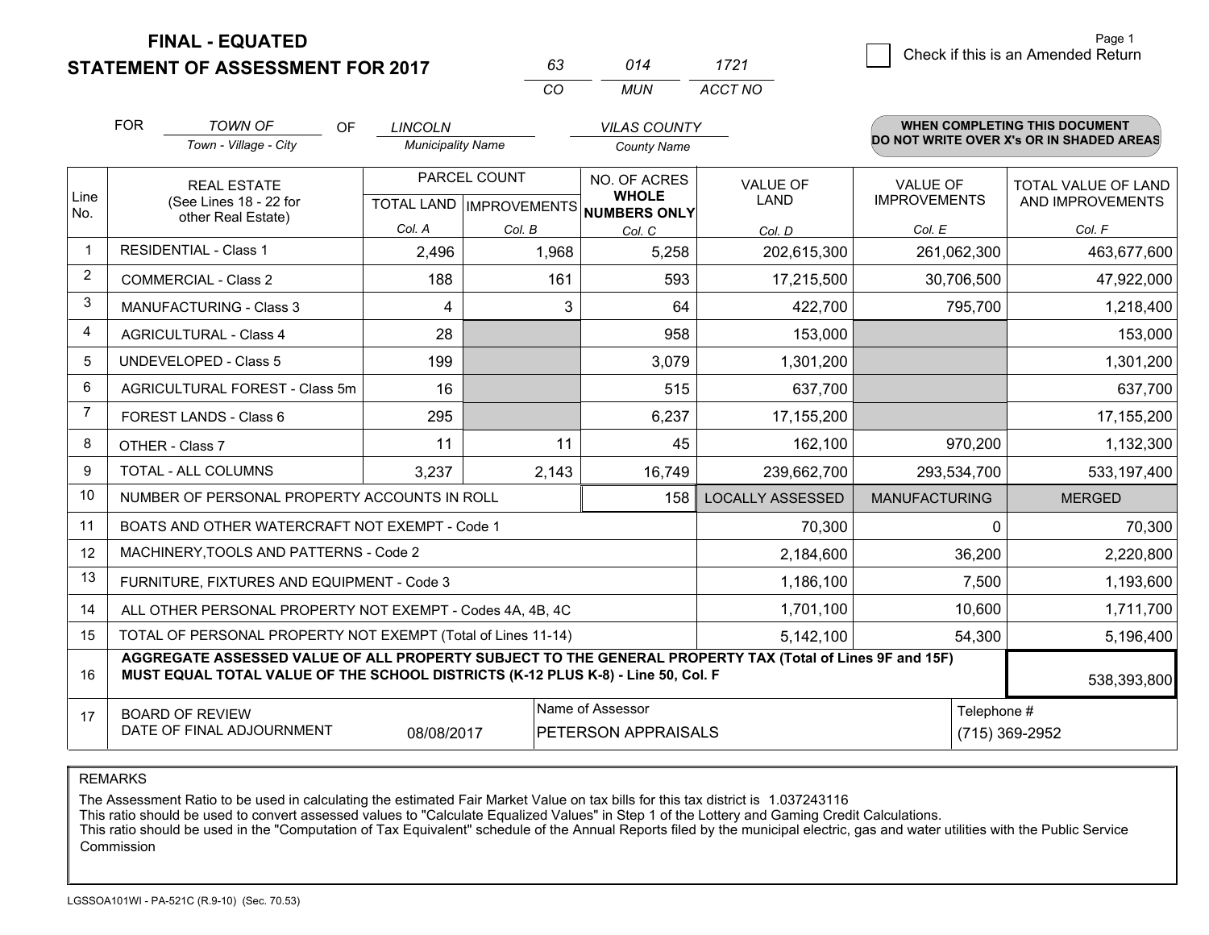# FINAL - EQUATED
# STATEMENT OF ASSESSMENT FOR 2017

| 63 | 014 | 1721 |
|---|---|---|
| CO | MUN | ACCT NO |

Page 1

☐ Check if this is an Amended Return

FOR *TOWN OF* (Town - Village - City) OF *LINCOLN* (Municipality Name) *VILAS COUNTY* (County Name)

**WHEN COMPLETING THIS DOCUMENT DO NOT WRITE OVER X's OR IN SHADED AREAS**

| Line No. | REAL ESTATE (See Lines 18 - 22 for other Real Estate) | PARCEL COUNT TOTAL LAND Col. A | IMPROVEMENTS Col. B | NO. OF ACRES WHOLE NUMBERS ONLY Col. C | VALUE OF LAND Col. D | VALUE OF IMPROVEMENTS Col. E | TOTAL VALUE OF LAND AND IMPROVEMENTS Col. F |
|---|---|---|---|---|---|---|---|
| 1 | RESIDENTIAL - Class 1 | 2,496 | 1,968 | 5,258 | 202,615,300 | 261,062,300 | 463,677,600 |
| 2 | COMMERCIAL - Class 2 | 188 | 161 | 593 | 17,215,500 | 30,706,500 | 47,922,000 |
| 3 | MANUFACTURING - Class 3 | 4 | 3 | 64 | 422,700 | 795,700 | 1,218,400 |
| 4 | AGRICULTURAL - Class 4 | 28 | | 958 | 153,000 | | 153,000 |
| 5 | UNDEVELOPED - Class 5 | 199 | | 3,079 | 1,301,200 | | 1,301,200 |
| 6 | AGRICULTURAL FOREST - Class 5m | 16 | | 515 | 637,700 | | 637,700 |
| 7 | FOREST LANDS - Class 6 | 295 | | 6,237 | 17,155,200 | | 17,155,200 |
| 8 | OTHER - Class 7 | 11 | 11 | 45 | 162,100 | 970,200 | 1,132,300 |
| 9 | TOTAL - ALL COLUMNS | 3,237 | 2,143 | 16,749 | 239,662,700 | 293,534,700 | 533,197,400 |
| 10 | NUMBER OF PERSONAL PROPERTY ACCOUNTS IN ROLL | | | 158 | LOCALLY ASSESSED | MANUFACTURING | MERGED |
| 11 | BOATS AND OTHER WATERCRAFT NOT EXEMPT - Code 1 | | | | 70,300 | 0 | 70,300 |
| 12 | MACHINERY,TOOLS AND PATTERNS - Code 2 | | | | 2,184,600 | 36,200 | 2,220,800 |
| 13 | FURNITURE, FIXTURES AND EQUIPMENT - Code 3 | | | | 1,186,100 | 7,500 | 1,193,600 |
| 14 | ALL OTHER PERSONAL PROPERTY NOT EXEMPT - Codes 4A, 4B, 4C | | | | 1,701,100 | 10,600 | 1,711,700 |
| 15 | TOTAL OF PERSONAL PROPERTY NOT EXEMPT (Total of Lines 11-14) | | | | 5,142,100 | 54,300 | 5,196,400 |
| 16 | **AGGREGATE ASSESSED VALUE OF ALL PROPERTY SUBJECT TO THE GENERAL PROPERTY TAX (Total of Lines 9F and 15F) MUST EQUAL TOTAL VALUE OF THE SCHOOL DISTRICTS (K-12 PLUS K-8) - Line 50, Col. F** | | | | | | 538,393,800 |
| 17 | BOARD OF REVIEW DATE OF FINAL ADJOURNMENT | 08/08/2017 | | Name of Assessor: PETERSON APPRAISALS | | Telephone #: (715) 369-2952 | |

REMARKS

The Assessment Ratio to be used in calculating the estimated Fair Market Value on tax bills for this tax district is 1.037243116
This ratio should be used to convert assessed values to "Calculate Equalized Values" in Step 1 of the Lottery and Gaming Credit Calculations.
This ratio should be used in the "Computation of Tax Equivalent" schedule of the Annual Reports filed by the municipal electric, gas and water utilities with the Public Service Commission

LGSSOA101WI - PA-521C (R.9-10) (Sec. 70.53)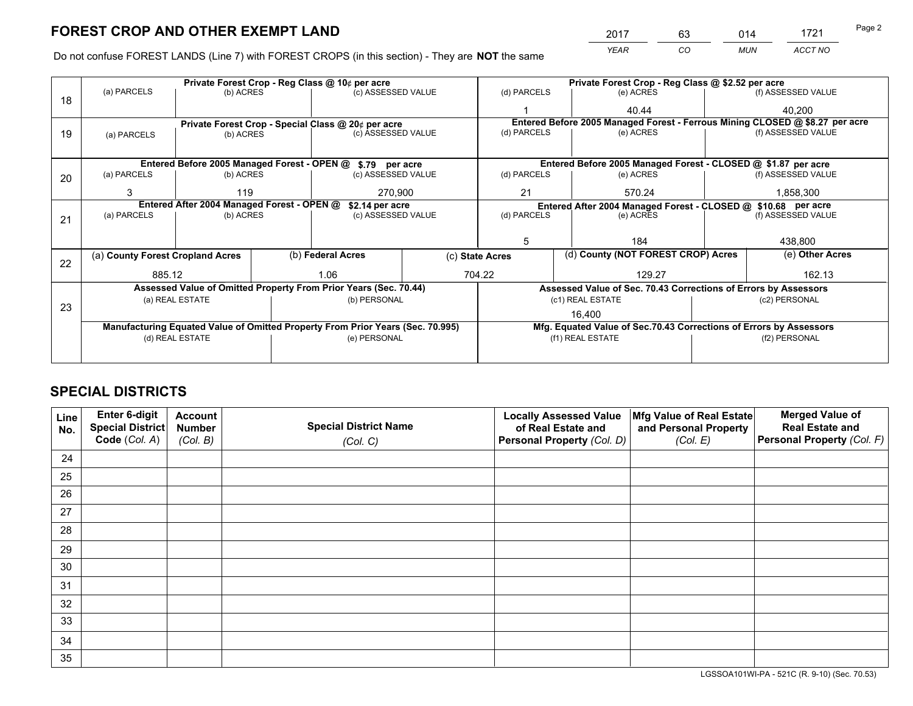# FOREST CROP AND OTHER EXEMPT LAND

| 2017 | 63 | 014 | 1721 |
|---|---|---|---|
| *YEAR* | *CO* | *MUN* | *ACCT NO* |

Do not confuse FOREST LANDS (Line 7) with FOREST CROPS (in this section) - They are **NOT** the same

| Line | Private Forest Crop - Reg Class @ 10¢ per acre | | | Private Forest Crop - Reg Class @ $2.52 per acre | | |
|---|---|---|---|---|---|---|
| 18 | (a) PARCELS | (b) ACRES | (c) ASSESSED VALUE | (d) PARCELS | (e) ACRES | (f) ASSESSED VALUE |
| | | | | 1 | 40.44 | 40,200 |
| | **Private Forest Crop - Special Class @ 20¢ per acre** | | | **Entered Before 2005 Managed Forest - Ferrous Mining CLOSED @ $8.27 per acre** | | |
| 19 | (a) PARCELS | (b) ACRES | (c) ASSESSED VALUE | (d) PARCELS | (e) ACRES | (f) ASSESSED VALUE |
| | | | | | | |
| | **Entered Before 2005 Managed Forest - OPEN @ $.79 per acre** | | | **Entered Before 2005 Managed Forest - CLOSED @ $1.87 per acre** | | |
| 20 | (a) PARCELS | (b) ACRES | (c) ASSESSED VALUE | (d) PARCELS | (e) ACRES | (f) ASSESSED VALUE |
| | 3 | 119 | 270,900 | 21 | 570.24 | 1,858,300 |
| | **Entered After 2004 Managed Forest - OPEN @ $2.14 per acre** | | | **Entered After 2004 Managed Forest - CLOSED @ $10.68 per acre** | | |
| 21 | (a) PARCELS | (b) ACRES | (c) ASSESSED VALUE | (d) PARCELS | (e) ACRES | (f) ASSESSED VALUE |
| | | | | 5 | 184 | 438,800 |

| Line | (a) County Forest Cropland Acres | (b) Federal Acres | (c) State Acres | (d) County (NOT FOREST CROP) Acres | (e) Other Acres |
|---|---|---|---|---|---|
| 22 | 885.12 | 1.06 | 704.22 | 129.27 | 162.13 |

| Line | Assessed Value of Omitted Property From Prior Years (Sec. 70.44) | | Assessed Value of Sec. 70.43 Corrections of Errors by Assessors | |
|---|---|---|---|---|
| 23 | (a) REAL ESTATE | (b) PERSONAL | (c1) REAL ESTATE | (c2) PERSONAL |
| | | | 16,400 | |
| | **Manufacturing Equated Value of Omitted Property From Prior Years (Sec. 70.995)** | | **Mfg. Equated Value of Sec.70.43 Corrections of Errors by Assessors** | |
| | (d) REAL ESTATE | (e) PERSONAL | (f1) REAL ESTATE | (f2) PERSONAL |
| | | | | |

# SPECIAL DISTRICTS

| Line No. | Enter 6-digit Special District Code (*Col. A*) | Account Number (*Col. B*) | Special District Name (*Col. C*) | Locally Assessed Value of Real Estate and Personal Property (*Col. D*) | Mfg Value of Real Estate and Personal Property (*Col. E*) | Merged Value of Real Estate and Personal Property (*Col. F*) |
|---|---|---|---|---|---|---|
| 24 | | | | | | |
| 25 | | | | | | |
| 26 | | | | | | |
| 27 | | | | | | |
| 28 | | | | | | |
| 29 | | | | | | |
| 30 | | | | | | |
| 31 | | | | | | |
| 32 | | | | | | |
| 33 | | | | | | |
| 34 | | | | | | |
| 35 | | | | | | |

LGSSOA101WI-PA - 521C (R. 9-10) (Sec. 70.53)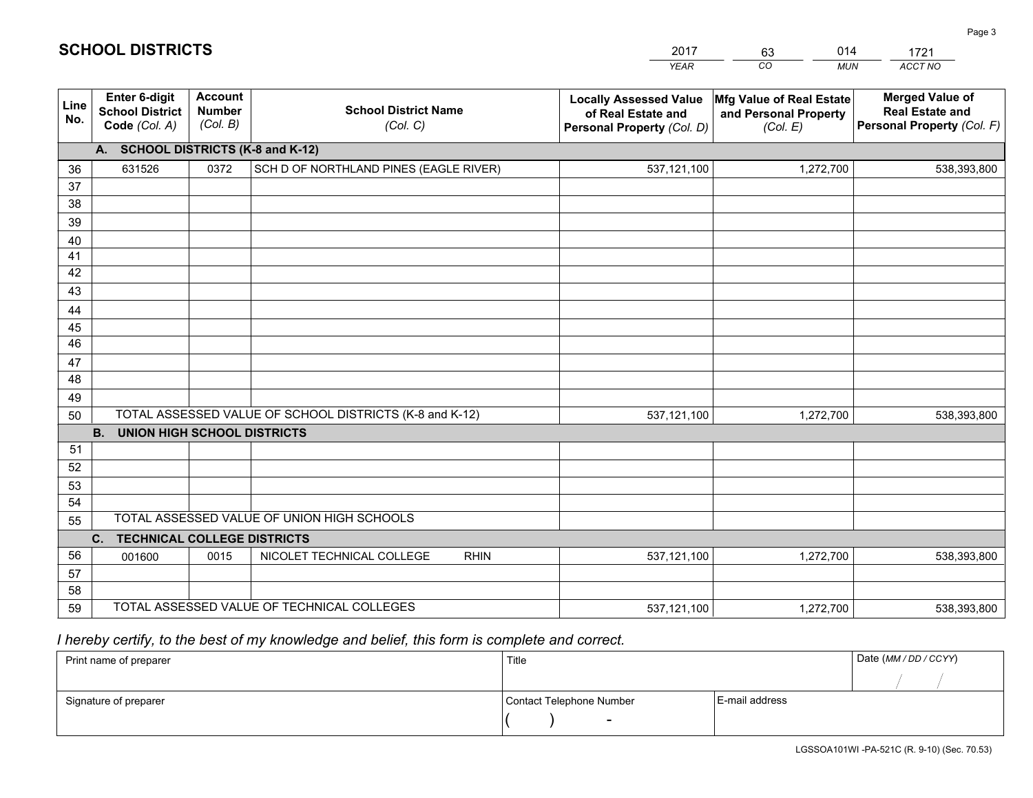# SCHOOL DISTRICTS

| 2017 | 63 | 014 | 1721 |
|---|---|---|---|
| *YEAR* | *CO* | *MUN* | *ACCT NO* |

| Line No. | Enter 6-digit School District Code *(Col. A)* | Account Number *(Col. B)* | School District Name *(Col. C)* | Locally Assessed Value of Real Estate and Personal Property *(Col. D)* | Mfg Value of Real Estate and Personal Property *(Col. E)* | Merged Value of Real Estate and Personal Property *(Col. F)* |
|---|---|---|---|---|---|---|
| **A. SCHOOL DISTRICTS (K-8 and K-12)** | | | | | | |
| 36 | 631526 | 0372 | SCH D OF NORTHLAND PINES (EAGLE RIVER) | 537,121,100 | 1,272,700 | 538,393,800 |
| 37 | | | | | | |
| 38 | | | | | | |
| 39 | | | | | | |
| 40 | | | | | | |
| 41 | | | | | | |
| 42 | | | | | | |
| 43 | | | | | | |
| 44 | | | | | | |
| 45 | | | | | | |
| 46 | | | | | | |
| 47 | | | | | | |
| 48 | | | | | | |
| 49 | | | | | | |
| 50 | TOTAL ASSESSED VALUE OF SCHOOL DISTRICTS (K-8 and K-12) | | | 537,121,100 | 1,272,700 | 538,393,800 |
| **B. UNION HIGH SCHOOL DISTRICTS** | | | | | | |
| 51 | | | | | | |
| 52 | | | | | | |
| 53 | | | | | | |
| 54 | | | | | | |
| 55 | TOTAL ASSESSED VALUE OF UNION HIGH SCHOOLS | | | | | |
| **C. TECHNICAL COLLEGE DISTRICTS** | | | | | | |
| 56 | 001600 | 0015 | NICOLET TECHNICAL COLLEGE RHIN | 537,121,100 | 1,272,700 | 538,393,800 |
| 57 | | | | | | |
| 58 | | | | | | |
| 59 | TOTAL ASSESSED VALUE OF TECHNICAL COLLEGES | | | 537,121,100 | 1,272,700 | 538,393,800 |

*I hereby certify, to the best of my knowledge and belief, this form is complete and correct.*

| Print name of preparer | Title | | Date *(MM / DD / CCYY)* |
|---|---|---|---|
| | | | / / |
| **Signature of preparer** | **Contact Telephone Number** | **E-mail address** | |
| | ( ) - | | |

LGSSOA101WI -PA-521C (R. 9-10) (Sec. 70.53)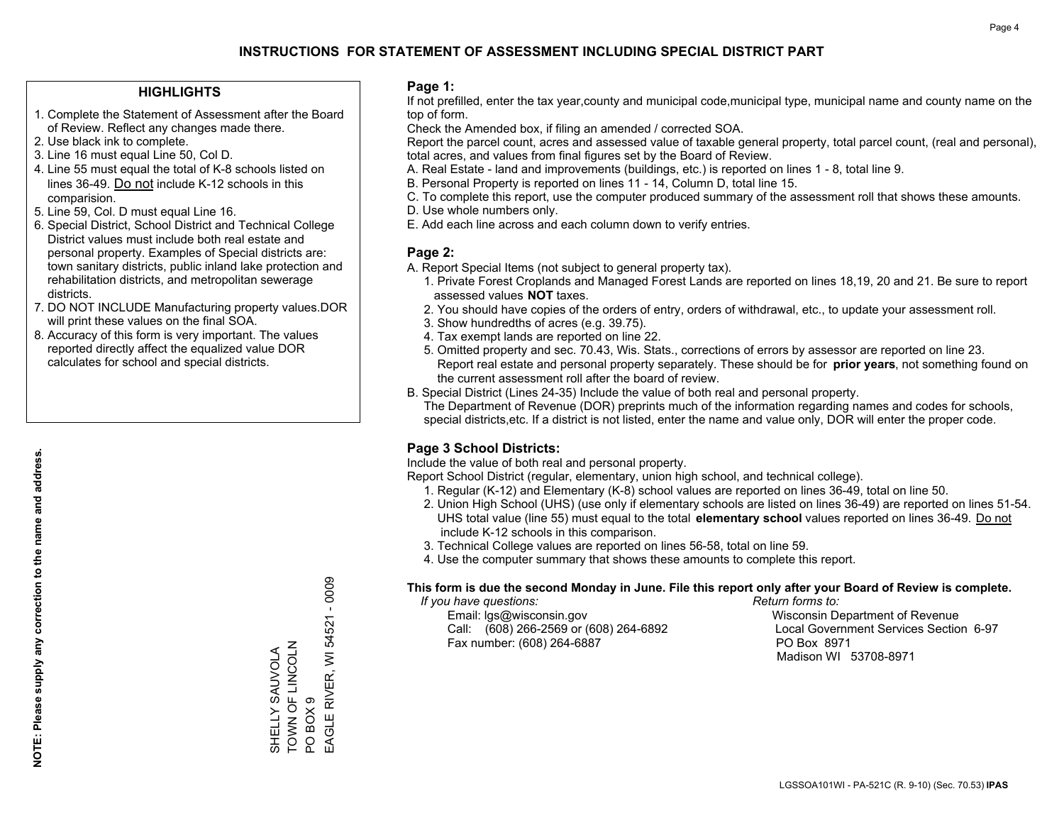# INSTRUCTIONS FOR STATEMENT OF ASSESSMENT INCLUDING SPECIAL DISTRICT PART

## HIGHLIGHTS

1. Complete the Statement of Assessment after the Board of Review. Reflect any changes made there.
2. Use black ink to complete.
3. Line 16 must equal Line 50, Col D.
4. Line 55 must equal the total of K-8 schools listed on lines 36-49. Do not include K-12 schools in this comparision.
5. Line 59, Col. D must equal Line 16.
6. Special District, School District and Technical College District values must include both real estate and personal property. Examples of Special districts are: town sanitary districts, public inland lake protection and rehabilitation districts, and metropolitan sewerage districts.
7. DO NOT INCLUDE Manufacturing property values.DOR will print these values on the final SOA.
8. Accuracy of this form is very important. The values reported directly affect the equalized value DOR calculates for school and special districts.

**NOTE: Please supply any correction to the name and address.**

SHELLY SAUVOLA
TOWN OF LINCOLN
PO BOX 9
EAGLE RIVER, WI 54521 - 0009

## Page 1:

If not prefilled, enter the tax year,county and municipal code,municipal type, municipal name and county name on the top of form.

Check the Amended box, if filing an amended / corrected SOA.

Report the parcel count, acres and assessed value of taxable general property, total parcel count, (real and personal), total acres, and values from final figures set by the Board of Review.

A. Real Estate - land and improvements (buildings, etc.) is reported on lines 1 - 8, total line 9.
B. Personal Property is reported on lines 11 - 14, Column D, total line 15.
C. To complete this report, use the computer produced summary of the assessment roll that shows these amounts.
D. Use whole numbers only.
E. Add each line across and each column down to verify entries.

## Page 2:

A. Report Special Items (not subject to general property tax).
   1. Private Forest Croplands and Managed Forest Lands are reported on lines 18,19, 20 and 21. Be sure to report assessed values **NOT** taxes.
   2. You should have copies of the orders of entry, orders of withdrawal, etc., to update your assessment roll.
   3. Show hundredths of acres (e.g. 39.75).
   4. Tax exempt lands are reported on line 22.
   5. Omitted property and sec. 70.43, Wis. Stats., corrections of errors by assessor are reported on line 23. Report real estate and personal property separately. These should be for **prior years**, not something found on the current assessment roll after the board of review.
B. Special District (Lines 24-35) Include the value of both real and personal property.
   The Department of Revenue (DOR) preprints much of the information regarding names and codes for schools, special districts,etc. If a district is not listed, enter the name and value only, DOR will enter the proper code.

## Page 3 School Districts:

Include the value of both real and personal property.

Report School District (regular, elementary, union high school, and technical college).

1. Regular (K-12) and Elementary (K-8) school values are reported on lines 36-49, total on line 50.
2. Union High School (UHS) (use only if elementary schools are listed on lines 36-49) are reported on lines 51-54. UHS total value (line 55) must equal to the total **elementary school** values reported on lines 36-49. Do not include K-12 schools in this comparison.
3. Technical College values are reported on lines 56-58, total on line 59.
4. Use the computer summary that shows these amounts to complete this report.

**This form is due the second Monday in June. File this report only after your Board of Review is complete.**

*If you have questions:*
Email: lgs@wisconsin.gov
Call: (608) 266-2569 or (608) 264-6892
Fax number: (608) 264-6887

*Return forms to:*
Wisconsin Department of Revenue
Local Government Services Section 6-97
PO Box 8971
Madison WI 53708-8971

LGSSOA101WI - PA-521C (R. 9-10) (Sec. 70.53) **IPAS**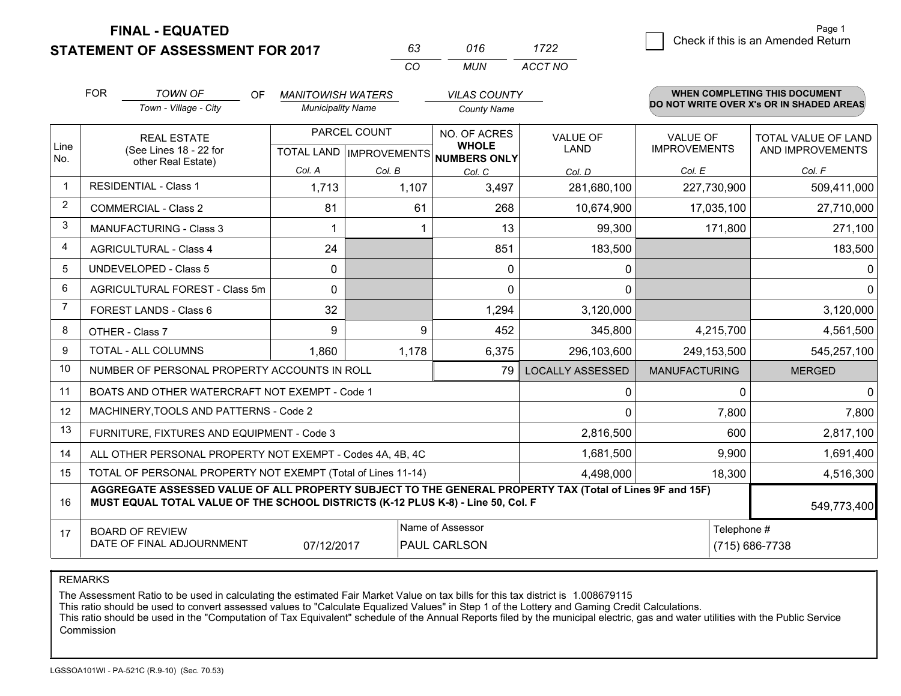# FINAL - EQUATED
# STATEMENT OF ASSESSMENT FOR 2017

| 63 | 016 | 1722 |
|---|---|---|
| CO | MUN | ACCT NO |

Page 1

☐ Check if this is an Amended Return

FOR *TOWN OF* (Town - Village - City) OF *MANITOWISH WATERS* (Municipality Name) *VILAS COUNTY* (County Name)

**WHEN COMPLETING THIS DOCUMENT DO NOT WRITE OVER X's OR IN SHADED AREAS**

| Line No. | REAL ESTATE (See Lines 18 - 22 for other Real Estate) | PARCEL COUNT TOTAL LAND Col. A | PARCEL COUNT IMPROVEMENTS Col. B | NO. OF ACRES WHOLE NUMBERS ONLY Col. C | VALUE OF LAND Col. D | VALUE OF IMPROVEMENTS Col. E | TOTAL VALUE OF LAND AND IMPROVEMENTS Col. F |
|---|---|---|---|---|---|---|---|
| 1 | RESIDENTIAL - Class 1 | 1,713 | 1,107 | 3,497 | 281,680,100 | 227,730,900 | 509,411,000 |
| 2 | COMMERCIAL - Class 2 | 81 | 61 | 268 | 10,674,900 | 17,035,100 | 27,710,000 |
| 3 | MANUFACTURING - Class 3 | 1 | 1 | 13 | 99,300 | 171,800 | 271,100 |
| 4 | AGRICULTURAL - Class 4 | 24 | | 851 | 183,500 | | 183,500 |
| 5 | UNDEVELOPED - Class 5 | 0 | | 0 | 0 | | 0 |
| 6 | AGRICULTURAL FOREST - Class 5m | 0 | | 0 | 0 | | 0 |
| 7 | FOREST LANDS - Class 6 | 32 | | 1,294 | 3,120,000 | | 3,120,000 |
| 8 | OTHER - Class 7 | 9 | 9 | 452 | 345,800 | 4,215,700 | 4,561,500 |
| 9 | TOTAL - ALL COLUMNS | 1,860 | 1,178 | 6,375 | 296,103,600 | 249,153,500 | 545,257,100 |
| 10 | NUMBER OF PERSONAL PROPERTY ACCOUNTS IN ROLL | | | 79 | LOCALLY ASSESSED | MANUFACTURING | MERGED |
| 11 | BOATS AND OTHER WATERCRAFT NOT EXEMPT - Code 1 | | | | 0 | 0 | 0 |
| 12 | MACHINERY,TOOLS AND PATTERNS - Code 2 | | | | 0 | 7,800 | 7,800 |
| 13 | FURNITURE, FIXTURES AND EQUIPMENT - Code 3 | | | | 2,816,500 | 600 | 2,817,100 |
| 14 | ALL OTHER PERSONAL PROPERTY NOT EXEMPT - Codes 4A, 4B, 4C | | | | 1,681,500 | 9,900 | 1,691,400 |
| 15 | TOTAL OF PERSONAL PROPERTY NOT EXEMPT (Total of Lines 11-14) | | | | 4,498,000 | 18,300 | 4,516,300 |
| 16 | **AGGREGATE ASSESSED VALUE OF ALL PROPERTY SUBJECT TO THE GENERAL PROPERTY TAX (Total of Lines 9F and 15F) MUST EQUAL TOTAL VALUE OF THE SCHOOL DISTRICTS (K-12 PLUS K-8) - Line 50, Col. F** | | | | | | 549,773,400 |
| 17 | BOARD OF REVIEW DATE OF FINAL ADJOURNMENT | 07/12/2017 | Name of Assessor: PAUL CARLSON | | | Telephone #: (715) 686-7738 | |

REMARKS

The Assessment Ratio to be used in calculating the estimated Fair Market Value on tax bills for this tax district is 1.008679115
This ratio should be used to convert assessed values to "Calculate Equalized Values" in Step 1 of the Lottery and Gaming Credit Calculations.
This ratio should be used in the "Computation of Tax Equivalent" schedule of the Annual Reports filed by the municipal electric, gas and water utilities with the Public Service Commission

LGSSOA101WI - PA-521C (R.9-10) (Sec. 70.53)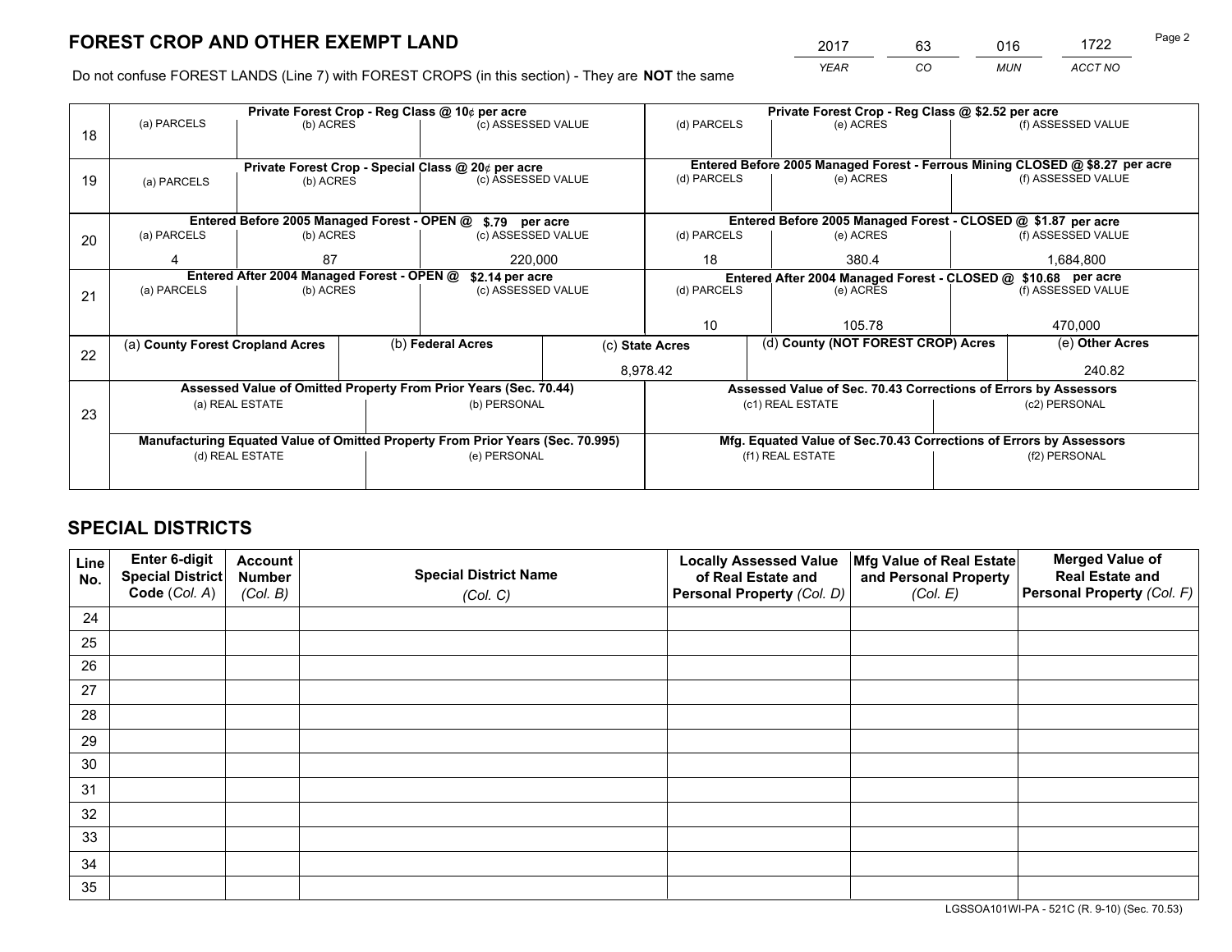# FOREST CROP AND OTHER EXEMPT LAND

| 2017 | 63 | 016 | 1722 |
|---|---|---|---|
| *YEAR* | *CO* | *MUN* | *ACCT NO* |

Do not confuse FOREST LANDS (Line 7) with FOREST CROPS (in this section) - They are **NOT** the same

| Line | Private Forest Crop - Reg Class @ 10¢ per acre | | | Private Forest Crop - Reg Class @ $2.52 per acre | | |
|---|---|---|---|---|---|---|
| 18 | (a) PARCELS | (b) ACRES | (c) ASSESSED VALUE | (d) PARCELS | (e) ACRES | (f) ASSESSED VALUE |
| | | | | | | |
| | **Private Forest Crop - Special Class @ 20¢ per acre** | | | **Entered Before 2005 Managed Forest - Ferrous Mining CLOSED @ $8.27 per acre** | | |
| 19 | (a) PARCELS | (b) ACRES | (c) ASSESSED VALUE | (d) PARCELS | (e) ACRES | (f) ASSESSED VALUE |
| | | | | | | |
| | **Entered Before 2005 Managed Forest - OPEN @ $.79 per acre** | | | **Entered Before 2005 Managed Forest - CLOSED @ $1.87 per acre** | | |
| 20 | (a) PARCELS | (b) ACRES | (c) ASSESSED VALUE | (d) PARCELS | (e) ACRES | (f) ASSESSED VALUE |
| | 4 | 87 | 220,000 | 18 | 380.4 | 1,684,800 |
| | **Entered After 2004 Managed Forest - OPEN @ $2.14 per acre** | | | **Entered After 2004 Managed Forest - CLOSED @ $10.68 per acre** | | |
| 21 | (a) PARCELS | (b) ACRES | (c) ASSESSED VALUE | (d) PARCELS | (e) ACRES | (f) ASSESSED VALUE |
| | | | | 10 | 105.78 | 470,000 |

| Line | (a) **County Forest Cropland Acres** | (b) **Federal Acres** | (c) **State Acres** | (d) **County (NOT FOREST CROP) Acres** | (e) **Other Acres** |
|---|---|---|---|---|---|
| 22 | | | 8,978.42 | | 240.82 |

| Line | Assessed Value of Omitted Property From Prior Years (Sec. 70.44) | | Assessed Value of Sec. 70.43 Corrections of Errors by Assessors | |
|---|---|---|---|---|
| 23 | (a) REAL ESTATE | (b) PERSONAL | (c1) REAL ESTATE | (c2) PERSONAL |
| | | | | |
| | **Manufacturing Equated Value of Omitted Property From Prior Years (Sec. 70.995)** | | **Mfg. Equated Value of Sec.70.43 Corrections of Errors by Assessors** | |
| | (d) REAL ESTATE | (e) PERSONAL | (f1) REAL ESTATE | (f2) PERSONAL |
| | | | | |

## SPECIAL DISTRICTS

| Line No. | Enter 6-digit Special District Code (*Col. A*) | Account Number (*Col. B*) | Special District Name (*Col. C*) | Locally Assessed Value of Real Estate and Personal Property (*Col. D*) | Mfg Value of Real Estate and Personal Property (*Col. E*) | Merged Value of Real Estate and Personal Property (*Col. F*) |
|---|---|---|---|---|---|---|
| 24 | | | | | | |
| 25 | | | | | | |
| 26 | | | | | | |
| 27 | | | | | | |
| 28 | | | | | | |
| 29 | | | | | | |
| 30 | | | | | | |
| 31 | | | | | | |
| 32 | | | | | | |
| 33 | | | | | | |
| 34 | | | | | | |
| 35 | | | | | | |

LGSSOA101WI-PA - 521C (R. 9-10) (Sec. 70.53)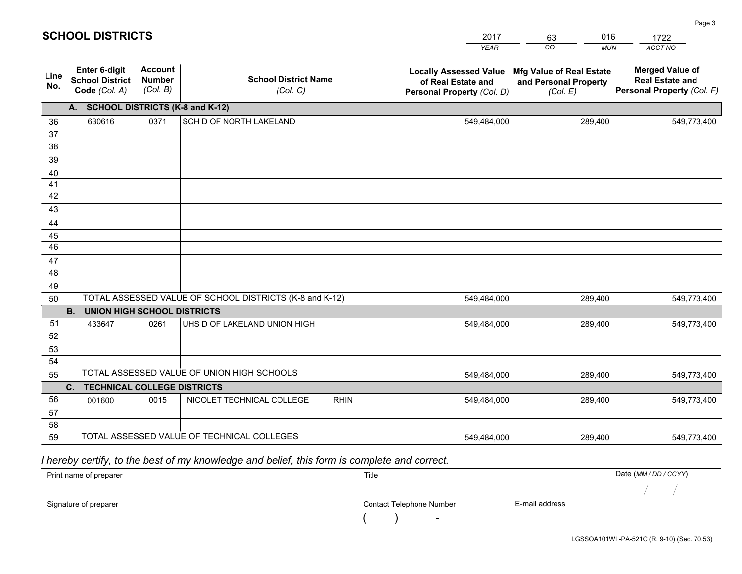# SCHOOL DISTRICTS

| 2017 | 63 | 016 | 1722 |
|---|---|---|---|
| *YEAR* | *CO* | *MUN* | *ACCT NO* |

| Line No. | Enter 6-digit School District Code (Col. A) | Account Number (Col. B) | School District Name (Col. C) | Locally Assessed Value of Real Estate and Personal Property (Col. D) | Mfg Value of Real Estate and Personal Property (Col. E) | Merged Value of Real Estate and Personal Property (Col. F) |
|---|---|---|---|---|---|---|
| | **A. SCHOOL DISTRICTS (K-8 and K-12)** | | | | | |
| 36 | 630616 | 0371 | SCH D OF NORTH LAKELAND | 549,484,000 | 289,400 | 549,773,400 |
| 37 | | | | | | |
| 38 | | | | | | |
| 39 | | | | | | |
| 40 | | | | | | |
| 41 | | | | | | |
| 42 | | | | | | |
| 43 | | | | | | |
| 44 | | | | | | |
| 45 | | | | | | |
| 46 | | | | | | |
| 47 | | | | | | |
| 48 | | | | | | |
| 49 | | | | | | |
| 50 | TOTAL ASSESSED VALUE OF SCHOOL DISTRICTS (K-8 and K-12) | | | 549,484,000 | 289,400 | 549,773,400 |
| | **B. UNION HIGH SCHOOL DISTRICTS** | | | | | |
| 51 | 433647 | 0261 | UHS D OF LAKELAND UNION HIGH | 549,484,000 | 289,400 | 549,773,400 |
| 52 | | | | | | |
| 53 | | | | | | |
| 54 | | | | | | |
| 55 | TOTAL ASSESSED VALUE OF UNION HIGH SCHOOLS | | | 549,484,000 | 289,400 | 549,773,400 |
| | **C. TECHNICAL COLLEGE DISTRICTS** | | | | | |
| 56 | 001600 | 0015 | NICOLET TECHNICAL COLLEGE RHIN | 549,484,000 | 289,400 | 549,773,400 |
| 57 | | | | | | |
| 58 | | | | | | |
| 59 | TOTAL ASSESSED VALUE OF TECHNICAL COLLEGES | | | 549,484,000 | 289,400 | 549,773,400 |

*I hereby certify, to the best of my knowledge and belief, this form is complete and correct.*

| Print name of preparer | Title | | Date (MM / DD / CCYY) |
|---|---|---|---|
| | | | / / |
| Signature of preparer | Contact Telephone Number | E-mail address | |
| | ( ) - | | |

LGSSOA101WI -PA-521C (R. 9-10) (Sec. 70.53)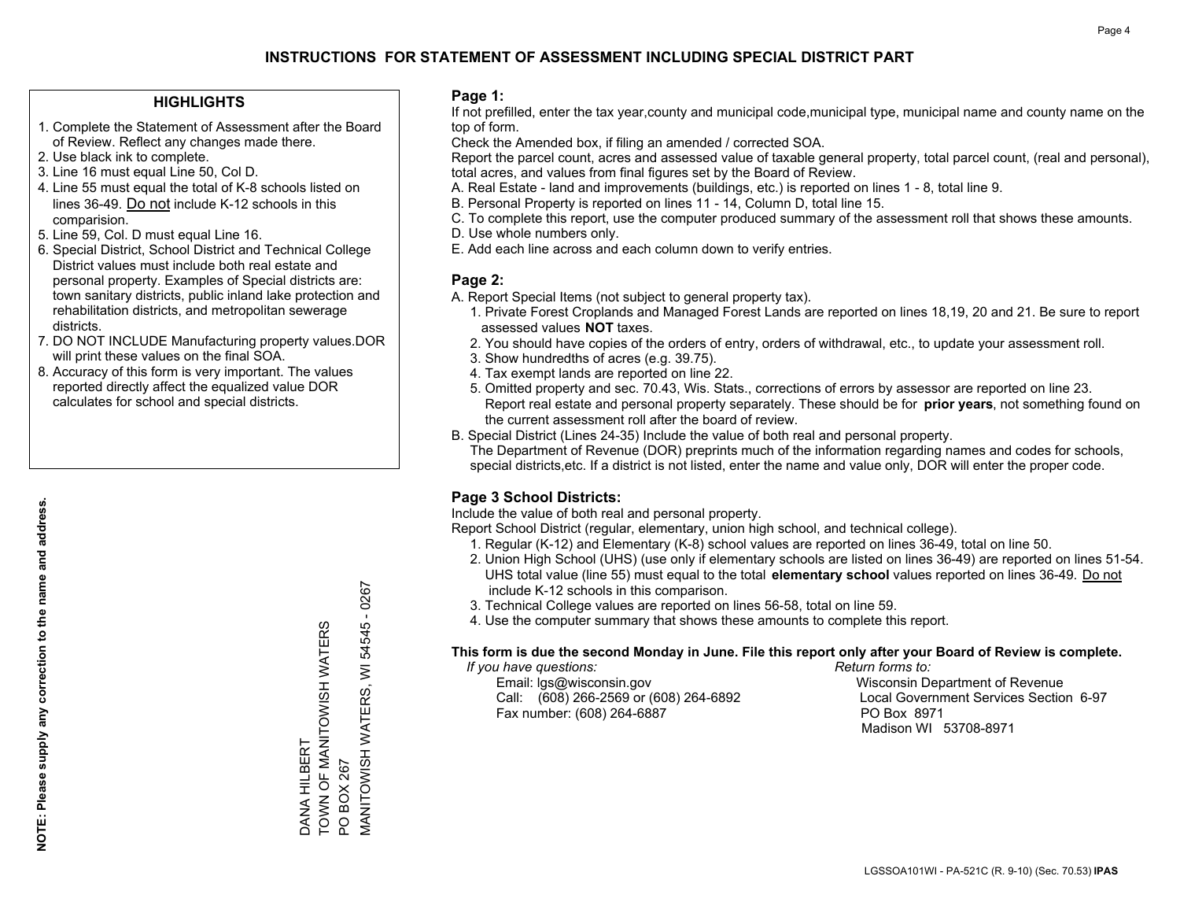# INSTRUCTIONS FOR STATEMENT OF ASSESSMENT INCLUDING SPECIAL DISTRICT PART

## HIGHLIGHTS

1. Complete the Statement of Assessment after the Board of Review. Reflect any changes made there.
2. Use black ink to complete.
3. Line 16 must equal Line 50, Col D.
4. Line 55 must equal the total of K-8 schools listed on lines 36-49. Do not include K-12 schools in this comparision.
5. Line 59, Col. D must equal Line 16.
6. Special District, School District and Technical College District values must include both real estate and personal property. Examples of Special districts are: town sanitary districts, public inland lake protection and rehabilitation districts, and metropolitan sewerage districts.
7. DO NOT INCLUDE Manufacturing property values.DOR will print these values on the final SOA.
8. Accuracy of this form is very important. The values reported directly affect the equalized value DOR calculates for school and special districts.

**NOTE: Please supply any correction to the name and address.**

DANA HILBERT
TOWN OF MANITOWISH WATERS
PO BOX 267
MANITOWISH WATERS, WI 54545 - 0267

## Page 1:

If not prefilled, enter the tax year,county and municipal code,municipal type, municipal name and county name on the top of form.

Check the Amended box, if filing an amended / corrected SOA.

Report the parcel count, acres and assessed value of taxable general property, total parcel count, (real and personal), total acres, and values from final figures set by the Board of Review.

A. Real Estate - land and improvements (buildings, etc.) is reported on lines 1 - 8, total line 9.
B. Personal Property is reported on lines 11 - 14, Column D, total line 15.
C. To complete this report, use the computer produced summary of the assessment roll that shows these amounts.
D. Use whole numbers only.
E. Add each line across and each column down to verify entries.

## Page 2:

A. Report Special Items (not subject to general property tax).
   1. Private Forest Croplands and Managed Forest Lands are reported on lines 18,19, 20 and 21. Be sure to report assessed values **NOT** taxes.
   2. You should have copies of the orders of entry, orders of withdrawal, etc., to update your assessment roll.
   3. Show hundredths of acres (e.g. 39.75).
   4. Tax exempt lands are reported on line 22.
   5. Omitted property and sec. 70.43, Wis. Stats., corrections of errors by assessor are reported on line 23. Report real estate and personal property separately. These should be for **prior years**, not something found on the current assessment roll after the board of review.
B. Special District (Lines 24-35) Include the value of both real and personal property.
   The Department of Revenue (DOR) preprints much of the information regarding names and codes for schools, special districts,etc. If a district is not listed, enter the name and value only, DOR will enter the proper code.

## Page 3 School Districts:

Include the value of both real and personal property.

Report School District (regular, elementary, union high school, and technical college).

1. Regular (K-12) and Elementary (K-8) school values are reported on lines 36-49, total on line 50.
2. Union High School (UHS) (use only if elementary schools are listed on lines 36-49) are reported on lines 51-54. UHS total value (line 55) must equal to the total **elementary school** values reported on lines 36-49. Do not include K-12 schools in this comparison.
3. Technical College values are reported on lines 56-58, total on line 59.
4. Use the computer summary that shows these amounts to complete this report.

**This form is due the second Monday in June. File this report only after your Board of Review is complete.**

*If you have questions:*
Email: lgs@wisconsin.gov
Call: (608) 266-2569 or (608) 264-6892
Fax number: (608) 264-6887

*Return forms to:*
Wisconsin Department of Revenue
Local Government Services Section 6-97
PO Box 8971
Madison WI 53708-8971

LGSSOA101WI - PA-521C (R. 9-10) (Sec. 70.53) **IPAS**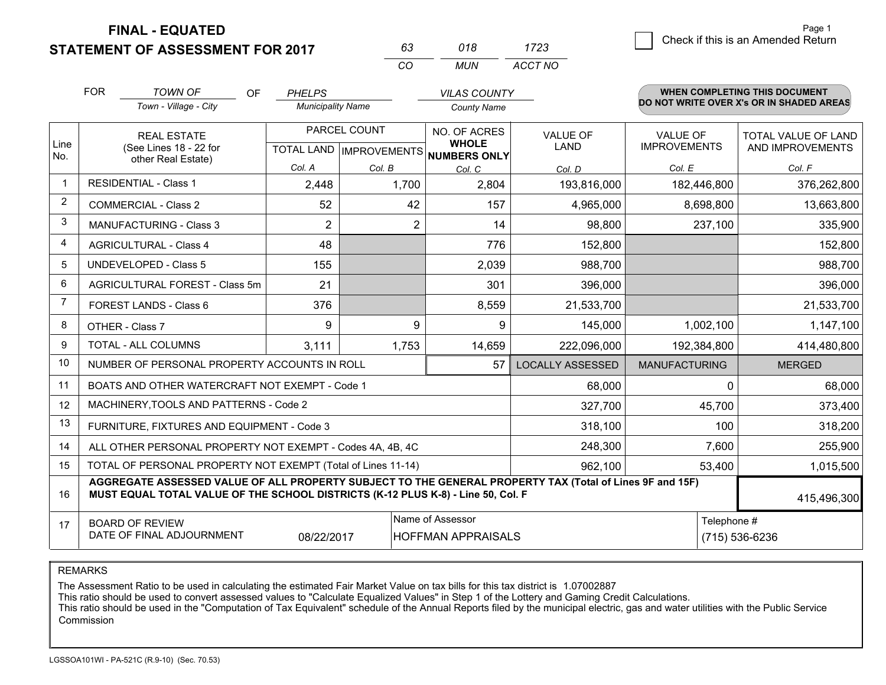**FINAL - EQUATED**
**STATEMENT OF ASSESSMENT FOR 2017**

| 63 | 018 | 1723 |
|---|---|---|
| CO | MUN | ACCT NO |

☐ Check if this is an Amended Return

FOR *TOWN OF* (Town - Village - City) OF *PHELPS* (Municipality Name) *VILAS COUNTY* (County Name)

**WHEN COMPLETING THIS DOCUMENT DO NOT WRITE OVER X's OR IN SHADED AREAS**

| Line No. | REAL ESTATE (See Lines 18 - 22 for other Real Estate) | PARCEL COUNT TOTAL LAND Col. A | PARCEL COUNT IMPROVEMENTS Col. B | NO. OF ACRES WHOLE NUMBERS ONLY Col. C | VALUE OF LAND Col. D | VALUE OF IMPROVEMENTS Col. E | TOTAL VALUE OF LAND AND IMPROVEMENTS Col. F |
|---|---|---|---|---|---|---|---|
| 1 | RESIDENTIAL - Class 1 | 2,448 | 1,700 | 2,804 | 193,816,000 | 182,446,800 | 376,262,800 |
| 2 | COMMERCIAL - Class 2 | 52 | 42 | 157 | 4,965,000 | 8,698,800 | 13,663,800 |
| 3 | MANUFACTURING - Class 3 | 2 | 2 | 14 | 98,800 | 237,100 | 335,900 |
| 4 | AGRICULTURAL - Class 4 | 48 | | 776 | 152,800 | | 152,800 |
| 5 | UNDEVELOPED - Class 5 | 155 | | 2,039 | 988,700 | | 988,700 |
| 6 | AGRICULTURAL FOREST - Class 5m | 21 | | 301 | 396,000 | | 396,000 |
| 7 | FOREST LANDS - Class 6 | 376 | | 8,559 | 21,533,700 | | 21,533,700 |
| 8 | OTHER - Class 7 | 9 | 9 | 9 | 145,000 | 1,002,100 | 1,147,100 |
| 9 | TOTAL - ALL COLUMNS | 3,111 | 1,753 | 14,659 | 222,096,000 | 192,384,800 | 414,480,800 |
| 10 | NUMBER OF PERSONAL PROPERTY ACCOUNTS IN ROLL | | | 57 | LOCALLY ASSESSED | MANUFACTURING | MERGED |
| 11 | BOATS AND OTHER WATERCRAFT NOT EXEMPT - Code 1 | | | | 68,000 | 0 | 68,000 |
| 12 | MACHINERY,TOOLS AND PATTERNS - Code 2 | | | | 327,700 | 45,700 | 373,400 |
| 13 | FURNITURE, FIXTURES AND EQUIPMENT - Code 3 | | | | 318,100 | 100 | 318,200 |
| 14 | ALL OTHER PERSONAL PROPERTY NOT EXEMPT - Codes 4A, 4B, 4C | | | | 248,300 | 7,600 | 255,900 |
| 15 | TOTAL OF PERSONAL PROPERTY NOT EXEMPT (Total of Lines 11-14) | | | | 962,100 | 53,400 | 1,015,500 |
| 16 | **AGGREGATE ASSESSED VALUE OF ALL PROPERTY SUBJECT TO THE GENERAL PROPERTY TAX (Total of Lines 9F and 15F) MUST EQUAL TOTAL VALUE OF THE SCHOOL DISTRICTS (K-12 PLUS K-8) - Line 50, Col. F** | | | | | | 415,496,300 |
| 17 | BOARD OF REVIEW DATE OF FINAL ADJOURNMENT | 08/22/2017 | | Name of Assessor: HOFFMAN APPRAISALS | | | Telephone #: (715) 536-6236 |

REMARKS

The Assessment Ratio to be used in calculating the estimated Fair Market Value on tax bills for this tax district is 1.07002887
This ratio should be used to convert assessed values to "Calculate Equalized Values" in Step 1 of the Lottery and Gaming Credit Calculations.
This ratio should be used in the "Computation of Tax Equivalent" schedule of the Annual Reports filed by the municipal electric, gas and water utilities with the Public Service Commission

LGSSOA101WI - PA-521C (R.9-10) (Sec. 70.53)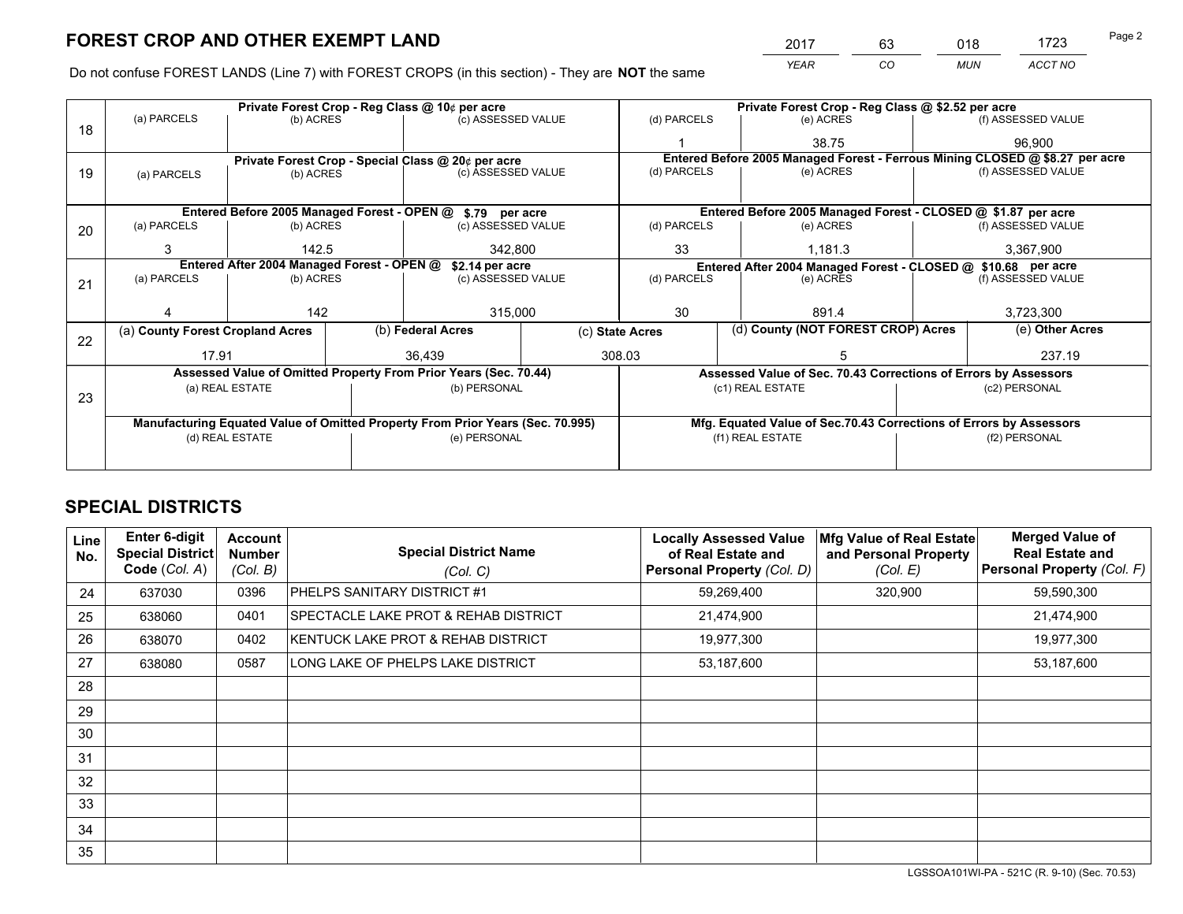# FOREST CROP AND OTHER EXEMPT LAND

| 2017 | 63 | 018 | 1723 |
|---|---|---|---|
| *YEAR* | *CO* | *MUN* | *ACCT NO* |

Do not confuse FOREST LANDS (Line 7) with FOREST CROPS (in this section) - They are **NOT** the same

| Line | | | | | | |
|---|---|---|---|---|---|---|
| 18 | Private Forest Crop - Reg Class @ 10¢ per acre | | | Private Forest Crop - Reg Class @ $2.52 per acre | | |
| | (a) PARCELS | (b) ACRES | (c) ASSESSED VALUE | (d) PARCELS | (e) ACRES | (f) ASSESSED VALUE |
| | | | | 1 | 38.75 | 96,900 |
| 19 | Private Forest Crop - Special Class @ 20¢ per acre | | | Entered Before 2005 Managed Forest - Ferrous Mining CLOSED @ $8.27 per acre | | |
| | (a) PARCELS | (b) ACRES | (c) ASSESSED VALUE | (d) PARCELS | (e) ACRES | (f) ASSESSED VALUE |
| | | | | | | |
| 20 | Entered Before 2005 Managed Forest - OPEN @ $.79 per acre | | | Entered Before 2005 Managed Forest - CLOSED @ $1.87 per acre | | |
| | (a) PARCELS | (b) ACRES | (c) ASSESSED VALUE | (d) PARCELS | (e) ACRES | (f) ASSESSED VALUE |
| | 3 | 142.5 | 342,800 | 33 | 1,181.3 | 3,367,900 |
| 21 | Entered After 2004 Managed Forest - OPEN @ $2.14 per acre | | | Entered After 2004 Managed Forest - CLOSED @ $10.68 per acre | | |
| | (a) PARCELS | (b) ACRES | (c) ASSESSED VALUE | (d) PARCELS | (e) ACRES | (f) ASSESSED VALUE |
| | 4 | 142 | 315,000 | 30 | 891.4 | 3,723,300 |

| Line | (a) County Forest Cropland Acres | (b) Federal Acres | (c) State Acres | (d) County (NOT FOREST CROP) Acres | (e) Other Acres |
|---|---|---|---|---|---|
| 22 | 17.91 | 36,439 | 308.03 | 5 | 237.19 |

| Line | Assessed Value of Omitted Property From Prior Years (Sec. 70.44) | | Assessed Value of Sec. 70.43 Corrections of Errors by Assessors | |
|---|---|---|---|---|
| 23 | (a) REAL ESTATE | (b) PERSONAL | (c1) REAL ESTATE | (c2) PERSONAL |
| | | | | |
| | **Manufacturing Equated Value of Omitted Property From Prior Years (Sec. 70.995)** | | **Mfg. Equated Value of Sec.70.43 Corrections of Errors by Assessors** | |
| | (d) REAL ESTATE | (e) PERSONAL | (f1) REAL ESTATE | (f2) PERSONAL |
| | | | | |

## SPECIAL DISTRICTS

| Line No. | Enter 6-digit Special District Code (*Col. A*) | Account Number (*Col. B*) | Special District Name (*Col. C*) | Locally Assessed Value of Real Estate and Personal Property (*Col. D*) | Mfg Value of Real Estate and Personal Property (*Col. E*) | Merged Value of Real Estate and Personal Property (*Col. F*) |
|---|---|---|---|---|---|---|
| 24 | 637030 | 0396 | PHELPS SANITARY DISTRICT #1 | 59,269,400 | 320,900 | 59,590,300 |
| 25 | 638060 | 0401 | SPECTACLE LAKE PROT & REHAB DISTRICT | 21,474,900 | | 21,474,900 |
| 26 | 638070 | 0402 | KENTUCK LAKE PROT & REHAB DISTRICT | 19,977,300 | | 19,977,300 |
| 27 | 638080 | 0587 | LONG LAKE OF PHELPS LAKE DISTRICT | 53,187,600 | | 53,187,600 |
| 28 | | | | | | |
| 29 | | | | | | |
| 30 | | | | | | |
| 31 | | | | | | |
| 32 | | | | | | |
| 33 | | | | | | |
| 34 | | | | | | |
| 35 | | | | | | |

LGSSOA101WI-PA - 521C (R. 9-10) (Sec. 70.53)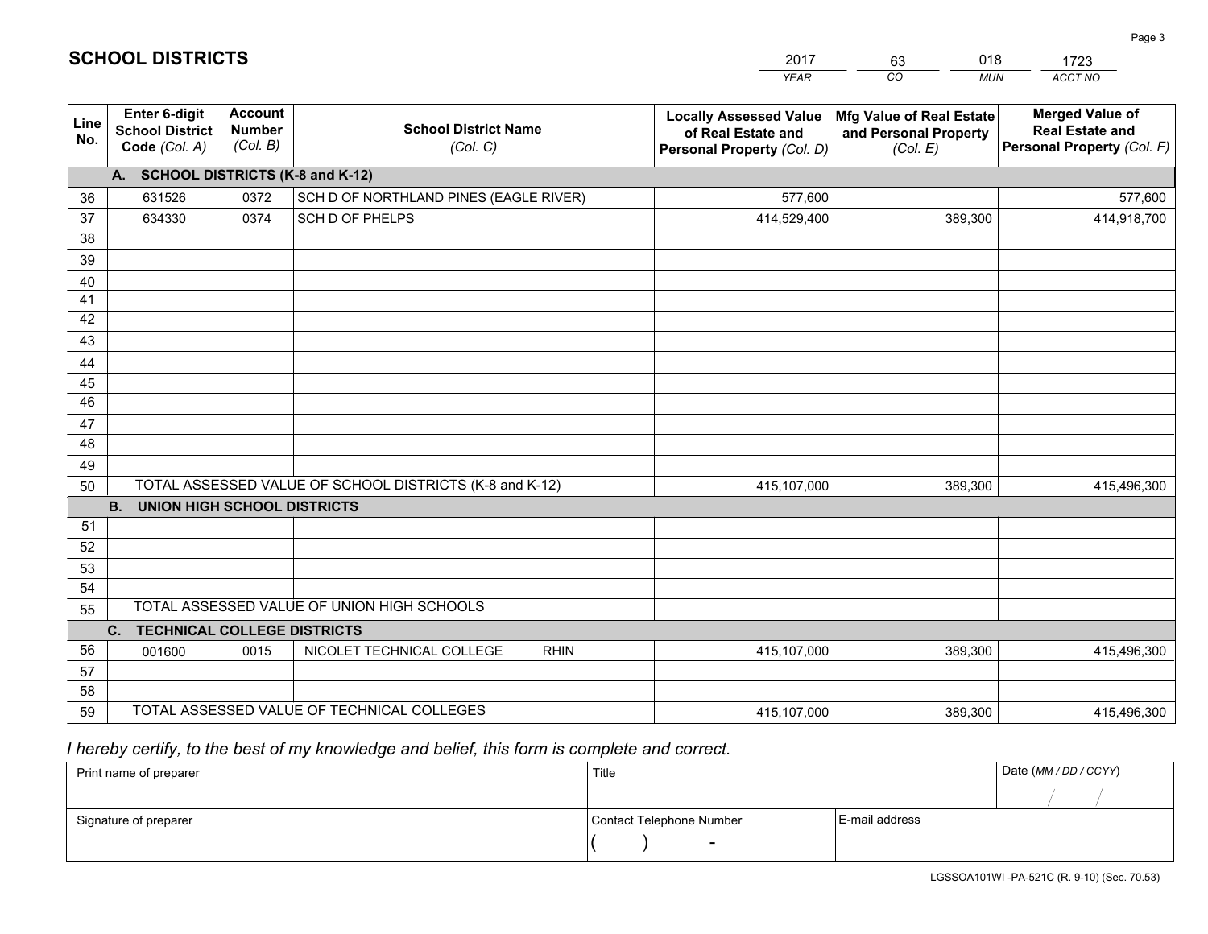# SCHOOL DISTRICTS

| 2017 | 63 | 018 | 1723 |
|---|---|---|---|
| *YEAR* | *CO* | *MUN* | *ACCT NO* |

| Line No. | Enter 6-digit School District Code *(Col. A)* | Account Number *(Col. B)* | School District Name *(Col. C)* | Locally Assessed Value of Real Estate and Personal Property *(Col. D)* | Mfg Value of Real Estate and Personal Property *(Col. E)* | Merged Value of Real Estate and Personal Property *(Col. F)* |
|---|---|---|---|---|---|---|
| **A. SCHOOL DISTRICTS (K-8 and K-12)** | | | | | | |
| 36 | 631526 | 0372 | SCH D OF NORTHLAND PINES (EAGLE RIVER) | 577,600 | | 577,600 |
| 37 | 634330 | 0374 | SCH D OF PHELPS | 414,529,400 | 389,300 | 414,918,700 |
| 38 | | | | | | |
| 39 | | | | | | |
| 40 | | | | | | |
| 41 | | | | | | |
| 42 | | | | | | |
| 43 | | | | | | |
| 44 | | | | | | |
| 45 | | | | | | |
| 46 | | | | | | |
| 47 | | | | | | |
| 48 | | | | | | |
| 49 | | | | | | |
| 50 | TOTAL ASSESSED VALUE OF SCHOOL DISTRICTS (K-8 and K-12) | | | 415,107,000 | 389,300 | 415,496,300 |
| **B. UNION HIGH SCHOOL DISTRICTS** | | | | | | |
| 51 | | | | | | |
| 52 | | | | | | |
| 53 | | | | | | |
| 54 | | | | | | |
| 55 | TOTAL ASSESSED VALUE OF UNION HIGH SCHOOLS | | | | | |
| **C. TECHNICAL COLLEGE DISTRICTS** | | | | | | |
| 56 | 001600 | 0015 | NICOLET TECHNICAL COLLEGE RHIN | 415,107,000 | 389,300 | 415,496,300 |
| 57 | | | | | | |
| 58 | | | | | | |
| 59 | TOTAL ASSESSED VALUE OF TECHNICAL COLLEGES | | | 415,107,000 | 389,300 | 415,496,300 |

*I hereby certify, to the best of my knowledge and belief, this form is complete and correct.*

| Print name of preparer | Title | | Date *(MM / DD / CCYY)* |
|---|---|---|---|
| | | | / / |
| Signature of preparer | Contact Telephone Number | E-mail address | |
| | ( ) - | | |

LGSSOA101WI -PA-521C (R. 9-10) (Sec. 70.53)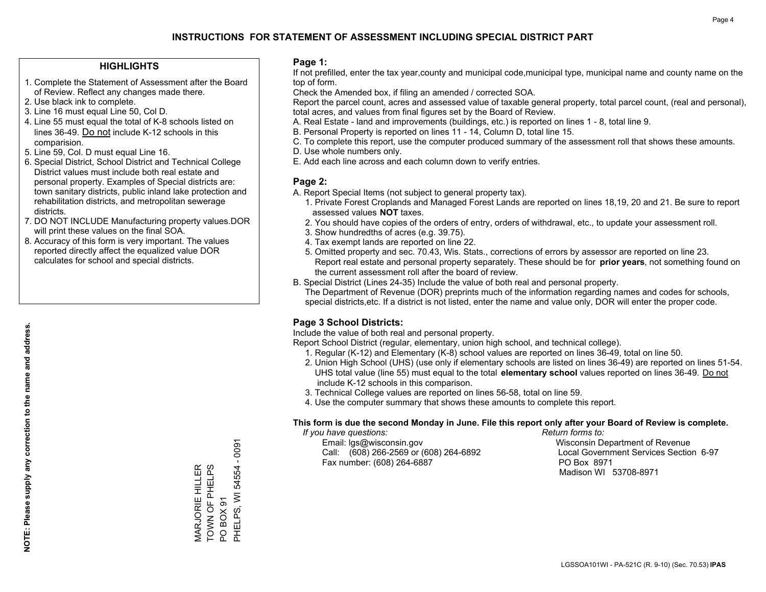# INSTRUCTIONS FOR STATEMENT OF ASSESSMENT INCLUDING SPECIAL DISTRICT PART

## HIGHLIGHTS

1. Complete the Statement of Assessment after the Board of Review. Reflect any changes made there.
2. Use black ink to complete.
3. Line 16 must equal Line 50, Col D.
4. Line 55 must equal the total of K-8 schools listed on lines 36-49. Do not include K-12 schools in this comparision.
5. Line 59, Col. D must equal Line 16.
6. Special District, School District and Technical College District values must include both real estate and personal property. Examples of Special districts are: town sanitary districts, public inland lake protection and rehabilitation districts, and metropolitan sewerage districts.
7. DO NOT INCLUDE Manufacturing property values.DOR will print these values on the final SOA.
8. Accuracy of this form is very important. The values reported directly affect the equalized value DOR calculates for school and special districts.

**NOTE: Please supply any correction to the name and address.**

MARJORIE HILLER
TOWN OF PHELPS
PO BOX 91
PHELPS, WI 54554 - 0091

## Page 1:

If not prefilled, enter the tax year,county and municipal code,municipal type, municipal name and county name on the top of form.

Check the Amended box, if filing an amended / corrected SOA.

Report the parcel count, acres and assessed value of taxable general property, total parcel count, (real and personal), total acres, and values from final figures set by the Board of Review.

A. Real Estate - land and improvements (buildings, etc.) is reported on lines 1 - 8, total line 9.

B. Personal Property is reported on lines 11 - 14, Column D, total line 15.

C. To complete this report, use the computer produced summary of the assessment roll that shows these amounts.

D. Use whole numbers only.

E. Add each line across and each column down to verify entries.

## Page 2:

A. Report Special Items (not subject to general property tax).

1. Private Forest Croplands and Managed Forest Lands are reported on lines 18,19, 20 and 21. Be sure to report assessed values **NOT** taxes.
2. You should have copies of the orders of entry, orders of withdrawal, etc., to update your assessment roll.
3. Show hundredths of acres (e.g. 39.75).
4. Tax exempt lands are reported on line 22.
5. Omitted property and sec. 70.43, Wis. Stats., corrections of errors by assessor are reported on line 23. Report real estate and personal property separately. These should be for **prior years**, not something found on the current assessment roll after the board of review.

B. Special District (Lines 24-35) Include the value of both real and personal property.

The Department of Revenue (DOR) preprints much of the information regarding names and codes for schools, special districts,etc. If a district is not listed, enter the name and value only, DOR will enter the proper code.

## Page 3 School Districts:

Include the value of both real and personal property.

Report School District (regular, elementary, union high school, and technical college).

1. Regular (K-12) and Elementary (K-8) school values are reported on lines 36-49, total on line 50.
2. Union High School (UHS) (use only if elementary schools are listed on lines 36-49) are reported on lines 51-54. UHS total value (line 55) must equal to the total **elementary school** values reported on lines 36-49. Do not include K-12 schools in this comparison.
3. Technical College values are reported on lines 56-58, total on line 59.
4. Use the computer summary that shows these amounts to complete this report.

**This form is due the second Monday in June. File this report only after your Board of Review is complete.**

*If you have questions:*

Email: lgs@wisconsin.gov
Call: (608) 266-2569 or (608) 264-6892
Fax number: (608) 264-6887

*Return forms to:*

Wisconsin Department of Revenue
Local Government Services Section 6-97
PO Box 8971
Madison WI 53708-8971

LGSSOA101WI - PA-521C (R. 9-10) (Sec. 70.53) **IPAS**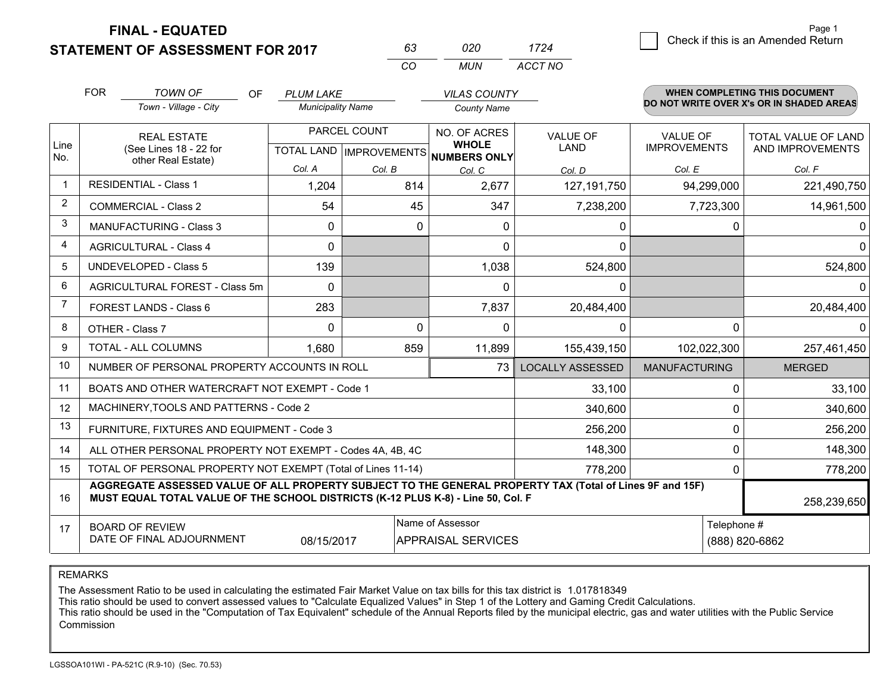# FINAL - EQUATED
# STATEMENT OF ASSESSMENT FOR 2017

| 63 | 020 | 1724 |
|---|---|---|
| CO | MUN | ACCT NO |

☐ Check if this is an Amended Return

FOR *TOWN OF* (Town - Village - City) OF *PLUM LAKE* (Municipality Name) *VILAS COUNTY* (County Name)

**WHEN COMPLETING THIS DOCUMENT DO NOT WRITE OVER X's OR IN SHADED AREAS**

| Line No. | REAL ESTATE (See Lines 18 - 22 for other Real Estate) | PARCEL COUNT TOTAL LAND Col. A | PARCEL COUNT IMPROVEMENTS Col. B | NO. OF ACRES WHOLE NUMBERS ONLY Col. C | VALUE OF LAND Col. D | VALUE OF IMPROVEMENTS Col. E | TOTAL VALUE OF LAND AND IMPROVEMENTS Col. F |
|---|---|---|---|---|---|---|---|
| 1 | RESIDENTIAL - Class 1 | 1,204 | 814 | 2,677 | 127,191,750 | 94,299,000 | 221,490,750 |
| 2 | COMMERCIAL - Class 2 | 54 | 45 | 347 | 7,238,200 | 7,723,300 | 14,961,500 |
| 3 | MANUFACTURING - Class 3 | 0 | 0 | 0 | 0 | 0 | 0 |
| 4 | AGRICULTURAL - Class 4 | 0 | | 0 | 0 | | 0 |
| 5 | UNDEVELOPED - Class 5 | 139 | | 1,038 | 524,800 | | 524,800 |
| 6 | AGRICULTURAL FOREST - Class 5m | 0 | | 0 | 0 | | 0 |
| 7 | FOREST LANDS - Class 6 | 283 | | 7,837 | 20,484,400 | | 20,484,400 |
| 8 | OTHER - Class 7 | 0 | 0 | 0 | 0 | 0 | 0 |
| 9 | TOTAL - ALL COLUMNS | 1,680 | 859 | 11,899 | 155,439,150 | 102,022,300 | 257,461,450 |
| 10 | NUMBER OF PERSONAL PROPERTY ACCOUNTS IN ROLL | | | 73 | LOCALLY ASSESSED | MANUFACTURING | MERGED |
| 11 | BOATS AND OTHER WATERCRAFT NOT EXEMPT - Code 1 | | | | 33,100 | 0 | 33,100 |
| 12 | MACHINERY,TOOLS AND PATTERNS - Code 2 | | | | 340,600 | 0 | 340,600 |
| 13 | FURNITURE, FIXTURES AND EQUIPMENT - Code 3 | | | | 256,200 | 0 | 256,200 |
| 14 | ALL OTHER PERSONAL PROPERTY NOT EXEMPT - Codes 4A, 4B, 4C | | | | 148,300 | 0 | 148,300 |
| 15 | TOTAL OF PERSONAL PROPERTY NOT EXEMPT (Total of Lines 11-14) | | | | 778,200 | 0 | 778,200 |
| 16 | **AGGREGATE ASSESSED VALUE OF ALL PROPERTY SUBJECT TO THE GENERAL PROPERTY TAX (Total of Lines 9F and 15F) MUST EQUAL TOTAL VALUE OF THE SCHOOL DISTRICTS (K-12 PLUS K-8) - Line 50, Col. F** | | | | | | 258,239,650 |
| 17 | BOARD OF REVIEW DATE OF FINAL ADJOURNMENT | 08/15/2017 | Name of Assessor: APPRAISAL SERVICES | | | Telephone #: (888) 820-6862 | |

REMARKS

The Assessment Ratio to be used in calculating the estimated Fair Market Value on tax bills for this tax district is 1.017818349
This ratio should be used to convert assessed values to "Calculate Equalized Values" in Step 1 of the Lottery and Gaming Credit Calculations.
This ratio should be used in the "Computation of Tax Equivalent" schedule of the Annual Reports filed by the municipal electric, gas and water utilities with the Public Service Commission

LGSSOA101WI - PA-521C (R.9-10) (Sec. 70.53)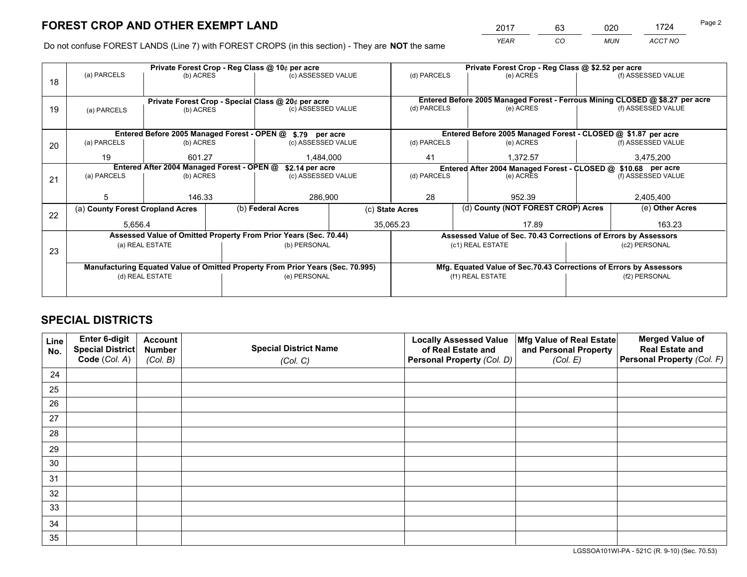# FOREST CROP AND OTHER EXEMPT LAND

| 2017 | 63 | 020 | 1724 |
|---|---|---|---|
| *YEAR* | *CO* | *MUN* | *ACCT NO* |

Do not confuse FOREST LANDS (Line 7) with FOREST CROPS (in this section) - They are **NOT** the same

| Line | Private Forest Crop - Reg Class @ 10¢ per acre | | | Private Forest Crop - Reg Class @ $2.52 per acre | | |
|---|---|---|---|---|---|---|
| 18 | (a) PARCELS | (b) ACRES | (c) ASSESSED VALUE | (d) PARCELS | (e) ACRES | (f) ASSESSED VALUE |
| | | | | | | |
| | **Private Forest Crop - Special Class @ 20¢ per acre** | | | **Entered Before 2005 Managed Forest - Ferrous Mining CLOSED @ $8.27 per acre** | | |
| 19 | (a) PARCELS | (b) ACRES | (c) ASSESSED VALUE | (d) PARCELS | (e) ACRES | (f) ASSESSED VALUE |
| | | | | | | |
| | **Entered Before 2005 Managed Forest - OPEN @ $.79 per acre** | | | **Entered Before 2005 Managed Forest - CLOSED @ $1.87 per acre** | | |
| 20 | (a) PARCELS | (b) ACRES | (c) ASSESSED VALUE | (d) PARCELS | (e) ACRES | (f) ASSESSED VALUE |
| | 19 | 601.27 | 1,484,000 | 41 | 1,372.57 | 3,475,200 |
| | **Entered After 2004 Managed Forest - OPEN @ $2.14 per acre** | | | **Entered After 2004 Managed Forest - CLOSED @ $10.68 per acre** | | |
| 21 | (a) PARCELS | (b) ACRES | (c) ASSESSED VALUE | (d) PARCELS | (e) ACRES | (f) ASSESSED VALUE |
| | 5 | 146.33 | 286,900 | 28 | 952.39 | 2,405,400 |

| Line | (a) County Forest Cropland Acres | (b) Federal Acres | (c) State Acres | (d) County (NOT FOREST CROP) Acres | (e) Other Acres |
|---|---|---|---|---|---|
| 22 | 5,656.4 | | 35,065.23 | 17.89 | 163.23 |

| Line | Assessed Value of Omitted Property From Prior Years (Sec. 70.44) | | Assessed Value of Sec. 70.43 Corrections of Errors by Assessors | |
|---|---|---|---|---|
| 23 | (a) REAL ESTATE | (b) PERSONAL | (c1) REAL ESTATE | (c2) PERSONAL |
| | | | | |
| | **Manufacturing Equated Value of Omitted Property From Prior Years (Sec. 70.995)** | | **Mfg. Equated Value of Sec.70.43 Corrections of Errors by Assessors** | |
| | (d) REAL ESTATE | (e) PERSONAL | (f1) REAL ESTATE | (f2) PERSONAL |
| | | | | |

# SPECIAL DISTRICTS

| Line No. | Enter 6-digit Special District Code (*Col. A*) | Account Number (*Col. B*) | Special District Name (*Col. C*) | Locally Assessed Value of Real Estate and Personal Property (*Col. D*) | Mfg Value of Real Estate and Personal Property (*Col. E*) | Merged Value of Real Estate and Personal Property (*Col. F*) |
|---|---|---|---|---|---|---|
| 24 | | | | | | |
| 25 | | | | | | |
| 26 | | | | | | |
| 27 | | | | | | |
| 28 | | | | | | |
| 29 | | | | | | |
| 30 | | | | | | |
| 31 | | | | | | |
| 32 | | | | | | |
| 33 | | | | | | |
| 34 | | | | | | |
| 35 | | | | | | |

LGSSOA101WI-PA - 521C (R. 9-10) (Sec. 70.53)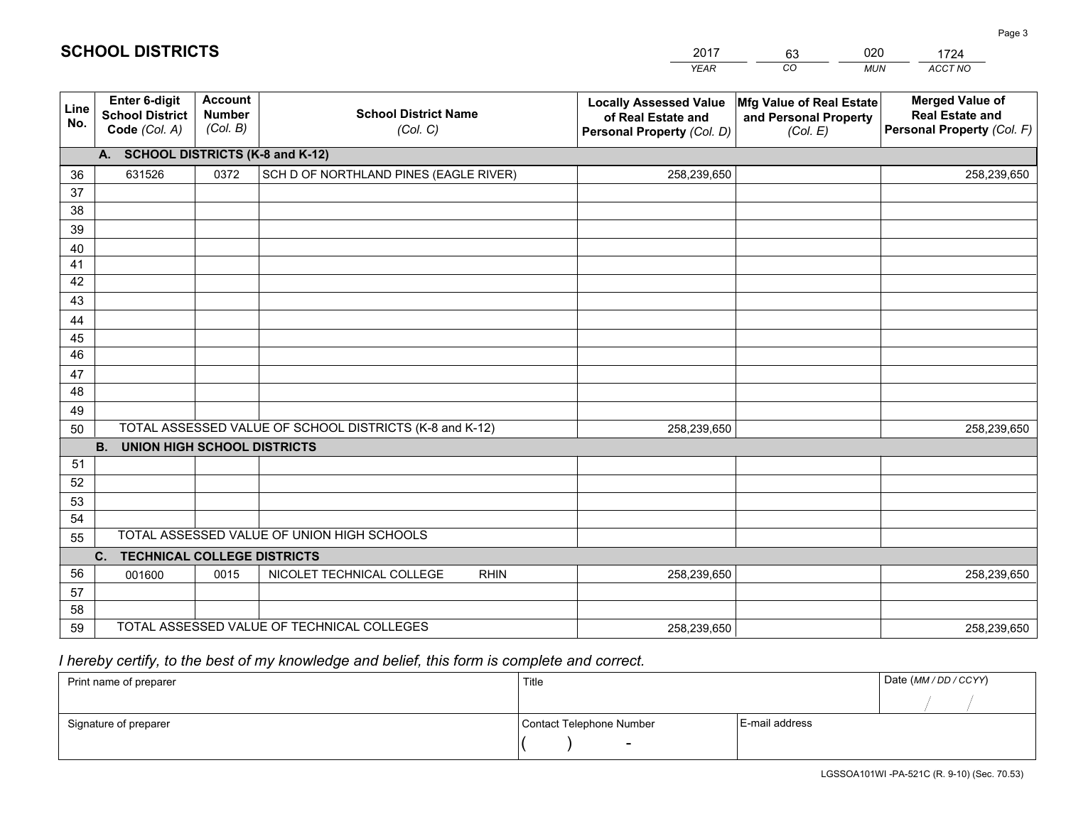# SCHOOL DISTRICTS

| 2017 | 63 | 020 | 1724 |
|---|---|---|---|
| *YEAR* | *CO* | *MUN* | *ACCT NO* |

| Line No. | Enter 6-digit School District Code *(Col. A)* | Account Number *(Col. B)* | School District Name *(Col. C)* | Locally Assessed Value of Real Estate and Personal Property *(Col. D)* | Mfg Value of Real Estate and Personal Property *(Col. E)* | Merged Value of Real Estate and Personal Property *(Col. F)* |
|---|---|---|---|---|---|---|
| | **A. SCHOOL DISTRICTS (K-8 and K-12)** | | | | | |
| 36 | 631526 | 0372 | SCH D OF NORTHLAND PINES (EAGLE RIVER) | 258,239,650 | | 258,239,650 |
| 37 | | | | | | |
| 38 | | | | | | |
| 39 | | | | | | |
| 40 | | | | | | |
| 41 | | | | | | |
| 42 | | | | | | |
| 43 | | | | | | |
| 44 | | | | | | |
| 45 | | | | | | |
| 46 | | | | | | |
| 47 | | | | | | |
| 48 | | | | | | |
| 49 | | | | | | |
| 50 | TOTAL ASSESSED VALUE OF SCHOOL DISTRICTS (K-8 and K-12) | | | 258,239,650 | | 258,239,650 |
| | **B. UNION HIGH SCHOOL DISTRICTS** | | | | | |
| 51 | | | | | | |
| 52 | | | | | | |
| 53 | | | | | | |
| 54 | | | | | | |
| 55 | TOTAL ASSESSED VALUE OF UNION HIGH SCHOOLS | | | | | |
| | **C. TECHNICAL COLLEGE DISTRICTS** | | | | | |
| 56 | 001600 | 0015 | NICOLET TECHNICAL COLLEGE RHIN | 258,239,650 | | 258,239,650 |
| 57 | | | | | | |
| 58 | | | | | | |
| 59 | TOTAL ASSESSED VALUE OF TECHNICAL COLLEGES | | | 258,239,650 | | 258,239,650 |

*I hereby certify, to the best of my knowledge and belief, this form is complete and correct.*

| Print name of preparer | Title | | Date *(MM / DD / CCYY)* |
|---|---|---|---|
| | | | / / |
| Signature of preparer | Contact Telephone Number | E-mail address | |
| | ( ) - | | |

LGSSOA101WI -PA-521C (R. 9-10) (Sec. 70.53)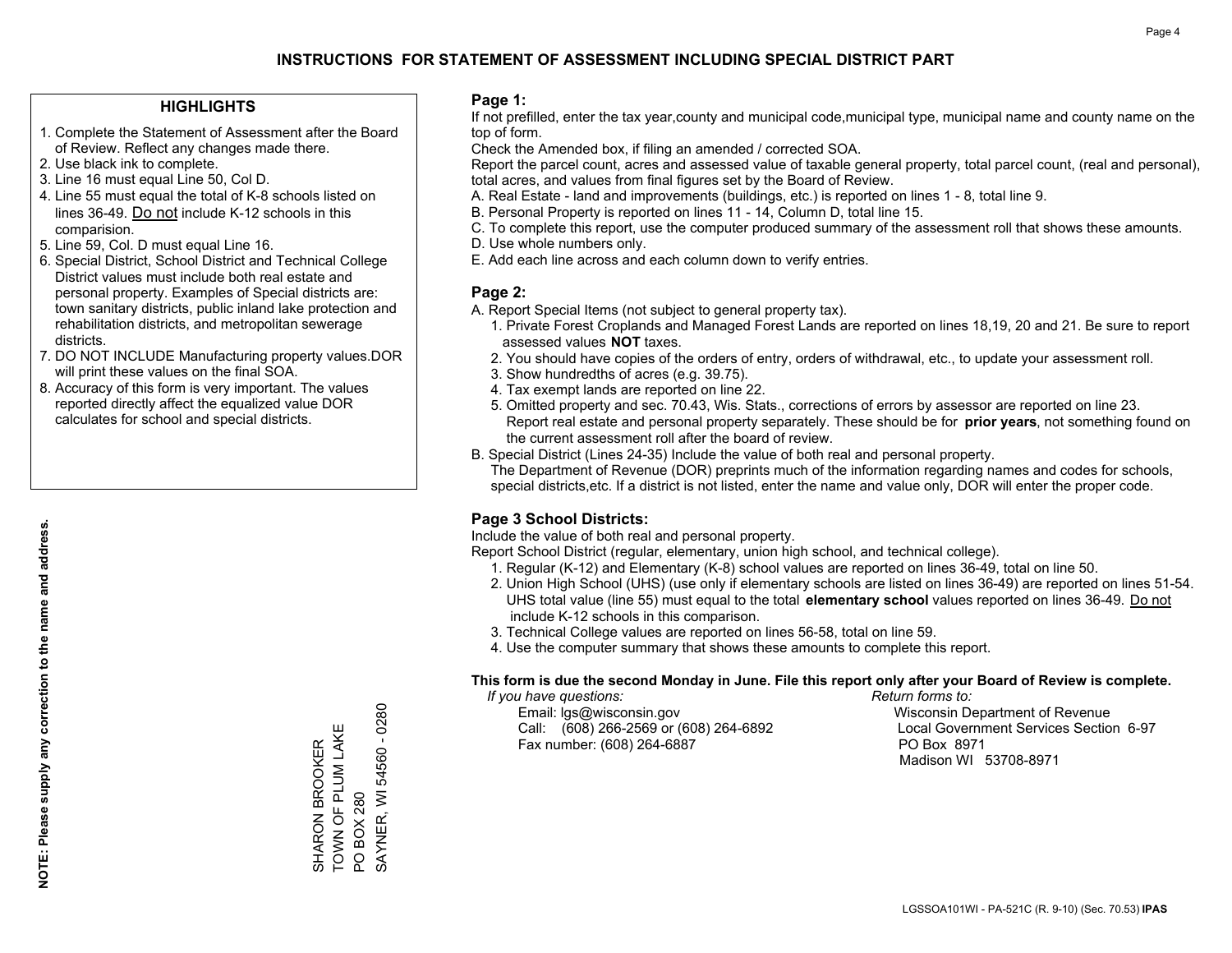# INSTRUCTIONS FOR STATEMENT OF ASSESSMENT INCLUDING SPECIAL DISTRICT PART

## HIGHLIGHTS

1. Complete the Statement of Assessment after the Board of Review. Reflect any changes made there.
2. Use black ink to complete.
3. Line 16 must equal Line 50, Col D.
4. Line 55 must equal the total of K-8 schools listed on lines 36-49. Do not include K-12 schools in this comparision.
5. Line 59, Col. D must equal Line 16.
6. Special District, School District and Technical College District values must include both real estate and personal property. Examples of Special districts are: town sanitary districts, public inland lake protection and rehabilitation districts, and metropolitan sewerage districts.
7. DO NOT INCLUDE Manufacturing property values.DOR will print these values on the final SOA.
8. Accuracy of this form is very important. The values reported directly affect the equalized value DOR calculates for school and special districts.

**NOTE: Please supply any correction to the name and address.**

SHARON BROOKER
TOWN OF PLUM LAKE
PO BOX 280
SAYNER, WI 54560 - 0280

## Page 1:

If not prefilled, enter the tax year,county and municipal code,municipal type, municipal name and county name on the top of form.

Check the Amended box, if filing an amended / corrected SOA.

Report the parcel count, acres and assessed value of taxable general property, total parcel count, (real and personal), total acres, and values from final figures set by the Board of Review.

A. Real Estate - land and improvements (buildings, etc.) is reported on lines 1 - 8, total line 9.
B. Personal Property is reported on lines 11 - 14, Column D, total line 15.
C. To complete this report, use the computer produced summary of the assessment roll that shows these amounts.
D. Use whole numbers only.
E. Add each line across and each column down to verify entries.

## Page 2:

A. Report Special Items (not subject to general property tax).
   1. Private Forest Croplands and Managed Forest Lands are reported on lines 18,19, 20 and 21. Be sure to report assessed values **NOT** taxes.
   2. You should have copies of the orders of entry, orders of withdrawal, etc., to update your assessment roll.
   3. Show hundredths of acres (e.g. 39.75).
   4. Tax exempt lands are reported on line 22.
   5. Omitted property and sec. 70.43, Wis. Stats., corrections of errors by assessor are reported on line 23. Report real estate and personal property separately. These should be for **prior years**, not something found on the current assessment roll after the board of review.
B. Special District (Lines 24-35) Include the value of both real and personal property.
   The Department of Revenue (DOR) preprints much of the information regarding names and codes for schools, special districts,etc. If a district is not listed, enter the name and value only, DOR will enter the proper code.

## Page 3 School Districts:

Include the value of both real and personal property.

Report School District (regular, elementary, union high school, and technical college).

1. Regular (K-12) and Elementary (K-8) school values are reported on lines 36-49, total on line 50.
2. Union High School (UHS) (use only if elementary schools are listed on lines 36-49) are reported on lines 51-54. UHS total value (line 55) must equal to the total **elementary school** values reported on lines 36-49. Do not include K-12 schools in this comparison.
3. Technical College values are reported on lines 56-58, total on line 59.
4. Use the computer summary that shows these amounts to complete this report.

**This form is due the second Monday in June. File this report only after your Board of Review is complete.**

*If you have questions:*
Email: lgs@wisconsin.gov
Call: (608) 266-2569 or (608) 264-6892
Fax number: (608) 264-6887

*Return forms to:*
Wisconsin Department of Revenue
Local Government Services Section 6-97
PO Box 8971
Madison WI 53708-8971

LGSSOA101WI - PA-521C (R. 9-10) (Sec. 70.53) **IPAS**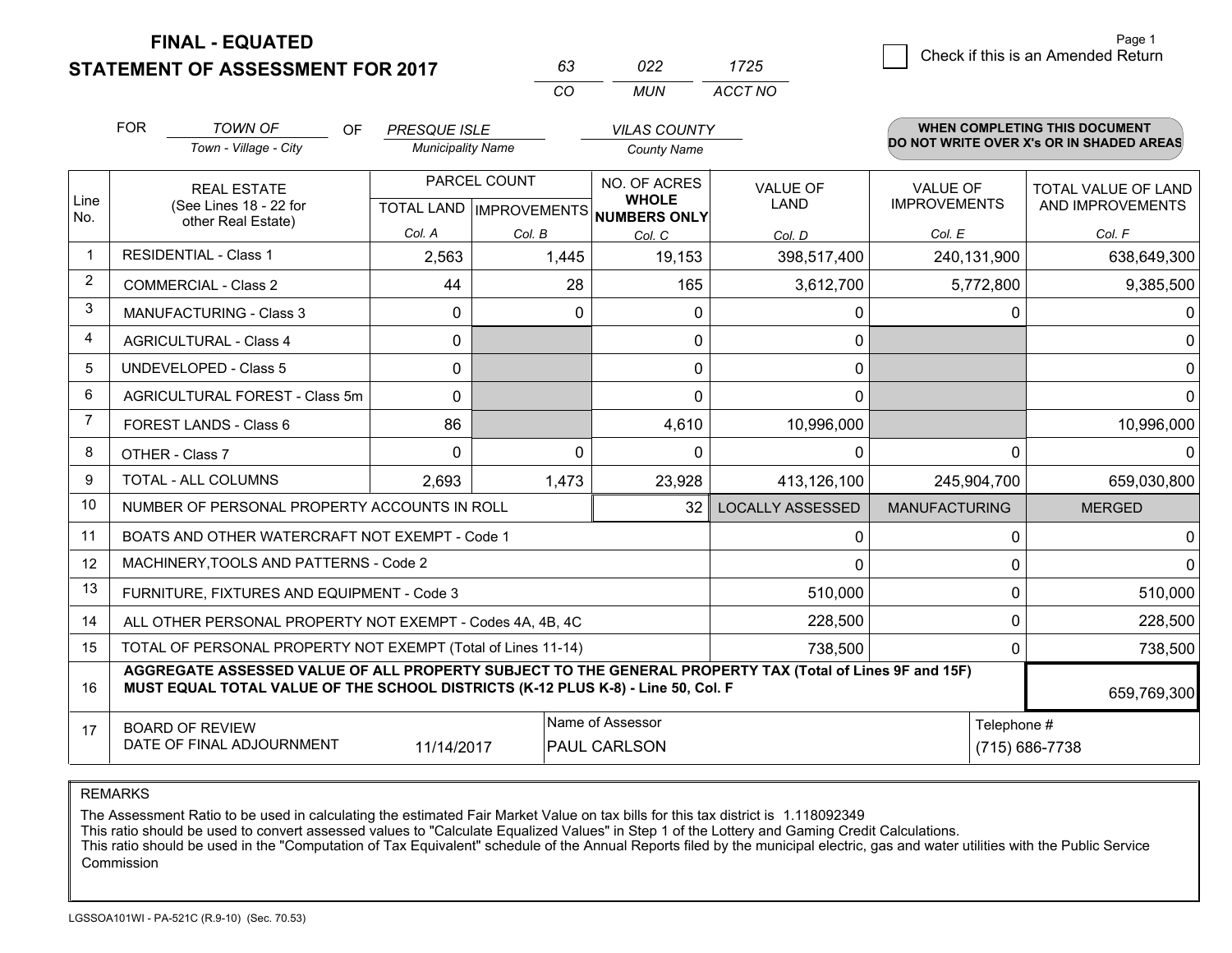# FINAL - EQUATED
## STATEMENT OF ASSESSMENT FOR 2017

| 63 | 022 | 1725 |
|---|---|---|
| CO | MUN | ACCT NO |

Page 1

☐ Check if this is an Amended Return

FOR *TOWN OF* (Town - Village - City) OF *PRESQUE ISLE* (Municipality Name) *VILAS COUNTY* (County Name)

**WHEN COMPLETING THIS DOCUMENT DO NOT WRITE OVER X's OR IN SHADED AREAS**

| Line No. | REAL ESTATE (See Lines 18 - 22 for other Real Estate) | PARCEL COUNT TOTAL LAND Col. A | PARCEL COUNT IMPROVEMENTS Col. B | NO. OF ACRES WHOLE NUMBERS ONLY Col. C | VALUE OF LAND Col. D | VALUE OF IMPROVEMENTS Col. E | TOTAL VALUE OF LAND AND IMPROVEMENTS Col. F |
|---|---|---|---|---|---|---|---|
| 1 | RESIDENTIAL - Class 1 | 2,563 | 1,445 | 19,153 | 398,517,400 | 240,131,900 | 638,649,300 |
| 2 | COMMERCIAL - Class 2 | 44 | 28 | 165 | 3,612,700 | 5,772,800 | 9,385,500 |
| 3 | MANUFACTURING - Class 3 | 0 | 0 | 0 | 0 | 0 | 0 |
| 4 | AGRICULTURAL - Class 4 | 0 | | 0 | 0 | | 0 |
| 5 | UNDEVELOPED - Class 5 | 0 | | 0 | 0 | | 0 |
| 6 | AGRICULTURAL FOREST - Class 5m | 0 | | 0 | 0 | | 0 |
| 7 | FOREST LANDS - Class 6 | 86 | | 4,610 | 10,996,000 | | 10,996,000 |
| 8 | OTHER - Class 7 | 0 | 0 | 0 | 0 | 0 | 0 |
| 9 | TOTAL - ALL COLUMNS | 2,693 | 1,473 | 23,928 | 413,126,100 | 245,904,700 | 659,030,800 |
| 10 | NUMBER OF PERSONAL PROPERTY ACCOUNTS IN ROLL | | | 32 | LOCALLY ASSESSED | MANUFACTURING | MERGED |
| 11 | BOATS AND OTHER WATERCRAFT NOT EXEMPT - Code 1 | | | | 0 | 0 | 0 |
| 12 | MACHINERY,TOOLS AND PATTERNS - Code 2 | | | | 0 | 0 | 0 |
| 13 | FURNITURE, FIXTURES AND EQUIPMENT - Code 3 | | | | 510,000 | 0 | 510,000 |
| 14 | ALL OTHER PERSONAL PROPERTY NOT EXEMPT - Codes 4A, 4B, 4C | | | | 228,500 | 0 | 228,500 |
| 15 | TOTAL OF PERSONAL PROPERTY NOT EXEMPT (Total of Lines 11-14) | | | | 738,500 | 0 | 738,500 |
| 16 | **AGGREGATE ASSESSED VALUE OF ALL PROPERTY SUBJECT TO THE GENERAL PROPERTY TAX (Total of Lines 9F and 15F) MUST EQUAL TOTAL VALUE OF THE SCHOOL DISTRICTS (K-12 PLUS K-8) - Line 50, Col. F** | | | | | | 659,769,300 |
| 17 | BOARD OF REVIEW DATE OF FINAL ADJOURNMENT | 11/14/2017 | Name of Assessor: PAUL CARLSON | | | Telephone #: (715) 686-7738 | |

REMARKS

The Assessment Ratio to be used in calculating the estimated Fair Market Value on tax bills for this tax district is 1.118092349
This ratio should be used to convert assessed values to "Calculate Equalized Values" in Step 1 of the Lottery and Gaming Credit Calculations.
This ratio should be used in the "Computation of Tax Equivalent" schedule of the Annual Reports filed by the municipal electric, gas and water utilities with the Public Service Commission

LGSSOA101WI - PA-521C (R.9-10) (Sec. 70.53)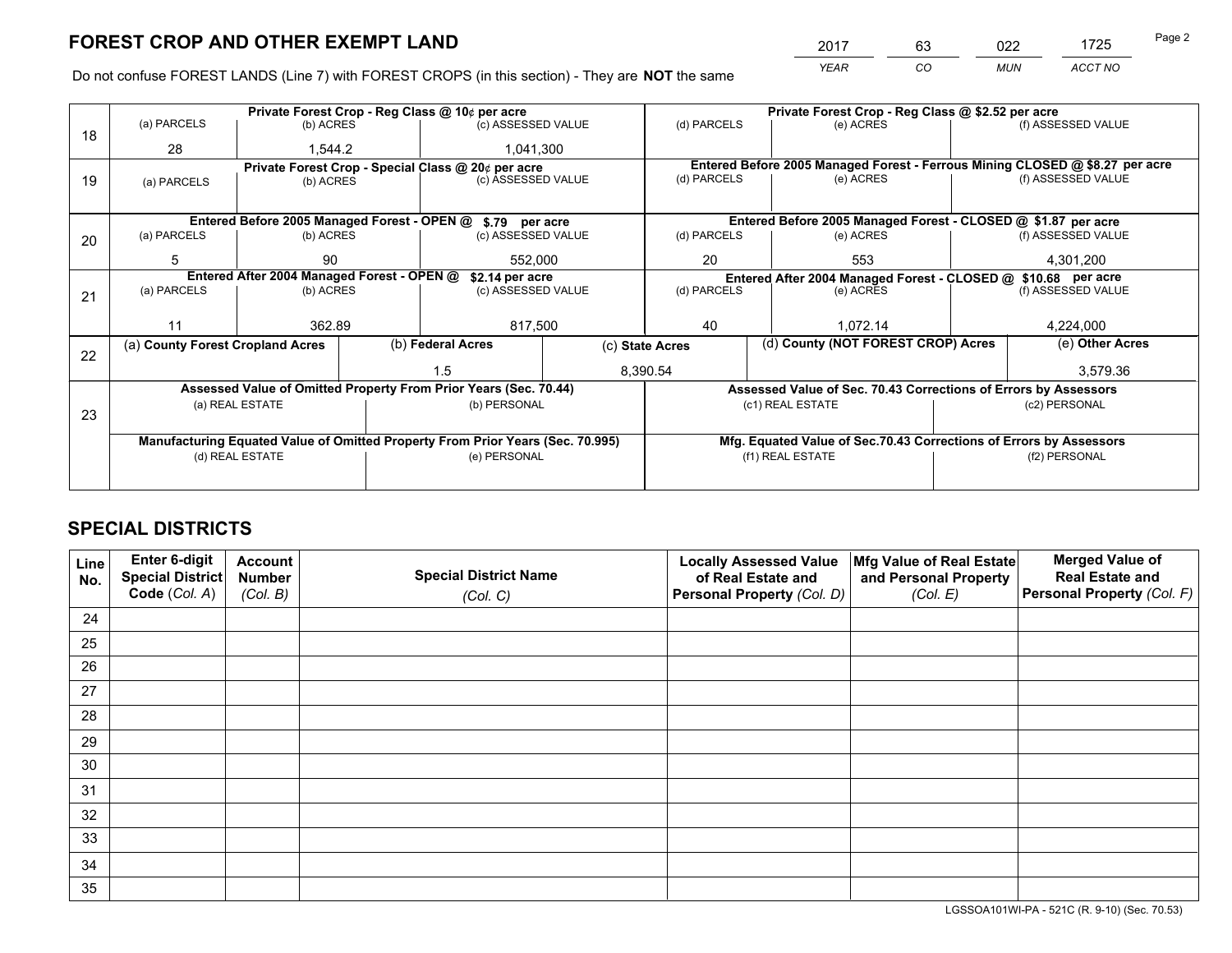# FOREST CROP AND OTHER EXEMPT LAND

| 2017 | 63 | 022 | 1725 |
|---|---|---|---|
| *YEAR* | *CO* | *MUN* | *ACCT NO* |

Do not confuse FOREST LANDS (Line 7) with FOREST CROPS (in this section) - They are **NOT** the same

| Line | Private Forest Crop - Reg Class @ 10¢ per acre | | | Private Forest Crop - Reg Class @ $2.52 per acre | | |
|---|---|---|---|---|---|---|
| | (a) PARCELS | (b) ACRES | (c) ASSESSED VALUE | (d) PARCELS | (e) ACRES | (f) ASSESSED VALUE |
| 18 | 28 | 1,544.2 | 1,041,300 | | | |
| | **Private Forest Crop - Special Class @ 20¢ per acre** | | | **Entered Before 2005 Managed Forest - Ferrous Mining CLOSED @ $8.27 per acre** | | |
| | (a) PARCELS | (b) ACRES | (c) ASSESSED VALUE | (d) PARCELS | (e) ACRES | (f) ASSESSED VALUE |
| 19 | | | | | | |
| | **Entered Before 2005 Managed Forest - OPEN @ $.79 per acre** | | | **Entered Before 2005 Managed Forest - CLOSED @ $1.87 per acre** | | |
| | (a) PARCELS | (b) ACRES | (c) ASSESSED VALUE | (d) PARCELS | (e) ACRES | (f) ASSESSED VALUE |
| 20 | 5 | 90 | 552,000 | 20 | 553 | 4,301,200 |
| | **Entered After 2004 Managed Forest - OPEN @ $2.14 per acre** | | | **Entered After 2004 Managed Forest - CLOSED @ $10.68 per acre** | | |
| | (a) PARCELS | (b) ACRES | (c) ASSESSED VALUE | (d) PARCELS | (e) ACRES | (f) ASSESSED VALUE |
| 21 | 11 | 362.89 | 817,500 | 40 | 1,072.14 | 4,224,000 |

| Line | (a) County Forest Cropland Acres | (b) Federal Acres | (c) State Acres | (d) County (NOT FOREST CROP) Acres | (e) Other Acres |
|---|---|---|---|---|---|
| 22 | | 1.5 | 8,390.54 | | 3,579.36 |

| Line | Assessed Value of Omitted Property From Prior Years (Sec. 70.44) | | Assessed Value of Sec. 70.43 Corrections of Errors by Assessors | |
|---|---|---|---|---|
| | (a) REAL ESTATE | (b) PERSONAL | (c1) REAL ESTATE | (c2) PERSONAL |
| 23 | | | | |
| | **Manufacturing Equated Value of Omitted Property From Prior Years (Sec. 70.995)** | | **Mfg. Equated Value of Sec.70.43 Corrections of Errors by Assessors** | |
| | (d) REAL ESTATE | (e) PERSONAL | (f1) REAL ESTATE | (f2) PERSONAL |
| | | | | |

# SPECIAL DISTRICTS

| Line No. | Enter 6-digit Special District Code (Col. A) | Account Number (Col. B) | Special District Name (Col. C) | Locally Assessed Value of Real Estate and Personal Property (Col. D) | Mfg Value of Real Estate and Personal Property (Col. E) | Merged Value of Real Estate and Personal Property (Col. F) |
|---|---|---|---|---|---|---|
| 24 | | | | | | |
| 25 | | | | | | |
| 26 | | | | | | |
| 27 | | | | | | |
| 28 | | | | | | |
| 29 | | | | | | |
| 30 | | | | | | |
| 31 | | | | | | |
| 32 | | | | | | |
| 33 | | | | | | |
| 34 | | | | | | |
| 35 | | | | | | |

LGSSOA101WI-PA - 521C (R. 9-10) (Sec. 70.53)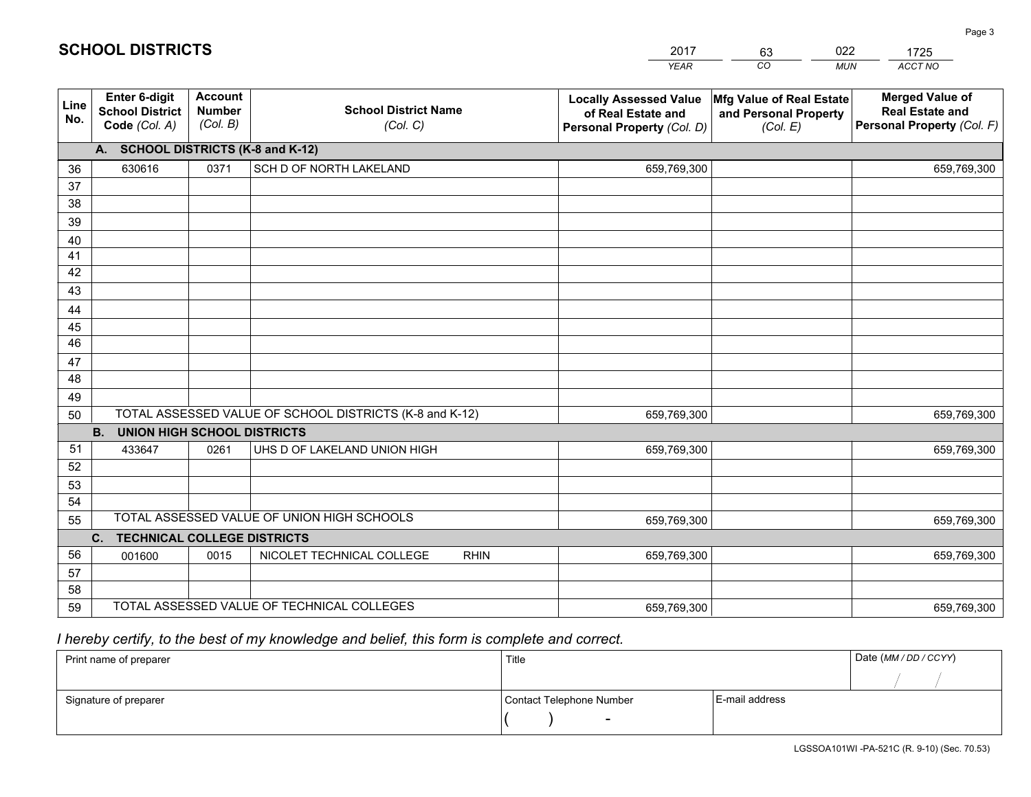# SCHOOL DISTRICTS

| 2017 | 63 | 022 | 1725 |
|---|---|---|---|
| *YEAR* | *CO* | *MUN* | *ACCT NO* |

| Line No. | Enter 6-digit School District Code *(Col. A)* | Account Number *(Col. B)* | School District Name *(Col. C)* | Locally Assessed Value of Real Estate and Personal Property *(Col. D)* | Mfg Value of Real Estate and Personal Property *(Col. E)* | Merged Value of Real Estate and Personal Property *(Col. F)* |
|---|---|---|---|---|---|---|
| **A. SCHOOL DISTRICTS (K-8 and K-12)** | | | | | | |
| 36 | 630616 | 0371 | SCH D OF NORTH LAKELAND | 659,769,300 | | 659,769,300 |
| 37 | | | | | | |
| 38 | | | | | | |
| 39 | | | | | | |
| 40 | | | | | | |
| 41 | | | | | | |
| 42 | | | | | | |
| 43 | | | | | | |
| 44 | | | | | | |
| 45 | | | | | | |
| 46 | | | | | | |
| 47 | | | | | | |
| 48 | | | | | | |
| 49 | | | | | | |
| 50 | TOTAL ASSESSED VALUE OF SCHOOL DISTRICTS (K-8 and K-12) | | | 659,769,300 | | 659,769,300 |
| **B. UNION HIGH SCHOOL DISTRICTS** | | | | | | |
| 51 | 433647 | 0261 | UHS D OF LAKELAND UNION HIGH | 659,769,300 | | 659,769,300 |
| 52 | | | | | | |
| 53 | | | | | | |
| 54 | | | | | | |
| 55 | TOTAL ASSESSED VALUE OF UNION HIGH SCHOOLS | | | 659,769,300 | | 659,769,300 |
| **C. TECHNICAL COLLEGE DISTRICTS** | | | | | | |
| 56 | 001600 | 0015 | NICOLET TECHNICAL COLLEGE RHIN | 659,769,300 | | 659,769,300 |
| 57 | | | | | | |
| 58 | | | | | | |
| 59 | TOTAL ASSESSED VALUE OF TECHNICAL COLLEGES | | | 659,769,300 | | 659,769,300 |

*I hereby certify, to the best of my knowledge and belief, this form is complete and correct.*

| Print name of preparer | Title | | Date *(MM / DD / CCYY)* |
|---|---|---|---|
| | | | / / |
| Signature of preparer | Contact Telephone Number | E-mail address | |
| | ( ) - | | |

LGSSOA101WI -PA-521C (R. 9-10) (Sec. 70.53)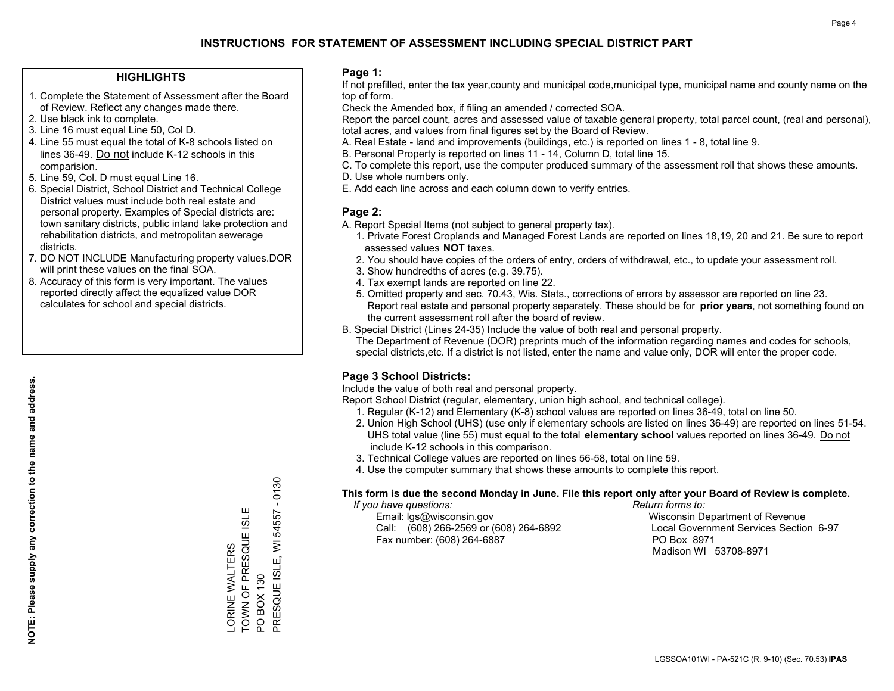# INSTRUCTIONS FOR STATEMENT OF ASSESSMENT INCLUDING SPECIAL DISTRICT PART

## HIGHLIGHTS

1. Complete the Statement of Assessment after the Board of Review. Reflect any changes made there.
2. Use black ink to complete.
3. Line 16 must equal Line 50, Col D.
4. Line 55 must equal the total of K-8 schools listed on lines 36-49. Do not include K-12 schools in this comparision.
5. Line 59, Col. D must equal Line 16.
6. Special District, School District and Technical College District values must include both real estate and personal property. Examples of Special districts are: town sanitary districts, public inland lake protection and rehabilitation districts, and metropolitan sewerage districts.
7. DO NOT INCLUDE Manufacturing property values.DOR will print these values on the final SOA.
8. Accuracy of this form is very important. The values reported directly affect the equalized value DOR calculates for school and special districts.

**NOTE: Please supply any correction to the name and address.**

LORINE WALTERS
TOWN OF PRESQUE ISLE
PO BOX 130
PRESQUE ISLE, WI 54557 - 0130

## Page 1:

If not prefilled, enter the tax year,county and municipal code,municipal type, municipal name and county name on the top of form.

Check the Amended box, if filing an amended / corrected SOA.

Report the parcel count, acres and assessed value of taxable general property, total parcel count, (real and personal), total acres, and values from final figures set by the Board of Review.

A. Real Estate - land and improvements (buildings, etc.) is reported on lines 1 - 8, total line 9.
B. Personal Property is reported on lines 11 - 14, Column D, total line 15.
C. To complete this report, use the computer produced summary of the assessment roll that shows these amounts.
D. Use whole numbers only.
E. Add each line across and each column down to verify entries.

## Page 2:

A. Report Special Items (not subject to general property tax).
   1. Private Forest Croplands and Managed Forest Lands are reported on lines 18,19, 20 and 21. Be sure to report assessed values **NOT** taxes.
   2. You should have copies of the orders of entry, orders of withdrawal, etc., to update your assessment roll.
   3. Show hundredths of acres (e.g. 39.75).
   4. Tax exempt lands are reported on line 22.
   5. Omitted property and sec. 70.43, Wis. Stats., corrections of errors by assessor are reported on line 23. Report real estate and personal property separately. These should be for **prior years**, not something found on the current assessment roll after the board of review.
B. Special District (Lines 24-35) Include the value of both real and personal property.
   The Department of Revenue (DOR) preprints much of the information regarding names and codes for schools, special districts,etc. If a district is not listed, enter the name and value only, DOR will enter the proper code.

## Page 3 School Districts:

Include the value of both real and personal property.

Report School District (regular, elementary, union high school, and technical college).

1. Regular (K-12) and Elementary (K-8) school values are reported on lines 36-49, total on line 50.
2. Union High School (UHS) (use only if elementary schools are listed on lines 36-49) are reported on lines 51-54. UHS total value (line 55) must equal to the total **elementary school** values reported on lines 36-49. Do not include K-12 schools in this comparison.
3. Technical College values are reported on lines 56-58, total on line 59.
4. Use the computer summary that shows these amounts to complete this report.

**This form is due the second Monday in June. File this report only after your Board of Review is complete.**

*If you have questions:*
Email: lgs@wisconsin.gov
Call: (608) 266-2569 or (608) 264-6892
Fax number: (608) 264-6887

*Return forms to:*
Wisconsin Department of Revenue
Local Government Services Section 6-97
PO Box 8971
Madison WI 53708-8971

LGSSOA101WI - PA-521C (R. 9-10) (Sec. 70.53) **IPAS**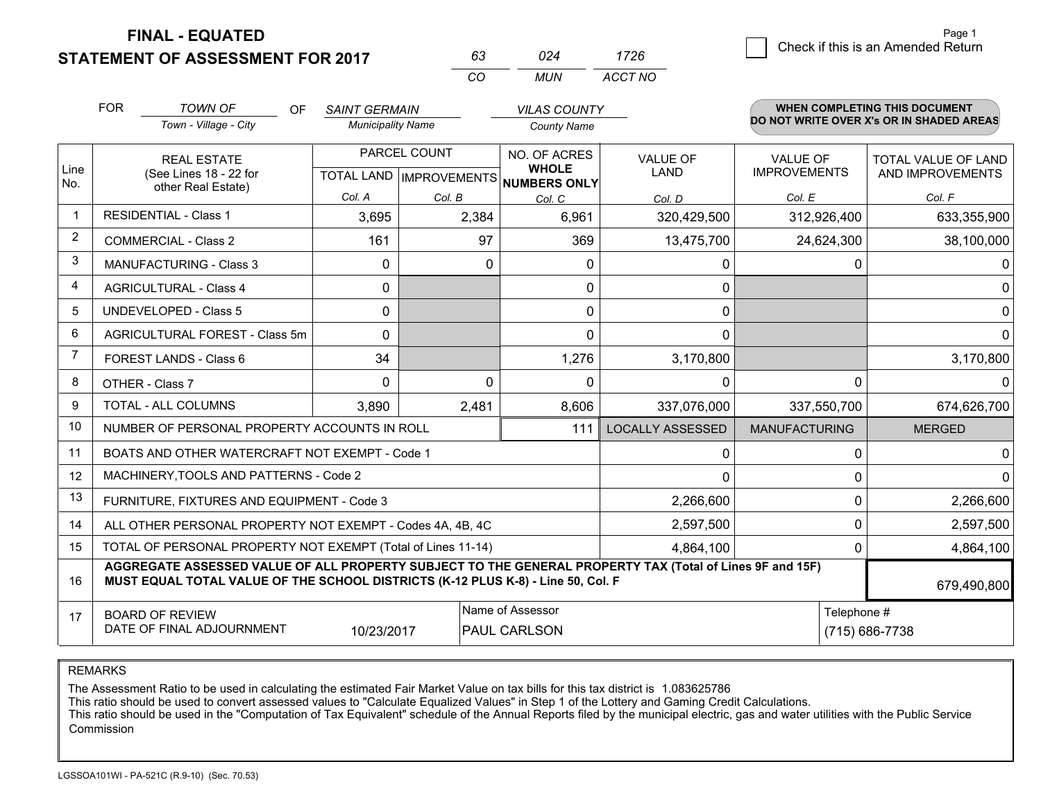**FINAL - EQUATED**
**STATEMENT OF ASSESSMENT FOR 2017**

| 63 | 024 | 1726 |
|---|---|---|
| CO | MUN | ACCT NO |

Page 1

☐ Check if this is an Amended Return

FOR *TOWN OF* (Town - Village - City) OF *SAINT GERMAIN* (Municipality Name) *VILAS COUNTY* (County Name)

**WHEN COMPLETING THIS DOCUMENT DO NOT WRITE OVER X's OR IN SHADED AREAS**

| Line No. | REAL ESTATE (See Lines 18 - 22 for other Real Estate) | PARCEL COUNT TOTAL LAND Col. A | PARCEL COUNT IMPROVEMENTS Col. B | NO. OF ACRES WHOLE NUMBERS ONLY Col. C | VALUE OF LAND Col. D | VALUE OF IMPROVEMENTS Col. E | TOTAL VALUE OF LAND AND IMPROVEMENTS Col. F |
|---|---|---|---|---|---|---|---|
| 1 | RESIDENTIAL - Class 1 | 3,695 | 2,384 | 6,961 | 320,429,500 | 312,926,400 | 633,355,900 |
| 2 | COMMERCIAL - Class 2 | 161 | 97 | 369 | 13,475,700 | 24,624,300 | 38,100,000 |
| 3 | MANUFACTURING - Class 3 | 0 | 0 | 0 | 0 | 0 | 0 |
| 4 | AGRICULTURAL - Class 4 | 0 | | 0 | 0 | | 0 |
| 5 | UNDEVELOPED - Class 5 | 0 | | 0 | 0 | | 0 |
| 6 | AGRICULTURAL FOREST - Class 5m | 0 | | 0 | 0 | | 0 |
| 7 | FOREST LANDS - Class 6 | 34 | | 1,276 | 3,170,800 | | 3,170,800 |
| 8 | OTHER - Class 7 | 0 | 0 | 0 | 0 | 0 | 0 |
| 9 | TOTAL - ALL COLUMNS | 3,890 | 2,481 | 8,606 | 337,076,000 | 337,550,700 | 674,626,700 |
| 10 | NUMBER OF PERSONAL PROPERTY ACCOUNTS IN ROLL | | | 111 | LOCALLY ASSESSED | MANUFACTURING | MERGED |
| 11 | BOATS AND OTHER WATERCRAFT NOT EXEMPT - Code 1 | | | | 0 | 0 | 0 |
| 12 | MACHINERY,TOOLS AND PATTERNS - Code 2 | | | | 0 | 0 | 0 |
| 13 | FURNITURE, FIXTURES AND EQUIPMENT - Code 3 | | | | 2,266,600 | 0 | 2,266,600 |
| 14 | ALL OTHER PERSONAL PROPERTY NOT EXEMPT - Codes 4A, 4B, 4C | | | | 2,597,500 | 0 | 2,597,500 |
| 15 | TOTAL OF PERSONAL PROPERTY NOT EXEMPT (Total of Lines 11-14) | | | | 4,864,100 | 0 | 4,864,100 |
| 16 | **AGGREGATE ASSESSED VALUE OF ALL PROPERTY SUBJECT TO THE GENERAL PROPERTY TAX (Total of Lines 9F and 15F) MUST EQUAL TOTAL VALUE OF THE SCHOOL DISTRICTS (K-12 PLUS K-8) - Line 50, Col. F** | | | | | | 679,490,800 |
| 17 | BOARD OF REVIEW DATE OF FINAL ADJOURNMENT | 10/23/2017 | Name of Assessor | PAUL CARLSON | | Telephone # | (715) 686-7738 |

REMARKS

The Assessment Ratio to be used in calculating the estimated Fair Market Value on tax bills for this tax district is 1.083625786
This ratio should be used to convert assessed values to "Calculate Equalized Values" in Step 1 of the Lottery and Gaming Credit Calculations.
This ratio should be used in the "Computation of Tax Equivalent" schedule of the Annual Reports filed by the municipal electric, gas and water utilities with the Public Service Commission

LGSSOA101WI - PA-521C (R.9-10) (Sec. 70.53)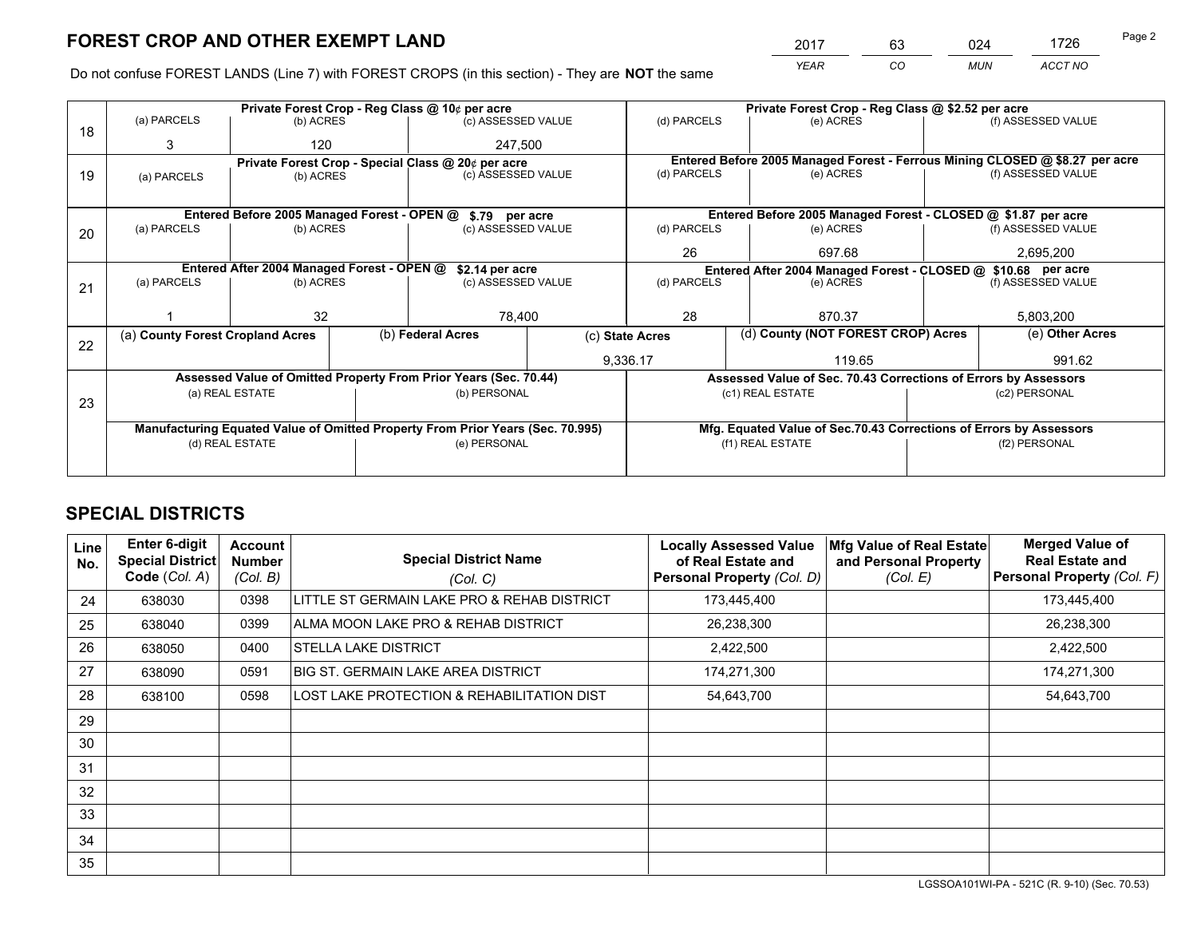# FOREST CROP AND OTHER EXEMPT LAND

| 2017 | 63 | 024 | 1726 |
|---|---|---|---|
| YEAR | CO | MUN | ACCT NO |

Do not confuse FOREST LANDS (Line 7) with FOREST CROPS (in this section) - They are **NOT** the same

| Line | Private Forest Crop - Reg Class @ 10¢ per acre | | | Private Forest Crop - Reg Class @ $2.52 per acre | | |
|---|---|---|---|---|---|---|
| 18 | (a) PARCELS | (b) ACRES | (c) ASSESSED VALUE | (d) PARCELS | (e) ACRES | (f) ASSESSED VALUE |
| | 3 | 120 | 247,500 | | | |
| | **Private Forest Crop - Special Class @ 20¢ per acre** | | | **Entered Before 2005 Managed Forest - Ferrous Mining CLOSED @ $8.27 per acre** | | |
| 19 | (a) PARCELS | (b) ACRES | (c) ASSESSED VALUE | (d) PARCELS | (e) ACRES | (f) ASSESSED VALUE |
| | | | | | | |
| | **Entered Before 2005 Managed Forest - OPEN @ $.79 per acre** | | | **Entered Before 2005 Managed Forest - CLOSED @ $1.87 per acre** | | |
| 20 | (a) PARCELS | (b) ACRES | (c) ASSESSED VALUE | (d) PARCELS | (e) ACRES | (f) ASSESSED VALUE |
| | | | | 26 | 697.68 | 2,695,200 |
| | **Entered After 2004 Managed Forest - OPEN @ $2.14 per acre** | | | **Entered After 2004 Managed Forest - CLOSED @ $10.68 per acre** | | |
| 21 | (a) PARCELS | (b) ACRES | (c) ASSESSED VALUE | (d) PARCELS | (e) ACRES | (f) ASSESSED VALUE |
| | 1 | 32 | 78,400 | 28 | 870.37 | 5,803,200 |

| Line | (a) County Forest Cropland Acres | (b) Federal Acres | (c) State Acres | (d) County (NOT FOREST CROP) Acres | (e) Other Acres |
|---|---|---|---|---|---|
| 22 | | | 9,336.17 | 119.65 | 991.62 |

| Line | Assessed Value of Omitted Property From Prior Years (Sec. 70.44) | | Assessed Value of Sec. 70.43 Corrections of Errors by Assessors | |
|---|---|---|---|---|
| 23 | (a) REAL ESTATE | (b) PERSONAL | (c1) REAL ESTATE | (c2) PERSONAL |
| | | | | |
| | **Manufacturing Equated Value of Omitted Property From Prior Years (Sec. 70.995)** | | **Mfg. Equated Value of Sec.70.43 Corrections of Errors by Assessors** | |
| | (d) REAL ESTATE | (e) PERSONAL | (f1) REAL ESTATE | (f2) PERSONAL |
| | | | | |

# SPECIAL DISTRICTS

| Line No. | Enter 6-digit Special District Code (Col. A) | Account Number (Col. B) | Special District Name (Col. C) | Locally Assessed Value of Real Estate and Personal Property (Col. D) | Mfg Value of Real Estate and Personal Property (Col. E) | Merged Value of Real Estate and Personal Property (Col. F) |
|---|---|---|---|---|---|---|
| 24 | 638030 | 0398 | LITTLE ST GERMAIN LAKE PRO & REHAB DISTRICT | 173,445,400 | | 173,445,400 |
| 25 | 638040 | 0399 | ALMA MOON LAKE PRO & REHAB DISTRICT | 26,238,300 | | 26,238,300 |
| 26 | 638050 | 0400 | STELLA LAKE DISTRICT | 2,422,500 | | 2,422,500 |
| 27 | 638090 | 0591 | BIG ST. GERMAIN LAKE AREA DISTRICT | 174,271,300 | | 174,271,300 |
| 28 | 638100 | 0598 | LOST LAKE PROTECTION & REHABILITATION DIST | 54,643,700 | | 54,643,700 |
| 29 | | | | | | |
| 30 | | | | | | |
| 31 | | | | | | |
| 32 | | | | | | |
| 33 | | | | | | |
| 34 | | | | | | |
| 35 | | | | | | |

LGSSOA101WI-PA - 521C (R. 9-10) (Sec. 70.53)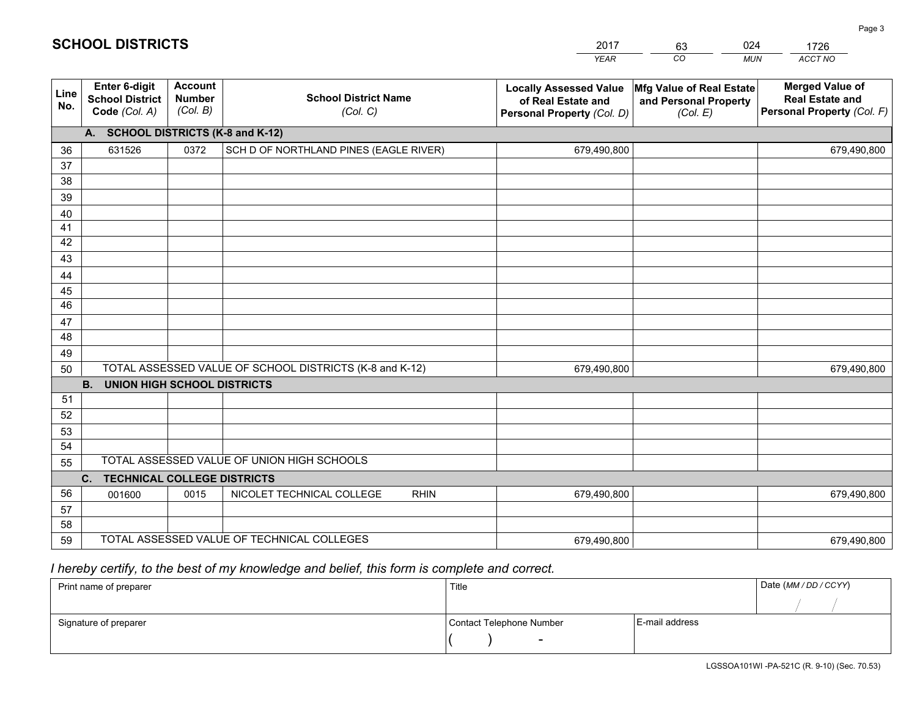# SCHOOL DISTRICTS

| 2017 | 63 | 024 | 1726 |
|---|---|---|---|
| *YEAR* | *CO* | *MUN* | *ACCT NO* |

| Line No. | Enter 6-digit School District Code (Col. A) | Account Number (Col. B) | School District Name (Col. C) | Locally Assessed Value of Real Estate and Personal Property (Col. D) | Mfg Value of Real Estate and Personal Property (Col. E) | Merged Value of Real Estate and Personal Property (Col. F) |
|---|---|---|---|---|---|---|
| **A. SCHOOL DISTRICTS (K-8 and K-12)** | | | | | | |
| 36 | 631526 | 0372 | SCH D OF NORTHLAND PINES (EAGLE RIVER) | 679,490,800 | | 679,490,800 |
| 37 | | | | | | |
| 38 | | | | | | |
| 39 | | | | | | |
| 40 | | | | | | |
| 41 | | | | | | |
| 42 | | | | | | |
| 43 | | | | | | |
| 44 | | | | | | |
| 45 | | | | | | |
| 46 | | | | | | |
| 47 | | | | | | |
| 48 | | | | | | |
| 49 | | | | | | |
| 50 | TOTAL ASSESSED VALUE OF SCHOOL DISTRICTS (K-8 and K-12) | | | 679,490,800 | | 679,490,800 |
| **B. UNION HIGH SCHOOL DISTRICTS** | | | | | | |
| 51 | | | | | | |
| 52 | | | | | | |
| 53 | | | | | | |
| 54 | | | | | | |
| 55 | TOTAL ASSESSED VALUE OF UNION HIGH SCHOOLS | | | | | |
| **C. TECHNICAL COLLEGE DISTRICTS** | | | | | | |
| 56 | 001600 | 0015 | NICOLET TECHNICAL COLLEGE RHIN | 679,490,800 | | 679,490,800 |
| 57 | | | | | | |
| 58 | | | | | | |
| 59 | TOTAL ASSESSED VALUE OF TECHNICAL COLLEGES | | | 679,490,800 | | 679,490,800 |

*I hereby certify, to the best of my knowledge and belief, this form is complete and correct.*

| Print name of preparer | Title | | Date (MM / DD / CCYY) |
|---|---|---|---|
| | | | / / |
| Signature of preparer | Contact Telephone Number | E-mail address | |
| | ( ) - | | |

LGSSOA101WI -PA-521C (R. 9-10) (Sec. 70.53)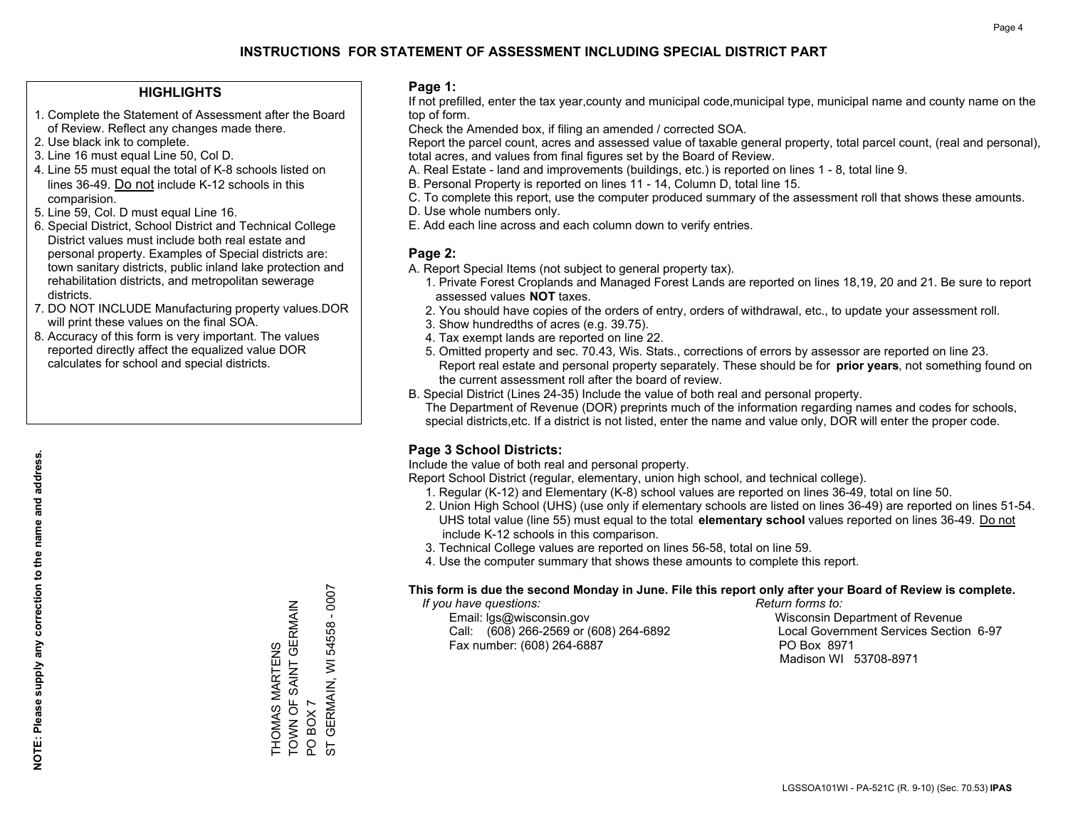# INSTRUCTIONS FOR STATEMENT OF ASSESSMENT INCLUDING SPECIAL DISTRICT PART

## HIGHLIGHTS

1. Complete the Statement of Assessment after the Board of Review. Reflect any changes made there.
2. Use black ink to complete.
3. Line 16 must equal Line 50, Col D.
4. Line 55 must equal the total of K-8 schools listed on lines 36-49. Do not include K-12 schools in this comparision.
5. Line 59, Col. D must equal Line 16.
6. Special District, School District and Technical College District values must include both real estate and personal property. Examples of Special districts are: town sanitary districts, public inland lake protection and rehabilitation districts, and metropolitan sewerage districts.
7. DO NOT INCLUDE Manufacturing property values.DOR will print these values on the final SOA.
8. Accuracy of this form is very important. The values reported directly affect the equalized value DOR calculates for school and special districts.

**NOTE: Please supply any correction to the name and address.**

THOMAS MARTENS
TOWN OF SAINT GERMAIN
PO BOX 7
ST GERMAIN, WI 54558 - 0007

## Page 1:

If not prefilled, enter the tax year,county and municipal code,municipal type, municipal name and county name on the top of form.

Check the Amended box, if filing an amended / corrected SOA.

Report the parcel count, acres and assessed value of taxable general property, total parcel count, (real and personal), total acres, and values from final figures set by the Board of Review.

A. Real Estate - land and improvements (buildings, etc.) is reported on lines 1 - 8, total line 9.
B. Personal Property is reported on lines 11 - 14, Column D, total line 15.
C. To complete this report, use the computer produced summary of the assessment roll that shows these amounts.
D. Use whole numbers only.
E. Add each line across and each column down to verify entries.

## Page 2:

A. Report Special Items (not subject to general property tax).
   1. Private Forest Croplands and Managed Forest Lands are reported on lines 18,19, 20 and 21. Be sure to report assessed values **NOT** taxes.
   2. You should have copies of the orders of entry, orders of withdrawal, etc., to update your assessment roll.
   3. Show hundredths of acres (e.g. 39.75).
   4. Tax exempt lands are reported on line 22.
   5. Omitted property and sec. 70.43, Wis. Stats., corrections of errors by assessor are reported on line 23. Report real estate and personal property separately. These should be for **prior years**, not something found on the current assessment roll after the board of review.
B. Special District (Lines 24-35) Include the value of both real and personal property.
   The Department of Revenue (DOR) preprints much of the information regarding names and codes for schools, special districts,etc. If a district is not listed, enter the name and value only, DOR will enter the proper code.

## Page 3 School Districts:

Include the value of both real and personal property.

Report School District (regular, elementary, union high school, and technical college).

1. Regular (K-12) and Elementary (K-8) school values are reported on lines 36-49, total on line 50.
2. Union High School (UHS) (use only if elementary schools are listed on lines 36-49) are reported on lines 51-54. UHS total value (line 55) must equal to the total **elementary school** values reported on lines 36-49. Do not include K-12 schools in this comparison.
3. Technical College values are reported on lines 56-58, total on line 59.
4. Use the computer summary that shows these amounts to complete this report.

**This form is due the second Monday in June. File this report only after your Board of Review is complete.**

*If you have questions:*
Email: lgs@wisconsin.gov
Call: (608) 266-2569 or (608) 264-6892
Fax number: (608) 264-6887

*Return forms to:*
Wisconsin Department of Revenue
Local Government Services Section 6-97
PO Box 8971
Madison WI 53708-8971

LGSSOA101WI - PA-521C (R. 9-10) (Sec. 70.53) **IPAS**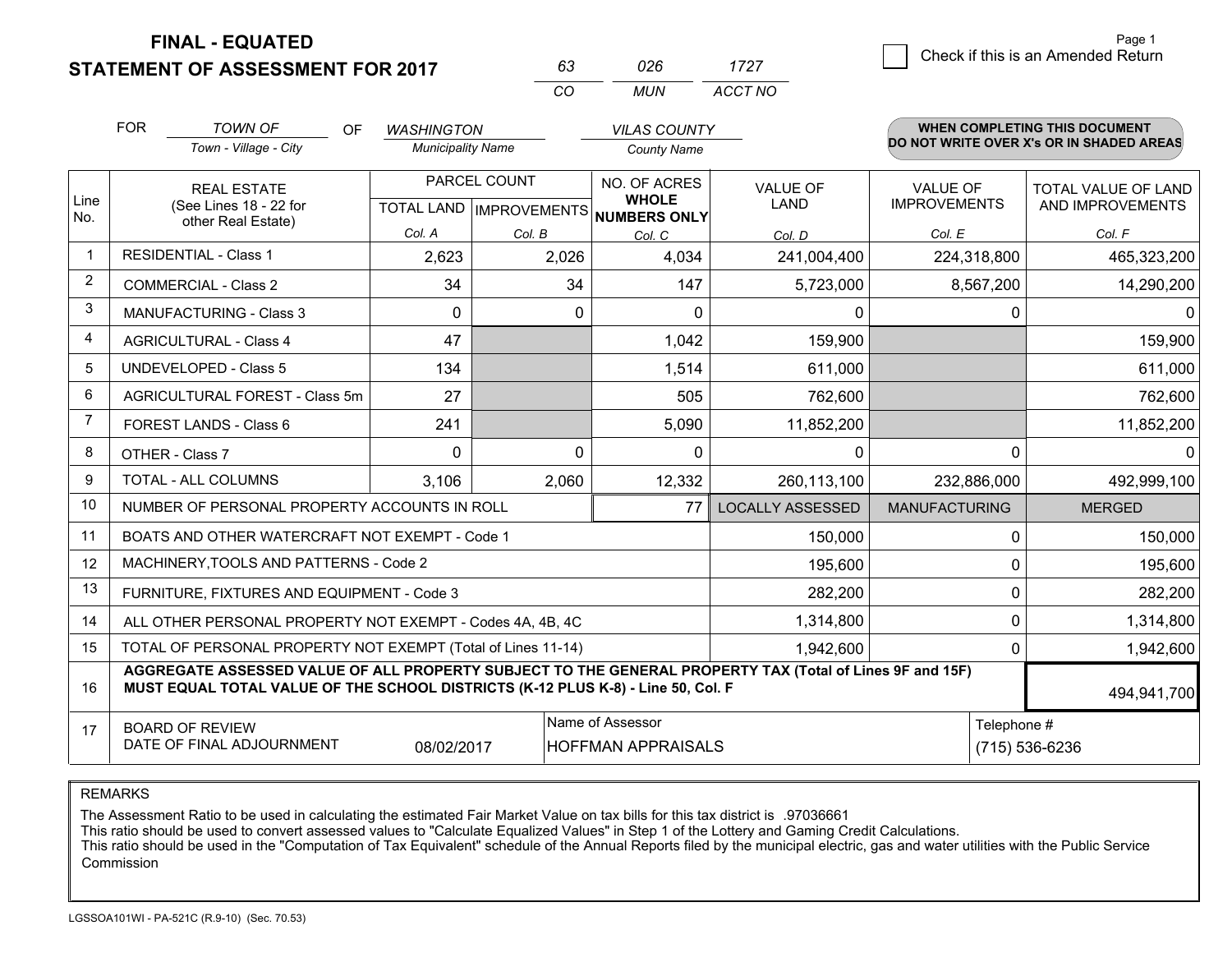**FINAL - EQUATED**
**STATEMENT OF ASSESSMENT FOR 2017**

| 63 | 026 | 1727 |
|---|---|---|
| CO | MUN | ACCT NO |

☐ Check if this is an Amended Return

FOR *TOWN OF* (Town - Village - City) OF *WASHINGTON* (Municipality Name) *VILAS COUNTY* (County Name)

**WHEN COMPLETING THIS DOCUMENT DO NOT WRITE OVER X's OR IN SHADED AREAS**

| Line No. | REAL ESTATE (See Lines 18 - 22 for other Real Estate) | PARCEL COUNT | | NO. OF ACRES WHOLE NUMBERS ONLY | VALUE OF LAND | VALUE OF IMPROVEMENTS | TOTAL VALUE OF LAND AND IMPROVEMENTS |
|---|---|---|---|---|---|---|---|
| | | TOTAL LAND | IMPROVEMENTS | | | | |
| | | Col. A | Col. B | Col. C | Col. D | Col. E | Col. F |
| 1 | RESIDENTIAL - Class 1 | 2,623 | 2,026 | 4,034 | 241,004,400 | 224,318,800 | 465,323,200 |
| 2 | COMMERCIAL - Class 2 | 34 | 34 | 147 | 5,723,000 | 8,567,200 | 14,290,200 |
| 3 | MANUFACTURING - Class 3 | 0 | 0 | 0 | 0 | 0 | 0 |
| 4 | AGRICULTURAL - Class 4 | 47 | | 1,042 | 159,900 | | 159,900 |
| 5 | UNDEVELOPED - Class 5 | 134 | | 1,514 | 611,000 | | 611,000 |
| 6 | AGRICULTURAL FOREST - Class 5m | 27 | | 505 | 762,600 | | 762,600 |
| 7 | FOREST LANDS - Class 6 | 241 | | 5,090 | 11,852,200 | | 11,852,200 |
| 8 | OTHER - Class 7 | 0 | 0 | 0 | 0 | 0 | 0 |
| 9 | TOTAL - ALL COLUMNS | 3,106 | 2,060 | 12,332 | 260,113,100 | 232,886,000 | 492,999,100 |
| 10 | NUMBER OF PERSONAL PROPERTY ACCOUNTS IN ROLL | | | 77 | LOCALLY ASSESSED | MANUFACTURING | MERGED |
| 11 | BOATS AND OTHER WATERCRAFT NOT EXEMPT - Code 1 | | | | 150,000 | 0 | 150,000 |
| 12 | MACHINERY,TOOLS AND PATTERNS - Code 2 | | | | 195,600 | 0 | 195,600 |
| 13 | FURNITURE, FIXTURES AND EQUIPMENT - Code 3 | | | | 282,200 | 0 | 282,200 |
| 14 | ALL OTHER PERSONAL PROPERTY NOT EXEMPT - Codes 4A, 4B, 4C | | | | 1,314,800 | 0 | 1,314,800 |
| 15 | TOTAL OF PERSONAL PROPERTY NOT EXEMPT (Total of Lines 11-14) | | | | 1,942,600 | 0 | 1,942,600 |
| 16 | **AGGREGATE ASSESSED VALUE OF ALL PROPERTY SUBJECT TO THE GENERAL PROPERTY TAX (Total of Lines 9F and 15F) MUST EQUAL TOTAL VALUE OF THE SCHOOL DISTRICTS (K-12 PLUS K-8) - Line 50, Col. F** | | | | | | 494,941,700 |
| 17 | BOARD OF REVIEW DATE OF FINAL ADJOURNMENT | 08/02/2017 | Name of Assessor: HOFFMAN APPRAISALS | | | Telephone #: (715) 536-6236 | |

REMARKS

The Assessment Ratio to be used in calculating the estimated Fair Market Value on tax bills for this tax district is .97036661
This ratio should be used to convert assessed values to "Calculate Equalized Values" in Step 1 of the Lottery and Gaming Credit Calculations.
This ratio should be used in the "Computation of Tax Equivalent" schedule of the Annual Reports filed by the municipal electric, gas and water utilities with the Public Service Commission

LGSSOA101WI - PA-521C (R.9-10) (Sec. 70.53)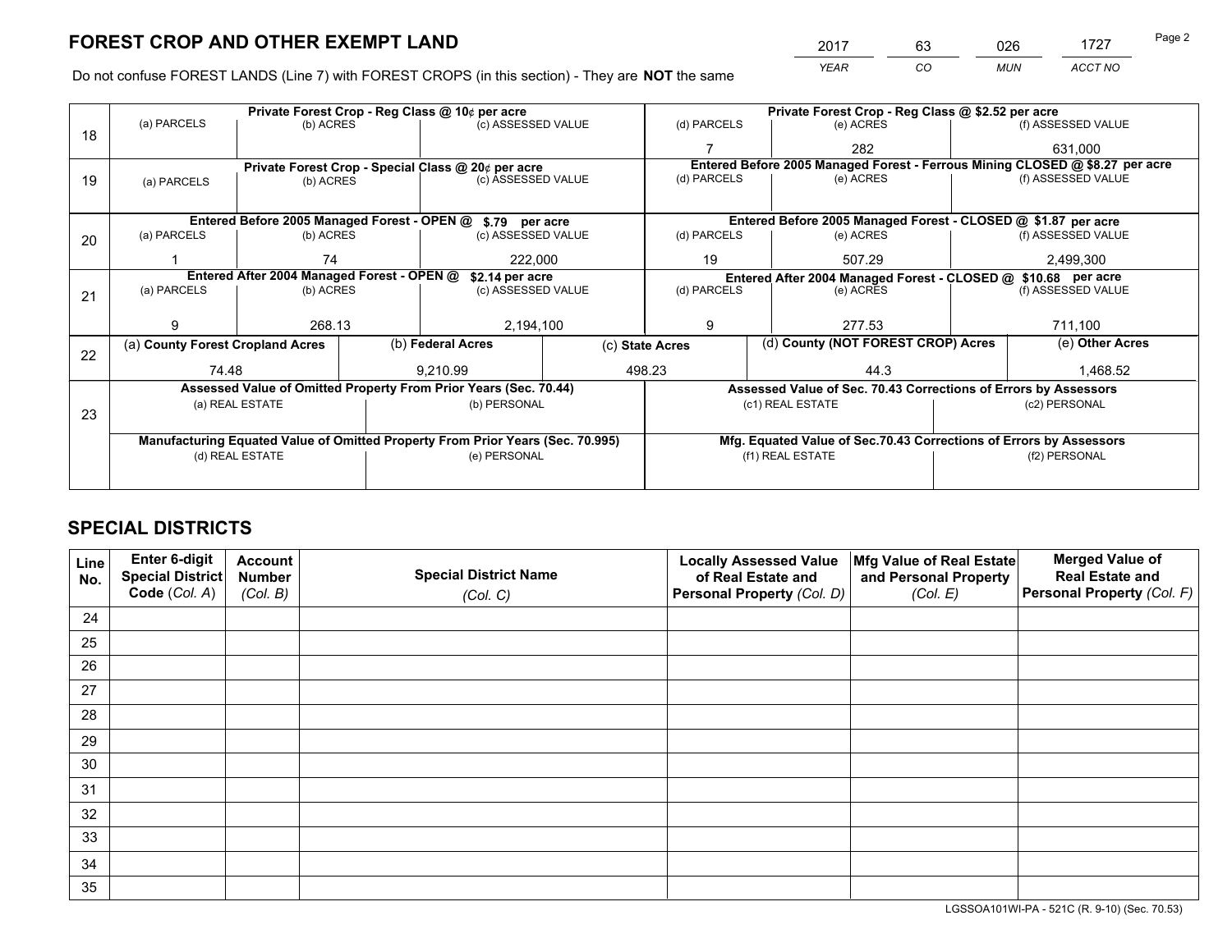# FOREST CROP AND OTHER EXEMPT LAND

| 2017 | 63 | 026 | 1727 |
|---|---|---|---|
| *YEAR* | *CO* | *MUN* | *ACCT NO* |

Do not confuse FOREST LANDS (Line 7) with FOREST CROPS (in this section) - They are **NOT** the same

| | Private Forest Crop - Reg Class @ 10¢ per acre | | | Private Forest Crop - Reg Class @ $2.52 per acre | | |
|---|---|---|---|---|---|---|
| 18 | (a) PARCELS | (b) ACRES | (c) ASSESSED VALUE | (d) PARCELS | (e) ACRES | (f) ASSESSED VALUE |
| | | | | 7 | 282 | 631,000 |
| | Private Forest Crop - Special Class @ 20¢ per acre | | | Entered Before 2005 Managed Forest - Ferrous Mining CLOSED @ $8.27 per acre | | |
| 19 | (a) PARCELS | (b) ACRES | (c) ASSESSED VALUE | (d) PARCELS | (e) ACRES | (f) ASSESSED VALUE |
| | | | | | | |
| | Entered Before 2005 Managed Forest - OPEN @ $.79 per acre | | | Entered Before 2005 Managed Forest - CLOSED @ $1.87 per acre | | |
| 20 | (a) PARCELS | (b) ACRES | (c) ASSESSED VALUE | (d) PARCELS | (e) ACRES | (f) ASSESSED VALUE |
| | 1 | 74 | 222,000 | 19 | 507.29 | 2,499,300 |
| | Entered After 2004 Managed Forest - OPEN @ $2.14 per acre | | | Entered After 2004 Managed Forest - CLOSED @ $10.68 per acre | | |
| 21 | (a) PARCELS | (b) ACRES | (c) ASSESSED VALUE | (d) PARCELS | (e) ACRES | (f) ASSESSED VALUE |
| | 9 | 268.13 | 2,194,100 | 9 | 277.53 | 711,100 |

| | (a) County Forest Cropland Acres | (b) Federal Acres | (c) State Acres | (d) County (NOT FOREST CROP) Acres | (e) Other Acres |
|---|---|---|---|---|---|
| 22 | 74.48 | 9,210.99 | 498.23 | 44.3 | 1,468.52 |

| | Assessed Value of Omitted Property From Prior Years (Sec. 70.44) | | Assessed Value of Sec. 70.43 Corrections of Errors by Assessors | |
|---|---|---|---|---|
| 23 | (a) REAL ESTATE | (b) PERSONAL | (c1) REAL ESTATE | (c2) PERSONAL |
| | | | | |
| | Manufacturing Equated Value of Omitted Property From Prior Years (Sec. 70.995) | | Mfg. Equated Value of Sec.70.43 Corrections of Errors by Assessors | |
| | (d) REAL ESTATE | (e) PERSONAL | (f1) REAL ESTATE | (f2) PERSONAL |
| | | | | |

# SPECIAL DISTRICTS

| Line No. | Enter 6-digit Special District Code (*Col. A*) | Account Number (*Col. B*) | Special District Name (*Col. C*) | Locally Assessed Value of Real Estate and Personal Property (*Col. D*) | Mfg Value of Real Estate and Personal Property (*Col. E*) | Merged Value of Real Estate and Personal Property (*Col. F*) |
|---|---|---|---|---|---|---|
| 24 | | | | | | |
| 25 | | | | | | |
| 26 | | | | | | |
| 27 | | | | | | |
| 28 | | | | | | |
| 29 | | | | | | |
| 30 | | | | | | |
| 31 | | | | | | |
| 32 | | | | | | |
| 33 | | | | | | |
| 34 | | | | | | |
| 35 | | | | | | |

LGSSOA101WI-PA - 521C (R. 9-10) (Sec. 70.53)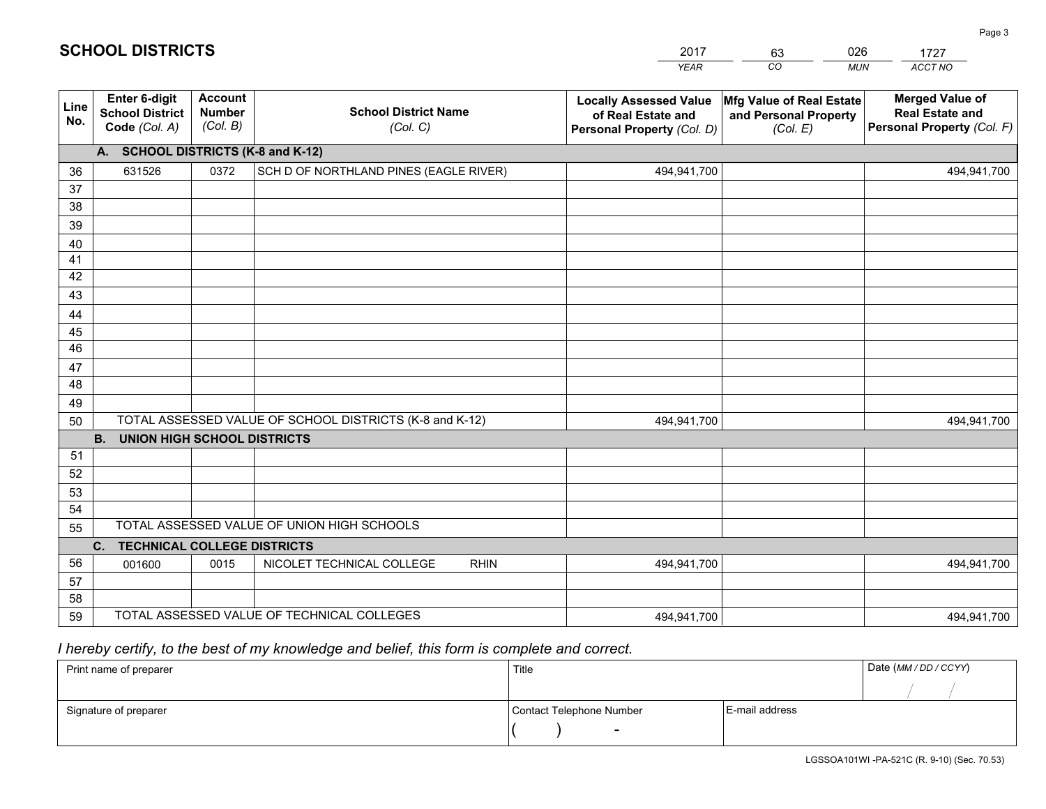# SCHOOL DISTRICTS

| 2017 | 63 | 026 | 1727 |
|---|---|---|---|
| *YEAR* | *CO* | *MUN* | *ACCT NO* |

| Line No. | Enter 6-digit School District Code (Col. A) | Account Number (Col. B) | School District Name (Col. C) | Locally Assessed Value of Real Estate and Personal Property (Col. D) | Mfg Value of Real Estate and Personal Property (Col. E) | Merged Value of Real Estate and Personal Property (Col. F) |
|---|---|---|---|---|---|---|
| | **A. SCHOOL DISTRICTS (K-8 and K-12)** | | | | | |
| 36 | 631526 | 0372 | SCH D OF NORTHLAND PINES (EAGLE RIVER) | 494,941,700 | | 494,941,700 |
| 37 | | | | | | |
| 38 | | | | | | |
| 39 | | | | | | |
| 40 | | | | | | |
| 41 | | | | | | |
| 42 | | | | | | |
| 43 | | | | | | |
| 44 | | | | | | |
| 45 | | | | | | |
| 46 | | | | | | |
| 47 | | | | | | |
| 48 | | | | | | |
| 49 | | | | | | |
| 50 | TOTAL ASSESSED VALUE OF SCHOOL DISTRICTS (K-8 and K-12) | | | 494,941,700 | | 494,941,700 |
| | **B. UNION HIGH SCHOOL DISTRICTS** | | | | | |
| 51 | | | | | | |
| 52 | | | | | | |
| 53 | | | | | | |
| 54 | | | | | | |
| 55 | TOTAL ASSESSED VALUE OF UNION HIGH SCHOOLS | | | | | |
| | **C. TECHNICAL COLLEGE DISTRICTS** | | | | | |
| 56 | 001600 | 0015 | NICOLET TECHNICAL COLLEGE RHIN | 494,941,700 | | 494,941,700 |
| 57 | | | | | | |
| 58 | | | | | | |
| 59 | TOTAL ASSESSED VALUE OF TECHNICAL COLLEGES | | | 494,941,700 | | 494,941,700 |

*I hereby certify, to the best of my knowledge and belief, this form is complete and correct.*

| Print name of preparer | Title | | Date (MM / DD / CCYY) |
|---|---|---|---|
| | | | / / |
| Signature of preparer | Contact Telephone Number | E-mail address | |
| | ( ) - | | |

LGSSOA101WI -PA-521C (R. 9-10) (Sec. 70.53)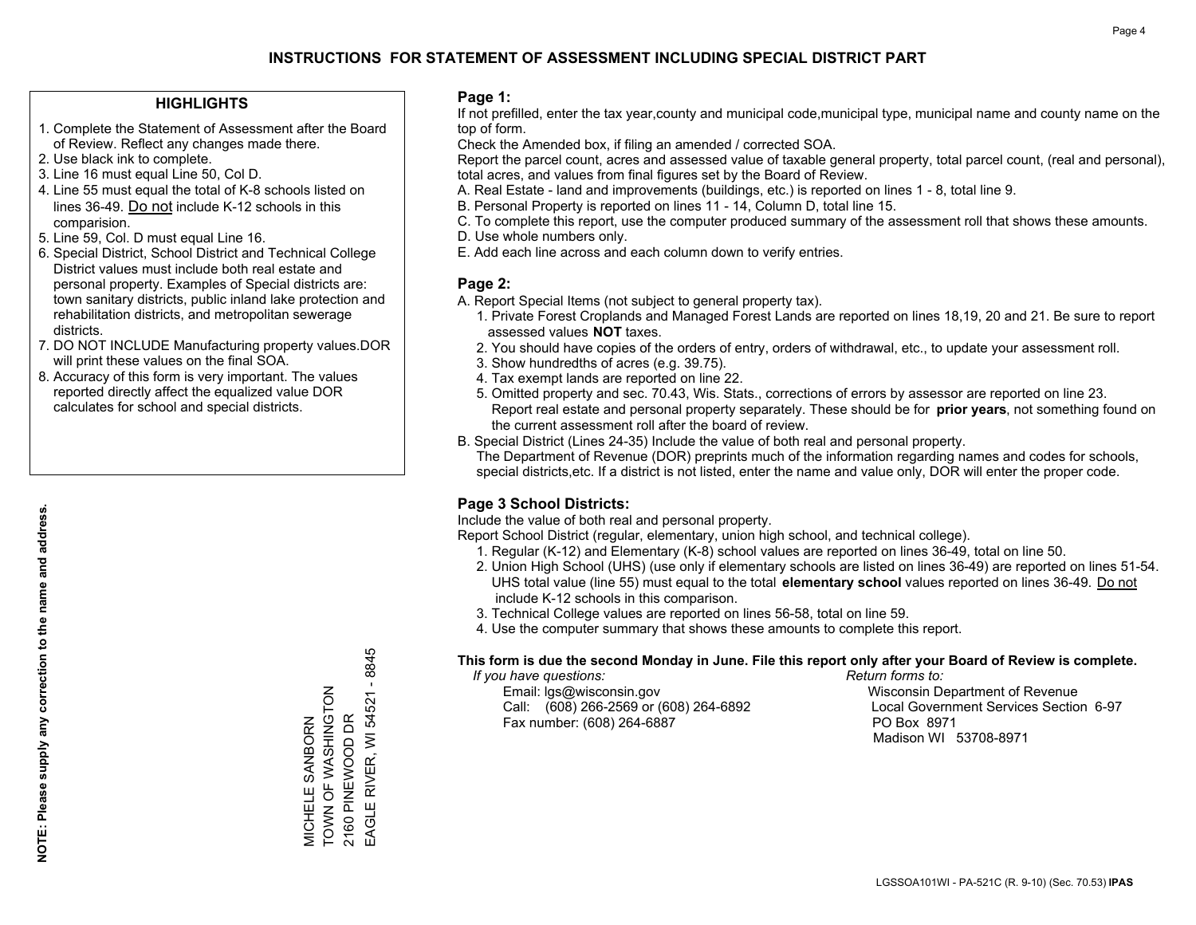# INSTRUCTIONS FOR STATEMENT OF ASSESSMENT INCLUDING SPECIAL DISTRICT PART

## HIGHLIGHTS

1. Complete the Statement of Assessment after the Board of Review. Reflect any changes made there.
2. Use black ink to complete.
3. Line 16 must equal Line 50, Col D.
4. Line 55 must equal the total of K-8 schools listed on lines 36-49. Do not include K-12 schools in this comparision.
5. Line 59, Col. D must equal Line 16.
6. Special District, School District and Technical College District values must include both real estate and personal property. Examples of Special districts are: town sanitary districts, public inland lake protection and rehabilitation districts, and metropolitan sewerage districts.
7. DO NOT INCLUDE Manufacturing property values.DOR will print these values on the final SOA.
8. Accuracy of this form is very important. The values reported directly affect the equalized value DOR calculates for school and special districts.

**NOTE: Please supply any correction to the name and address.**

MICHELE SANBORN
TOWN OF WASHINGTON
2160 PINEWOOD DR
EAGLE RIVER, WI 54521 - 8845

## Page 1:

If not prefilled, enter the tax year,county and municipal code,municipal type, municipal name and county name on the top of form.

Check the Amended box, if filing an amended / corrected SOA.

Report the parcel count, acres and assessed value of taxable general property, total parcel count, (real and personal), total acres, and values from final figures set by the Board of Review.

A. Real Estate - land and improvements (buildings, etc.) is reported on lines 1 - 8, total line 9.
B. Personal Property is reported on lines 11 - 14, Column D, total line 15.
C. To complete this report, use the computer produced summary of the assessment roll that shows these amounts.
D. Use whole numbers only.
E. Add each line across and each column down to verify entries.

## Page 2:

A. Report Special Items (not subject to general property tax).
   1. Private Forest Croplands and Managed Forest Lands are reported on lines 18,19, 20 and 21. Be sure to report assessed values **NOT** taxes.
   2. You should have copies of the orders of entry, orders of withdrawal, etc., to update your assessment roll.
   3. Show hundredths of acres (e.g. 39.75).
   4. Tax exempt lands are reported on line 22.
   5. Omitted property and sec. 70.43, Wis. Stats., corrections of errors by assessor are reported on line 23. Report real estate and personal property separately. These should be for **prior years**, not something found on the current assessment roll after the board of review.
B. Special District (Lines 24-35) Include the value of both real and personal property.
   The Department of Revenue (DOR) preprints much of the information regarding names and codes for schools, special districts,etc. If a district is not listed, enter the name and value only, DOR will enter the proper code.

## Page 3 School Districts:

Include the value of both real and personal property.

Report School District (regular, elementary, union high school, and technical college).

1. Regular (K-12) and Elementary (K-8) school values are reported on lines 36-49, total on line 50.
2. Union High School (UHS) (use only if elementary schools are listed on lines 36-49) are reported on lines 51-54. UHS total value (line 55) must equal to the total **elementary school** values reported on lines 36-49. Do not include K-12 schools in this comparison.
3. Technical College values are reported on lines 56-58, total on line 59.
4. Use the computer summary that shows these amounts to complete this report.

**This form is due the second Monday in June. File this report only after your Board of Review is complete.**

*If you have questions:*
Email: lgs@wisconsin.gov
Call: (608) 266-2569 or (608) 264-6892
Fax number: (608) 264-6887

*Return forms to:*
Wisconsin Department of Revenue
Local Government Services Section 6-97
PO Box 8971
Madison WI 53708-8971

LGSSOA101WI - PA-521C (R. 9-10) (Sec. 70.53) **IPAS**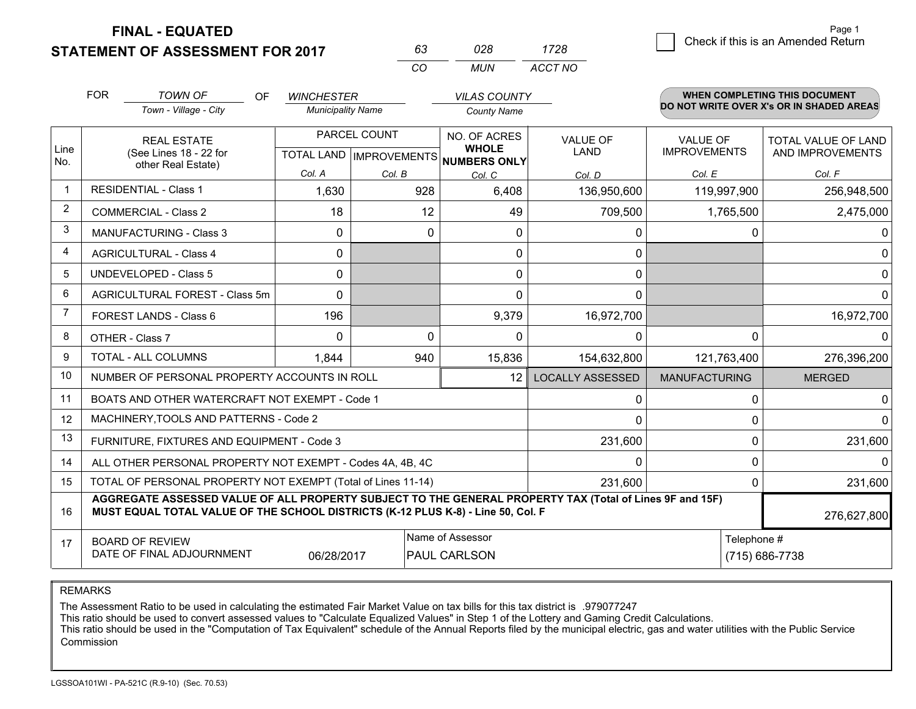# FINAL - EQUATED
# STATEMENT OF ASSESSMENT FOR 2017

| 63 | 028 | 1728 |
|---|---|---|
| CO | MUN | ACCT NO |

Page 1

☐ Check if this is an Amended Return

FOR *TOWN OF* (Town - Village - City) OF *WINCHESTER* (Municipality Name) *VILAS COUNTY* (County Name)

**WHEN COMPLETING THIS DOCUMENT DO NOT WRITE OVER X's OR IN SHADED AREAS**

| Line No. | REAL ESTATE (See Lines 18 - 22 for other Real Estate) | PARCEL COUNT TOTAL LAND Col. A | PARCEL COUNT IMPROVEMENTS Col. B | NO. OF ACRES WHOLE NUMBERS ONLY Col. C | VALUE OF LAND Col. D | VALUE OF IMPROVEMENTS Col. E | TOTAL VALUE OF LAND AND IMPROVEMENTS Col. F |
|---|---|---|---|---|---|---|---|
| 1 | RESIDENTIAL - Class 1 | 1,630 | 928 | 6,408 | 136,950,600 | 119,997,900 | 256,948,500 |
| 2 | COMMERCIAL - Class 2 | 18 | 12 | 49 | 709,500 | 1,765,500 | 2,475,000 |
| 3 | MANUFACTURING - Class 3 | 0 | 0 | 0 | 0 | 0 | 0 |
| 4 | AGRICULTURAL - Class 4 | 0 | | 0 | 0 | | 0 |
| 5 | UNDEVELOPED - Class 5 | 0 | | 0 | 0 | | 0 |
| 6 | AGRICULTURAL FOREST - Class 5m | 0 | | 0 | 0 | | 0 |
| 7 | FOREST LANDS - Class 6 | 196 | | 9,379 | 16,972,700 | | 16,972,700 |
| 8 | OTHER - Class 7 | 0 | 0 | 0 | 0 | 0 | 0 |
| 9 | TOTAL - ALL COLUMNS | 1,844 | 940 | 15,836 | 154,632,800 | 121,763,400 | 276,396,200 |
| 10 | NUMBER OF PERSONAL PROPERTY ACCOUNTS IN ROLL | | | 12 | LOCALLY ASSESSED | MANUFACTURING | MERGED |
| 11 | BOATS AND OTHER WATERCRAFT NOT EXEMPT - Code 1 | | | | 0 | 0 | 0 |
| 12 | MACHINERY,TOOLS AND PATTERNS - Code 2 | | | | 0 | 0 | 0 |
| 13 | FURNITURE, FIXTURES AND EQUIPMENT - Code 3 | | | | 231,600 | 0 | 231,600 |
| 14 | ALL OTHER PERSONAL PROPERTY NOT EXEMPT - Codes 4A, 4B, 4C | | | | 0 | 0 | 0 |
| 15 | TOTAL OF PERSONAL PROPERTY NOT EXEMPT (Total of Lines 11-14) | | | | 231,600 | 0 | 231,600 |
| 16 | **AGGREGATE ASSESSED VALUE OF ALL PROPERTY SUBJECT TO THE GENERAL PROPERTY TAX (Total of Lines 9F and 15F) MUST EQUAL TOTAL VALUE OF THE SCHOOL DISTRICTS (K-12 PLUS K-8) - Line 50, Col. F** | | | | | | 276,627,800 |
| 17 | BOARD OF REVIEW DATE OF FINAL ADJOURNMENT | 06/28/2017 | | Name of Assessor: PAUL CARLSON | | | Telephone #: (715) 686-7738 |

REMARKS

The Assessment Ratio to be used in calculating the estimated Fair Market Value on tax bills for this tax district is .979077247
This ratio should be used to convert assessed values to "Calculate Equalized Values" in Step 1 of the Lottery and Gaming Credit Calculations.
This ratio should be used in the "Computation of Tax Equivalent" schedule of the Annual Reports filed by the municipal electric, gas and water utilities with the Public Service Commission

LGSSOA101WI - PA-521C (R.9-10) (Sec. 70.53)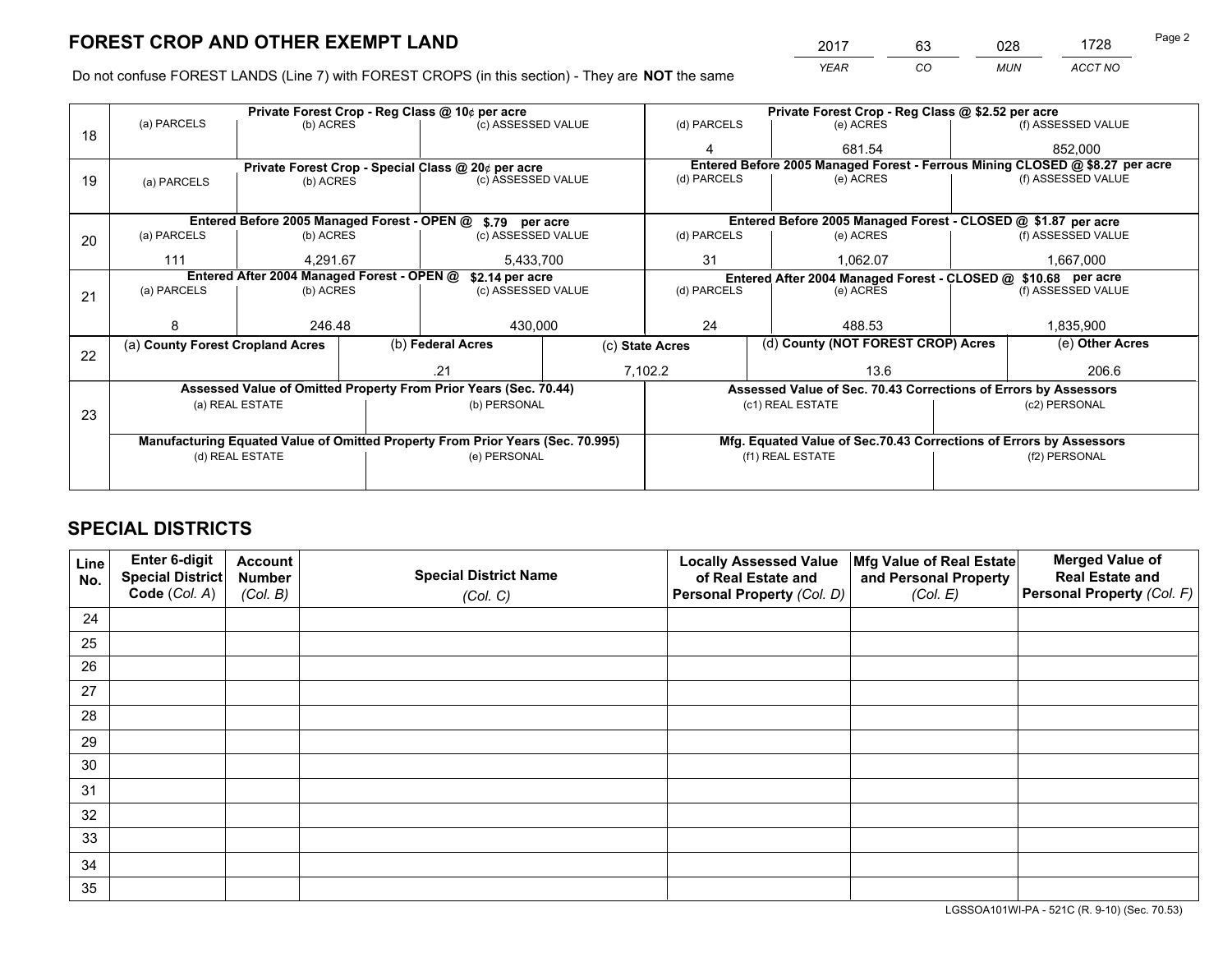# FOREST CROP AND OTHER EXEMPT LAND

| 2017 | 63 | 028 | 1728 |
|---|---|---|---|
| *YEAR* | *CO* | *MUN* | *ACCT NO* |

Do not confuse FOREST LANDS (Line 7) with FOREST CROPS (in this section) - They are **NOT** the same

| Line | Private Forest Crop - Reg Class @ 10¢ per acre | | | Private Forest Crop - Reg Class @ $2.52 per acre | | |
|---|---|---|---|---|---|---|
| | (a) PARCELS | (b) ACRES | (c) ASSESSED VALUE | (d) PARCELS | (e) ACRES | (f) ASSESSED VALUE |
| 18 | | | | 4 | 681.54 | 852,000 |
| | **Private Forest Crop - Special Class @ 20¢ per acre** | | | **Entered Before 2005 Managed Forest - Ferrous Mining CLOSED @ $8.27 per acre** | | |
| | (a) PARCELS | (b) ACRES | (c) ASSESSED VALUE | (d) PARCELS | (e) ACRES | (f) ASSESSED VALUE |
| 19 | | | | | | |
| | **Entered Before 2005 Managed Forest - OPEN @ $.79 per acre** | | | **Entered Before 2005 Managed Forest - CLOSED @ $1.87 per acre** | | |
| | (a) PARCELS | (b) ACRES | (c) ASSESSED VALUE | (d) PARCELS | (e) ACRES | (f) ASSESSED VALUE |
| 20 | 111 | 4,291.67 | 5,433,700 | 31 | 1,062.07 | 1,667,000 |
| | **Entered After 2004 Managed Forest - OPEN @ $2.14 per acre** | | | **Entered After 2004 Managed Forest - CLOSED @ $10.68 per acre** | | |
| | (a) PARCELS | (b) ACRES | (c) ASSESSED VALUE | (d) PARCELS | (e) ACRES | (f) ASSESSED VALUE |
| 21 | 8 | 246.48 | 430,000 | 24 | 488.53 | 1,835,900 |

| Line | (a) County Forest Cropland Acres | (b) Federal Acres | (c) State Acres | (d) County (NOT FOREST CROP) Acres | (e) Other Acres |
|---|---|---|---|---|---|
| 22 | | .21 | 7,102.2 | 13.6 | 206.6 |

| Line | Assessed Value of Omitted Property From Prior Years (Sec. 70.44) | | Assessed Value of Sec. 70.43 Corrections of Errors by Assessors | |
|---|---|---|---|---|
| | (a) REAL ESTATE | (b) PERSONAL | (c1) REAL ESTATE | (c2) PERSONAL |
| 23 | | | | |
| | **Manufacturing Equated Value of Omitted Property From Prior Years (Sec. 70.995)** | | **Mfg. Equated Value of Sec.70.43 Corrections of Errors by Assessors** | |
| | (d) REAL ESTATE | (e) PERSONAL | (f1) REAL ESTATE | (f2) PERSONAL |
| | | | | |

# SPECIAL DISTRICTS

| Line No. | Enter 6-digit Special District Code (*Col. A*) | Account Number (*Col. B*) | Special District Name (*Col. C*) | Locally Assessed Value of Real Estate and Personal Property (*Col. D*) | Mfg Value of Real Estate and Personal Property (*Col. E*) | Merged Value of Real Estate and Personal Property (*Col. F*) |
|---|---|---|---|---|---|---|
| 24 | | | | | | |
| 25 | | | | | | |
| 26 | | | | | | |
| 27 | | | | | | |
| 28 | | | | | | |
| 29 | | | | | | |
| 30 | | | | | | |
| 31 | | | | | | |
| 32 | | | | | | |
| 33 | | | | | | |
| 34 | | | | | | |
| 35 | | | | | | |

LGSSOA101WI-PA - 521C (R. 9-10) (Sec. 70.53)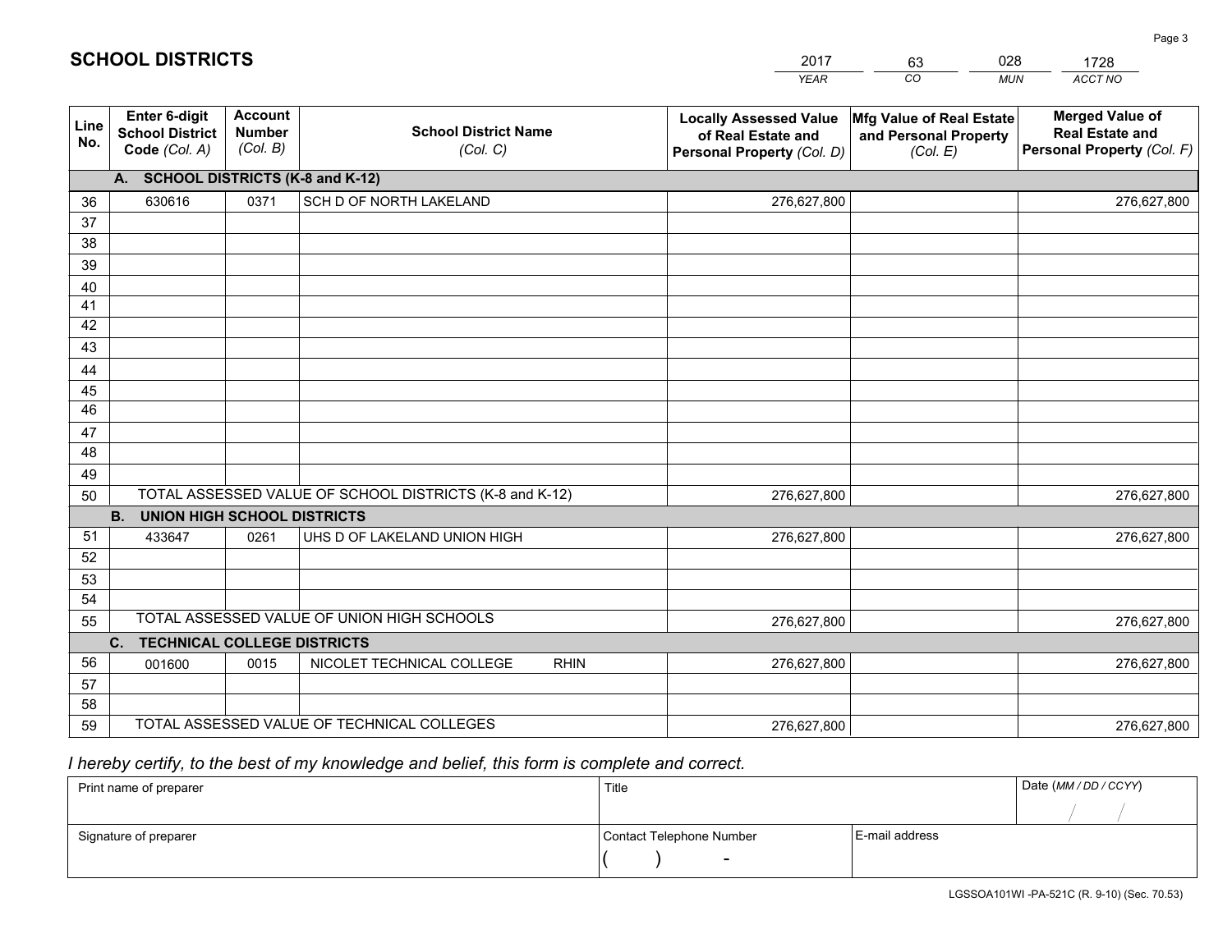# SCHOOL DISTRICTS

| 2017 | 63 | 028 | 1728 |
|---|---|---|---|
| *YEAR* | *CO* | *MUN* | *ACCT NO* |

| Line No. | Enter 6-digit School District Code *(Col. A)* | Account Number *(Col. B)* | School District Name *(Col. C)* | Locally Assessed Value of Real Estate and Personal Property *(Col. D)* | Mfg Value of Real Estate and Personal Property *(Col. E)* | Merged Value of Real Estate and Personal Property *(Col. F)* |
|---|---|---|---|---|---|---|
| | **A. SCHOOL DISTRICTS (K-8 and K-12)** | | | | | |
| 36 | 630616 | 0371 | SCH D OF NORTH LAKELAND | 276,627,800 | | 276,627,800 |
| 37 | | | | | | |
| 38 | | | | | | |
| 39 | | | | | | |
| 40 | | | | | | |
| 41 | | | | | | |
| 42 | | | | | | |
| 43 | | | | | | |
| 44 | | | | | | |
| 45 | | | | | | |
| 46 | | | | | | |
| 47 | | | | | | |
| 48 | | | | | | |
| 49 | | | | | | |
| 50 | TOTAL ASSESSED VALUE OF SCHOOL DISTRICTS (K-8 and K-12) | | | 276,627,800 | | 276,627,800 |
| | **B. UNION HIGH SCHOOL DISTRICTS** | | | | | |
| 51 | 433647 | 0261 | UHS D OF LAKELAND UNION HIGH | 276,627,800 | | 276,627,800 |
| 52 | | | | | | |
| 53 | | | | | | |
| 54 | | | | | | |
| 55 | TOTAL ASSESSED VALUE OF UNION HIGH SCHOOLS | | | 276,627,800 | | 276,627,800 |
| | **C. TECHNICAL COLLEGE DISTRICTS** | | | | | |
| 56 | 001600 | 0015 | NICOLET TECHNICAL COLLEGE RHIN | 276,627,800 | | 276,627,800 |
| 57 | | | | | | |
| 58 | | | | | | |
| 59 | TOTAL ASSESSED VALUE OF TECHNICAL COLLEGES | | | 276,627,800 | | 276,627,800 |

*I hereby certify, to the best of my knowledge and belief, this form is complete and correct.*

| Print name of preparer | Title | | Date *(MM / DD / CCYY)* |
|---|---|---|---|
| | | | / / |
| Signature of preparer | Contact Telephone Number | E-mail address | |
| | ( ) - | | |

LGSSOA101WI -PA-521C (R. 9-10) (Sec. 70.53)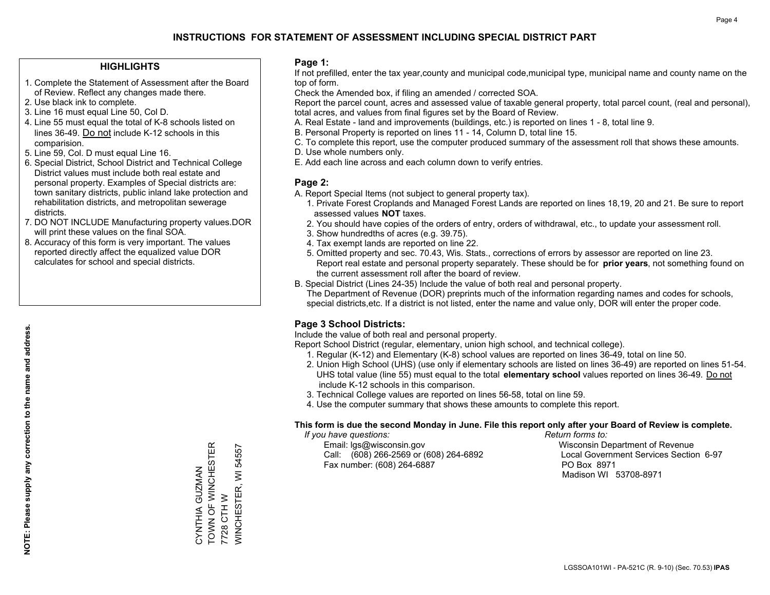# INSTRUCTIONS FOR STATEMENT OF ASSESSMENT INCLUDING SPECIAL DISTRICT PART

## HIGHLIGHTS

1. Complete the Statement of Assessment after the Board of Review. Reflect any changes made there.
2. Use black ink to complete.
3. Line 16 must equal Line 50, Col D.
4. Line 55 must equal the total of K-8 schools listed on lines 36-49. Do not include K-12 schools in this comparision.
5. Line 59, Col. D must equal Line 16.
6. Special District, School District and Technical College District values must include both real estate and personal property. Examples of Special districts are: town sanitary districts, public inland lake protection and rehabilitation districts, and metropolitan sewerage districts.
7. DO NOT INCLUDE Manufacturing property values.DOR will print these values on the final SOA.
8. Accuracy of this form is very important. The values reported directly affect the equalized value DOR calculates for school and special districts.

**NOTE: Please supply any correction to the name and address.**

CYNTHIA GUZMAN
TOWN OF WINCHESTER
7728 CTH W
WINCHESTER, WI 54557

## Page 1:

If not prefilled, enter the tax year,county and municipal code,municipal type, municipal name and county name on the top of form.

Check the Amended box, if filing an amended / corrected SOA.

Report the parcel count, acres and assessed value of taxable general property, total parcel count, (real and personal), total acres, and values from final figures set by the Board of Review.

A. Real Estate - land and improvements (buildings, etc.) is reported on lines 1 - 8, total line 9.
B. Personal Property is reported on lines 11 - 14, Column D, total line 15.
C. To complete this report, use the computer produced summary of the assessment roll that shows these amounts.
D. Use whole numbers only.
E. Add each line across and each column down to verify entries.

## Page 2:

A. Report Special Items (not subject to general property tax).
   1. Private Forest Croplands and Managed Forest Lands are reported on lines 18,19, 20 and 21. Be sure to report assessed values **NOT** taxes.
   2. You should have copies of the orders of entry, orders of withdrawal, etc., to update your assessment roll.
   3. Show hundredths of acres (e.g. 39.75).
   4. Tax exempt lands are reported on line 22.
   5. Omitted property and sec. 70.43, Wis. Stats., corrections of errors by assessor are reported on line 23. Report real estate and personal property separately. These should be for **prior years**, not something found on the current assessment roll after the board of review.
B. Special District (Lines 24-35) Include the value of both real and personal property.
   The Department of Revenue (DOR) preprints much of the information regarding names and codes for schools, special districts,etc. If a district is not listed, enter the name and value only, DOR will enter the proper code.

## Page 3 School Districts:

Include the value of both real and personal property.

Report School District (regular, elementary, union high school, and technical college).

1. Regular (K-12) and Elementary (K-8) school values are reported on lines 36-49, total on line 50.
2. Union High School (UHS) (use only if elementary schools are listed on lines 36-49) are reported on lines 51-54. UHS total value (line 55) must equal to the total **elementary school** values reported on lines 36-49. Do not include K-12 schools in this comparison.
3. Technical College values are reported on lines 56-58, total on line 59.
4. Use the computer summary that shows these amounts to complete this report.

**This form is due the second Monday in June. File this report only after your Board of Review is complete.**

*If you have questions:*
Email: lgs@wisconsin.gov
Call: (608) 266-2569 or (608) 264-6892
Fax number: (608) 264-6887

*Return forms to:*
Wisconsin Department of Revenue
Local Government Services Section 6-97
PO Box 8971
Madison WI 53708-8971

LGSSOA101WI - PA-521C (R. 9-10) (Sec. 70.53) **IPAS**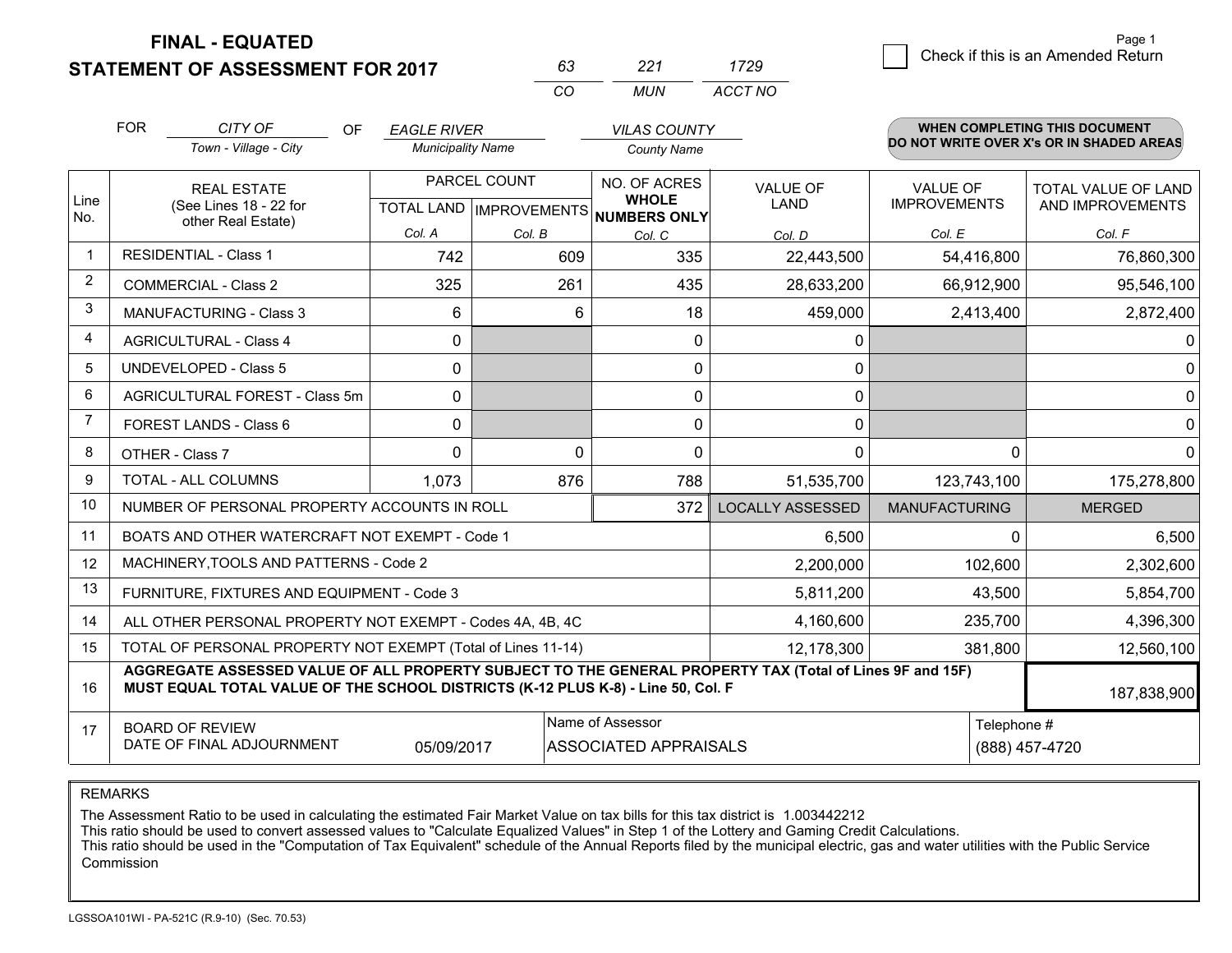**FINAL - EQUATED**

**STATEMENT OF ASSESSMENT FOR 2017**

| 63 | 221 | 1729 |
|---|---|---|
| CO | MUN | ACCT NO |

☐ Check if this is an Amended Return

FOR *CITY OF* (Town - Village - City) OF *EAGLE RIVER* (Municipality Name) *VILAS COUNTY* (County Name)

**WHEN COMPLETING THIS DOCUMENT DO NOT WRITE OVER X's OR IN SHADED AREAS**

| Line No. | REAL ESTATE (See Lines 18 - 22 for other Real Estate) | PARCEL COUNT TOTAL LAND Col. A | PARCEL COUNT IMPROVEMENTS Col. B | NO. OF ACRES WHOLE NUMBERS ONLY Col. C | VALUE OF LAND Col. D | VALUE OF IMPROVEMENTS Col. E | TOTAL VALUE OF LAND AND IMPROVEMENTS Col. F |
|---|---|---|---|---|---|---|---|
| 1 | RESIDENTIAL - Class 1 | 742 | 609 | 335 | 22,443,500 | 54,416,800 | 76,860,300 |
| 2 | COMMERCIAL - Class 2 | 325 | 261 | 435 | 28,633,200 | 66,912,900 | 95,546,100 |
| 3 | MANUFACTURING - Class 3 | 6 | 6 | 18 | 459,000 | 2,413,400 | 2,872,400 |
| 4 | AGRICULTURAL - Class 4 | 0 | | 0 | 0 | | 0 |
| 5 | UNDEVELOPED - Class 5 | 0 | | 0 | 0 | | 0 |
| 6 | AGRICULTURAL FOREST - Class 5m | 0 | | 0 | 0 | | 0 |
| 7 | FOREST LANDS - Class 6 | 0 | | 0 | 0 | | 0 |
| 8 | OTHER - Class 7 | 0 | 0 | 0 | 0 | 0 | 0 |
| 9 | TOTAL - ALL COLUMNS | 1,073 | 876 | 788 | 51,535,700 | 123,743,100 | 175,278,800 |
| 10 | NUMBER OF PERSONAL PROPERTY ACCOUNTS IN ROLL | | | 372 | LOCALLY ASSESSED | MANUFACTURING | MERGED |
| 11 | BOATS AND OTHER WATERCRAFT NOT EXEMPT - Code 1 | | | | 6,500 | 0 | 6,500 |
| 12 | MACHINERY,TOOLS AND PATTERNS - Code 2 | | | | 2,200,000 | 102,600 | 2,302,600 |
| 13 | FURNITURE, FIXTURES AND EQUIPMENT - Code 3 | | | | 5,811,200 | 43,500 | 5,854,700 |
| 14 | ALL OTHER PERSONAL PROPERTY NOT EXEMPT - Codes 4A, 4B, 4C | | | | 4,160,600 | 235,700 | 4,396,300 |
| 15 | TOTAL OF PERSONAL PROPERTY NOT EXEMPT (Total of Lines 11-14) | | | | 12,178,300 | 381,800 | 12,560,100 |
| 16 | **AGGREGATE ASSESSED VALUE OF ALL PROPERTY SUBJECT TO THE GENERAL PROPERTY TAX (Total of Lines 9F and 15F) MUST EQUAL TOTAL VALUE OF THE SCHOOL DISTRICTS (K-12 PLUS K-8) - Line 50, Col. F** | | | | | | 187,838,900 |
| 17 | BOARD OF REVIEW DATE OF FINAL ADJOURNMENT | 05/09/2017 | | Name of Assessor: ASSOCIATED APPRAISALS | | Telephone #: (888) 457-4720 | |

REMARKS

The Assessment Ratio to be used in calculating the estimated Fair Market Value on tax bills for this tax district is 1.003442212
This ratio should be used to convert assessed values to "Calculate Equalized Values" in Step 1 of the Lottery and Gaming Credit Calculations.
This ratio should be used in the "Computation of Tax Equivalent" schedule of the Annual Reports filed by the municipal electric, gas and water utilities with the Public Service Commission

LGSSOA101WI - PA-521C (R.9-10) (Sec. 70.53)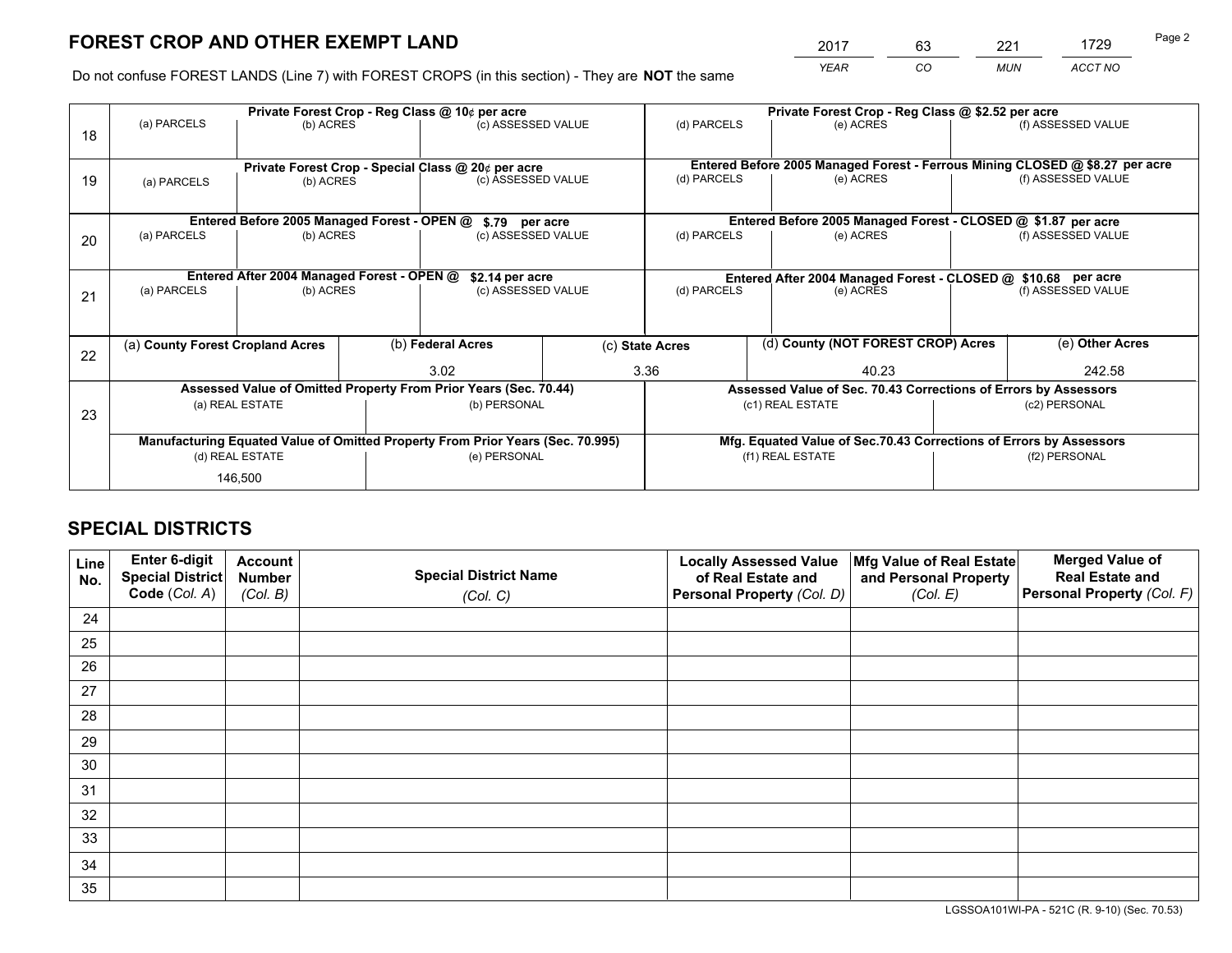# FOREST CROP AND OTHER EXEMPT LAND

| 2017 | 63 | 221 | 1729 |
|---|---|---|---|
| *YEAR* | *CO* | *MUN* | *ACCT NO* |

Do not confuse FOREST LANDS (Line 7) with FOREST CROPS (in this section) - They are **NOT** the same

| Line | Private Forest Crop - Reg Class @ 10¢ per acre | | | Private Forest Crop - Reg Class @ $2.52 per acre | | |
|---|---|---|---|---|---|---|
| | (a) PARCELS | (b) ACRES | (c) ASSESSED VALUE | (d) PARCELS | (e) ACRES | (f) ASSESSED VALUE |
| 18 | | | | | | |
| | **Private Forest Crop - Special Class @ 20¢ per acre** | | | **Entered Before 2005 Managed Forest - Ferrous Mining CLOSED @ $8.27 per acre** | | |
| | (a) PARCELS | (b) ACRES | (c) ASSESSED VALUE | (d) PARCELS | (e) ACRES | (f) ASSESSED VALUE |
| 19 | | | | | | |
| | **Entered Before 2005 Managed Forest - OPEN @ $.79 per acre** | | | **Entered Before 2005 Managed Forest - CLOSED @ $1.87 per acre** | | |
| | (a) PARCELS | (b) ACRES | (c) ASSESSED VALUE | (d) PARCELS | (e) ACRES | (f) ASSESSED VALUE |
| 20 | | | | | | |
| | **Entered After 2004 Managed Forest - OPEN @ $2.14 per acre** | | | **Entered After 2004 Managed Forest - CLOSED @ $10.68 per acre** | | |
| | (a) PARCELS | (b) ACRES | (c) ASSESSED VALUE | (d) PARCELS | (e) ACRES | (f) ASSESSED VALUE |
| 21 | | | | | | |

| Line | (a) County Forest Cropland Acres | (b) Federal Acres | (c) State Acres | (d) County (NOT FOREST CROP) Acres | (e) Other Acres |
|---|---|---|---|---|---|
| 22 | | 3.02 | 3.36 | 40.23 | 242.58 |

| Line | Assessed Value of Omitted Property From Prior Years (Sec. 70.44) | | Assessed Value of Sec. 70.43 Corrections of Errors by Assessors | |
|---|---|---|---|---|
| 23 | (a) REAL ESTATE | (b) PERSONAL | (c1) REAL ESTATE | (c2) PERSONAL |
| | | | | |
| | **Manufacturing Equated Value of Omitted Property From Prior Years (Sec. 70.995)** | | **Mfg. Equated Value of Sec.70.43 Corrections of Errors by Assessors** | |
| | (d) REAL ESTATE | (e) PERSONAL | (f1) REAL ESTATE | (f2) PERSONAL |
| | 146,500 | | | |

## SPECIAL DISTRICTS

| Line No. | Enter 6-digit Special District Code (*Col. A*) | Account Number (*Col. B*) | Special District Name (*Col. C*) | Locally Assessed Value of Real Estate and Personal Property (*Col. D*) | Mfg Value of Real Estate and Personal Property (*Col. E*) | Merged Value of Real Estate and Personal Property (*Col. F*) |
|---|---|---|---|---|---|---|
| 24 | | | | | | |
| 25 | | | | | | |
| 26 | | | | | | |
| 27 | | | | | | |
| 28 | | | | | | |
| 29 | | | | | | |
| 30 | | | | | | |
| 31 | | | | | | |
| 32 | | | | | | |
| 33 | | | | | | |
| 34 | | | | | | |
| 35 | | | | | | |

LGSSOA101WI-PA - 521C (R. 9-10) (Sec. 70.53)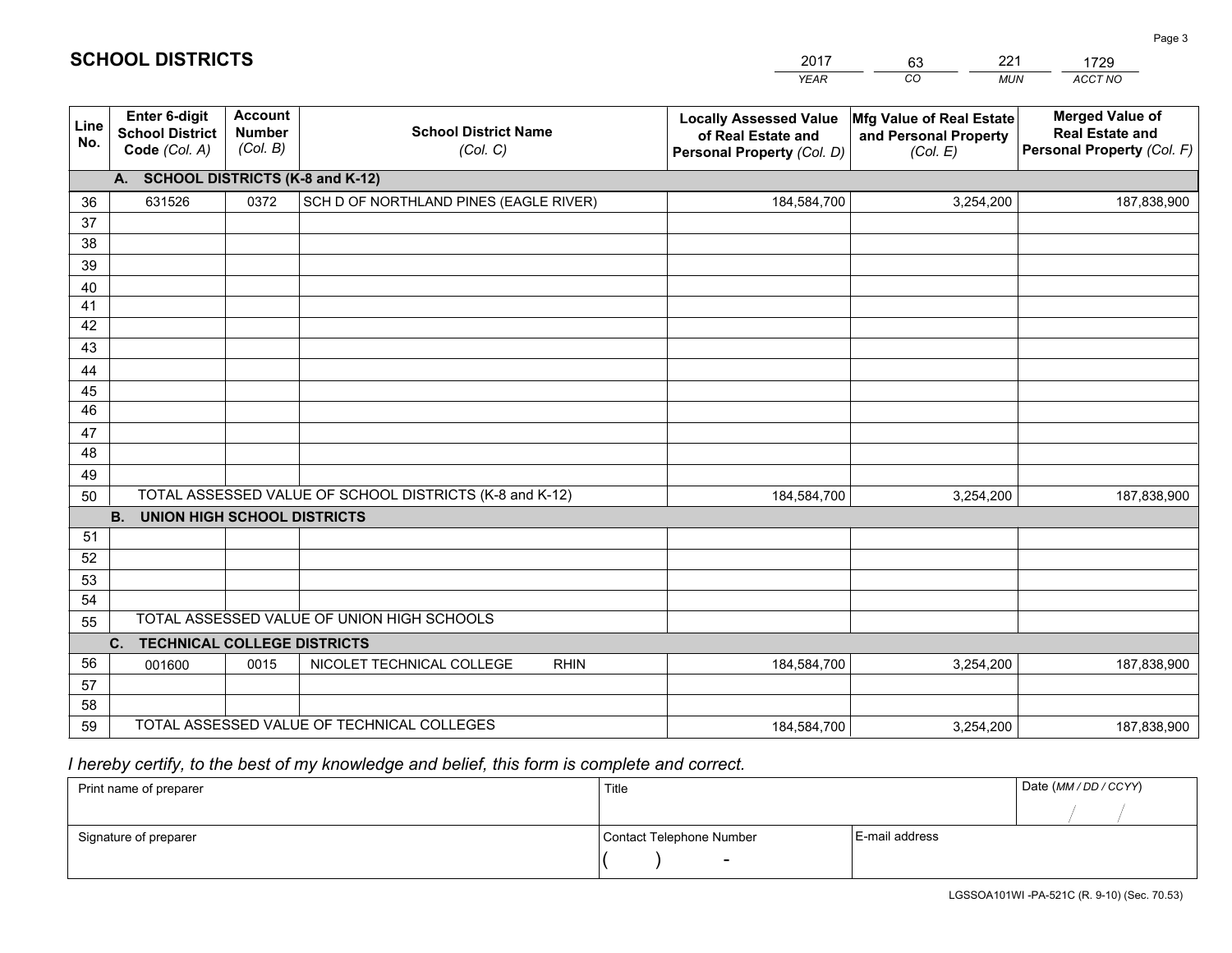# SCHOOL DISTRICTS

| 2017 | 63 | 221 | 1729 |
|---|---|---|---|
| *YEAR* | *CO* | *MUN* | *ACCT NO* |

| Line No. | Enter 6-digit School District Code *(Col. A)* | Account Number *(Col. B)* | School District Name *(Col. C)* | Locally Assessed Value of Real Estate and Personal Property *(Col. D)* | Mfg Value of Real Estate and Personal Property *(Col. E)* | Merged Value of Real Estate and Personal Property *(Col. F)* |
|---|---|---|---|---|---|---|
| **A.** | **SCHOOL DISTRICTS (K-8 and K-12)** | | | | | |
| 36 | 631526 | 0372 | SCH D OF NORTHLAND PINES (EAGLE RIVER) | 184,584,700 | 3,254,200 | 187,838,900 |
| 37 | | | | | | |
| 38 | | | | | | |
| 39 | | | | | | |
| 40 | | | | | | |
| 41 | | | | | | |
| 42 | | | | | | |
| 43 | | | | | | |
| 44 | | | | | | |
| 45 | | | | | | |
| 46 | | | | | | |
| 47 | | | | | | |
| 48 | | | | | | |
| 49 | | | | | | |
| 50 | TOTAL ASSESSED VALUE OF SCHOOL DISTRICTS (K-8 and K-12) | | | 184,584,700 | 3,254,200 | 187,838,900 |
| **B.** | **UNION HIGH SCHOOL DISTRICTS** | | | | | |
| 51 | | | | | | |
| 52 | | | | | | |
| 53 | | | | | | |
| 54 | | | | | | |
| 55 | TOTAL ASSESSED VALUE OF UNION HIGH SCHOOLS | | | | | |
| **C.** | **TECHNICAL COLLEGE DISTRICTS** | | | | | |
| 56 | 001600 | 0015 | NICOLET TECHNICAL COLLEGE RHIN | 184,584,700 | 3,254,200 | 187,838,900 |
| 57 | | | | | | |
| 58 | | | | | | |
| 59 | TOTAL ASSESSED VALUE OF TECHNICAL COLLEGES | | | 184,584,700 | 3,254,200 | 187,838,900 |

*I hereby certify, to the best of my knowledge and belief, this form is complete and correct.*

| Print name of preparer | Title | | Date *(MM / DD / CCYY)* |
|---|---|---|---|
| | | | / / |
| Signature of preparer | Contact Telephone Number | E-mail address | |
| | ( ) - | | |

LGSSOA101WI -PA-521C (R. 9-10) (Sec. 70.53)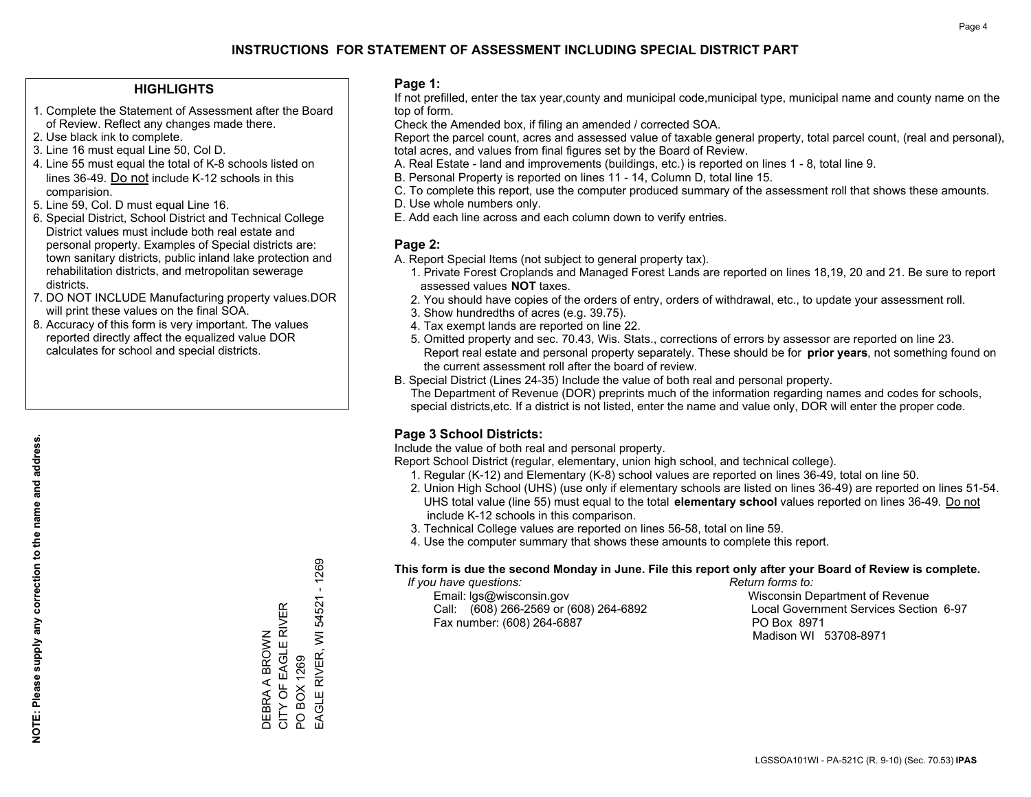# INSTRUCTIONS FOR STATEMENT OF ASSESSMENT INCLUDING SPECIAL DISTRICT PART

## HIGHLIGHTS

1. Complete the Statement of Assessment after the Board of Review. Reflect any changes made there.
2. Use black ink to complete.
3. Line 16 must equal Line 50, Col D.
4. Line 55 must equal the total of K-8 schools listed on lines 36-49. Do not include K-12 schools in this comparision.
5. Line 59, Col. D must equal Line 16.
6. Special District, School District and Technical College District values must include both real estate and personal property. Examples of Special districts are: town sanitary districts, public inland lake protection and rehabilitation districts, and metropolitan sewerage districts.
7. DO NOT INCLUDE Manufacturing property values.DOR will print these values on the final SOA.
8. Accuracy of this form is very important. The values reported directly affect the equalized value DOR calculates for school and special districts.

**NOTE: Please supply any correction to the name and address.**

DEBRA A BROWN
CITY OF EAGLE RIVER
PO BOX 1269
EAGLE RIVER, WI 54521 - 1269

## Page 1:

If not prefilled, enter the tax year,county and municipal code,municipal type, municipal name and county name on the top of form.

Check the Amended box, if filing an amended / corrected SOA.

Report the parcel count, acres and assessed value of taxable general property, total parcel count, (real and personal), total acres, and values from final figures set by the Board of Review.

A. Real Estate - land and improvements (buildings, etc.) is reported on lines 1 - 8, total line 9.
B. Personal Property is reported on lines 11 - 14, Column D, total line 15.
C. To complete this report, use the computer produced summary of the assessment roll that shows these amounts.
D. Use whole numbers only.
E. Add each line across and each column down to verify entries.

## Page 2:

A. Report Special Items (not subject to general property tax).
1. Private Forest Croplands and Managed Forest Lands are reported on lines 18,19, 20 and 21. Be sure to report assessed values **NOT** taxes.
2. You should have copies of the orders of entry, orders of withdrawal, etc., to update your assessment roll.
3. Show hundredths of acres (e.g. 39.75).
4. Tax exempt lands are reported on line 22.
5. Omitted property and sec. 70.43, Wis. Stats., corrections of errors by assessor are reported on line 23. Report real estate and personal property separately. These should be for **prior years**, not something found on the current assessment roll after the board of review.

B. Special District (Lines 24-35) Include the value of both real and personal property.
The Department of Revenue (DOR) preprints much of the information regarding names and codes for schools, special districts,etc. If a district is not listed, enter the name and value only, DOR will enter the proper code.

## Page 3 School Districts:

Include the value of both real and personal property.

Report School District (regular, elementary, union high school, and technical college).

1. Regular (K-12) and Elementary (K-8) school values are reported on lines 36-49, total on line 50.
2. Union High School (UHS) (use only if elementary schools are listed on lines 36-49) are reported on lines 51-54. UHS total value (line 55) must equal to the total **elementary school** values reported on lines 36-49. Do not include K-12 schools in this comparison.
3. Technical College values are reported on lines 56-58, total on line 59.
4. Use the computer summary that shows these amounts to complete this report.

**This form is due the second Monday in June. File this report only after your Board of Review is complete.**

*If you have questions:*
Email: lgs@wisconsin.gov
Call: (608) 266-2569 or (608) 264-6892
Fax number: (608) 264-6887

*Return forms to:*
Wisconsin Department of Revenue
Local Government Services Section 6-97
PO Box 8971
Madison WI 53708-8971

LGSSOA101WI - PA-521C (R. 9-10) (Sec. 70.53) **IPAS**